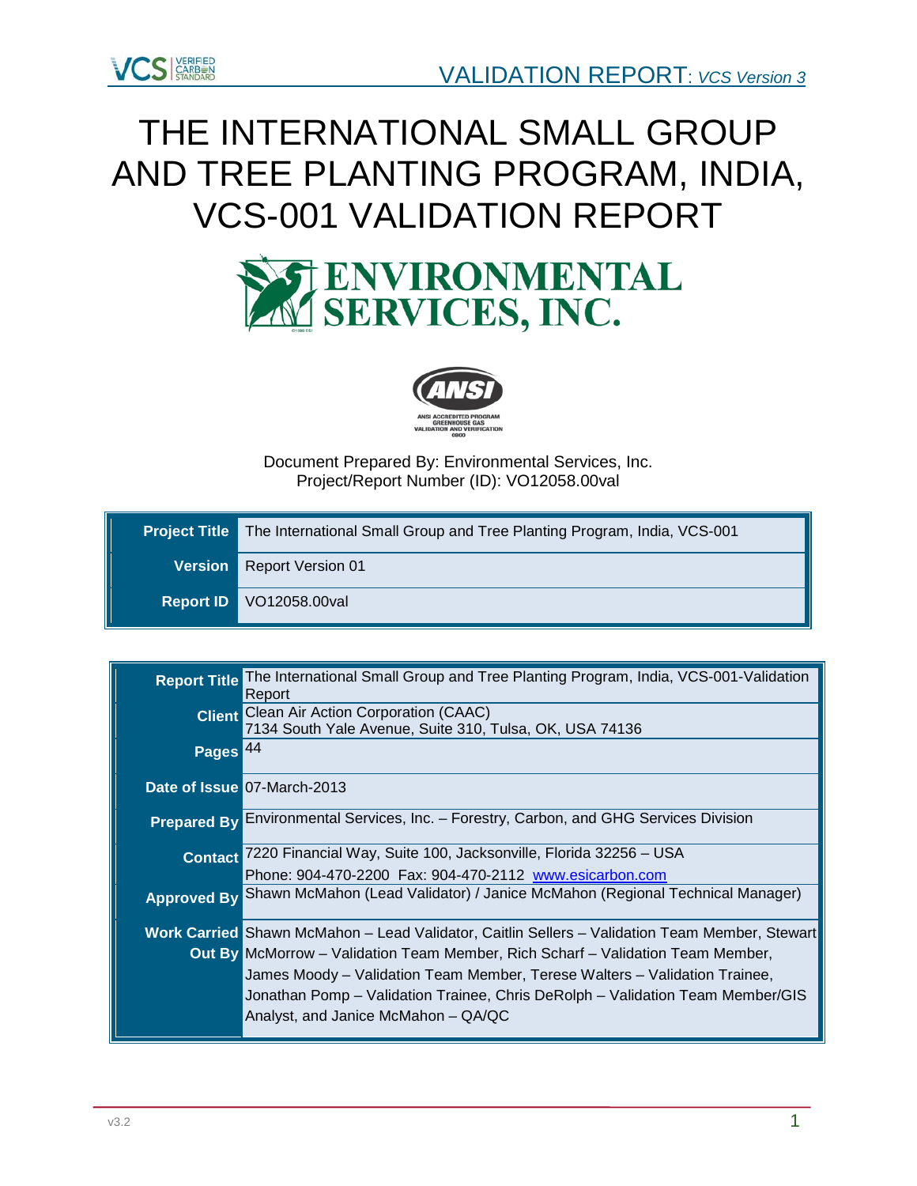# THE INTERNATIONAL SMALL GROUP AND TREE PLANTING PROGRAM, INDIA, VCS-001 VALIDATION REPORT

Document Prepared By: Environmental Services, Inc.
Project/Report Number (ID): VO12058.00val

| | |
|---|---|
| **Project Title** | The International Small Group and Tree Planting Program, India, VCS-001 |
| **Version** | Report Version 01 |
| **Report ID** | VO12058.00val |

| | |
|---|---|
| **Report Title** | The International Small Group and Tree Planting Program, India, VCS-001-Validation Report |
| **Client** | Clean Air Action Corporation (CAAC)<br>7134 South Yale Avenue, Suite 310, Tulsa, OK, USA 74136 |
| **Pages** | 44 |
| **Date of Issue** | 07-March-2013 |
| **Prepared By** | Environmental Services, Inc. – Forestry, Carbon, and GHG Services Division |
| **Contact** | 7220 Financial Way, Suite 100, Jacksonville, Florida 32256 – USA<br>Phone: 904-470-2200 Fax: 904-470-2112 www.esicarbon.com |
| **Approved By** | Shawn McMahon (Lead Validator) / Janice McMahon (Regional Technical Manager) |
| **Work Carried Out By** | Shawn McMahon – Lead Validator, Caitlin Sellers – Validation Team Member, Stewart McMorrow – Validation Team Member, Rich Scharf – Validation Team Member, James Moody – Validation Team Member, Terese Walters – Validation Trainee, Jonathan Pomp – Validation Trainee, Chris DeRolph – Validation Team Member/GIS Analyst, and Janice McMahon – QA/QC |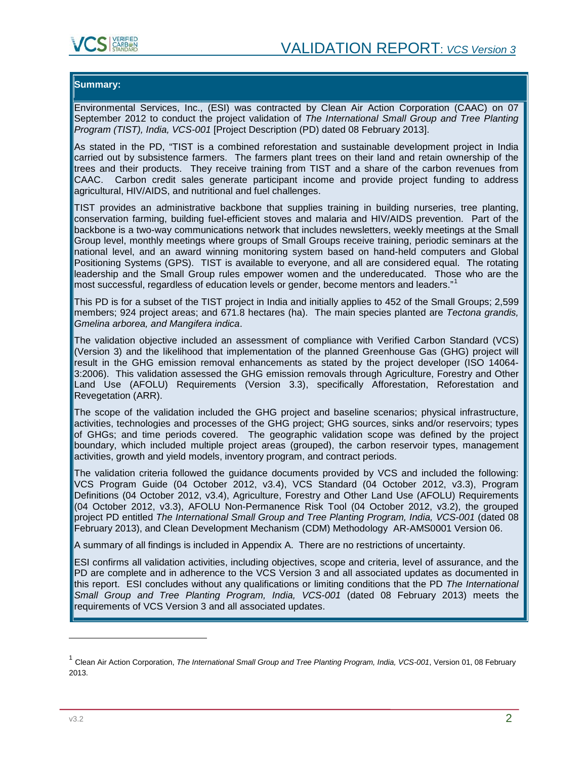**Summary:**

Environmental Services, Inc., (ESI) was contracted by Clean Air Action Corporation (CAAC) on 07 September 2012 to conduct the project validation of *The International Small Group and Tree Planting Program (TIST), India, VCS-001* [Project Description (PD) dated 08 February 2013].

As stated in the PD, "TIST is a combined reforestation and sustainable development project in India carried out by subsistence farmers. The farmers plant trees on their land and retain ownership of the trees and their products. They receive training from TIST and a share of the carbon revenues from CAAC. Carbon credit sales generate participant income and provide project funding to address agricultural, HIV/AIDS, and nutritional and fuel challenges.

TIST provides an administrative backbone that supplies training in building nurseries, tree planting, conservation farming, building fuel-efficient stoves and malaria and HIV/AIDS prevention. Part of the backbone is a two-way communications network that includes newsletters, weekly meetings at the Small Group level, monthly meetings where groups of Small Groups receive training, periodic seminars at the national level, and an award winning monitoring system based on hand-held computers and Global Positioning Systems (GPS). TIST is available to everyone, and all are considered equal. The rotating leadership and the Small Group rules empower women and the undereducated. Those who are the most successful, regardless of education levels or gender, become mentors and leaders."[1]

This PD is for a subset of the TIST project in India and initially applies to 452 of the Small Groups; 2,599 members; 924 project areas; and 671.8 hectares (ha). The main species planted are *Tectona grandis, Gmelina arborea, and Mangifera indica*.

The validation objective included an assessment of compliance with Verified Carbon Standard (VCS) (Version 3) and the likelihood that implementation of the planned Greenhouse Gas (GHG) project will result in the GHG emission removal enhancements as stated by the project developer (ISO 14064-3:2006). This validation assessed the GHG emission removals through Agriculture, Forestry and Other Land Use (AFOLU) Requirements (Version 3.3), specifically Afforestation, Reforestation and Revegetation (ARR).

The scope of the validation included the GHG project and baseline scenarios; physical infrastructure, activities, technologies and processes of the GHG project; GHG sources, sinks and/or reservoirs; types of GHGs; and time periods covered. The geographic validation scope was defined by the project boundary, which included multiple project areas (grouped), the carbon reservoir types, management activities, growth and yield models, inventory program, and contract periods.

The validation criteria followed the guidance documents provided by VCS and included the following: VCS Program Guide (04 October 2012, v3.4), VCS Standard (04 October 2012, v3.3), Program Definitions (04 October 2012, v3.4), Agriculture, Forestry and Other Land Use (AFOLU) Requirements (04 October 2012, v3.3), AFOLU Non-Permanence Risk Tool (04 October 2012, v3.2), the grouped project PD entitled *The International Small Group and Tree Planting Program, India, VCS-001* (dated 08 February 2013), and Clean Development Mechanism (CDM) Methodology AR-AMS0001 Version 06.

A summary of all findings is included in Appendix A. There are no restrictions of uncertainty.

ESI confirms all validation activities, including objectives, scope and criteria, level of assurance, and the PD are complete and in adherence to the VCS Version 3 and all associated updates as documented in this report. ESI concludes without any qualifications or limiting conditions that the PD *The International Small Group and Tree Planting Program, India, VCS-001* (dated 08 February 2013) meets the requirements of VCS Version 3 and all associated updates.

---

[1] Clean Air Action Corporation, *The International Small Group and Tree Planting Program, India, VCS-001*, Version 01, 08 February 2013.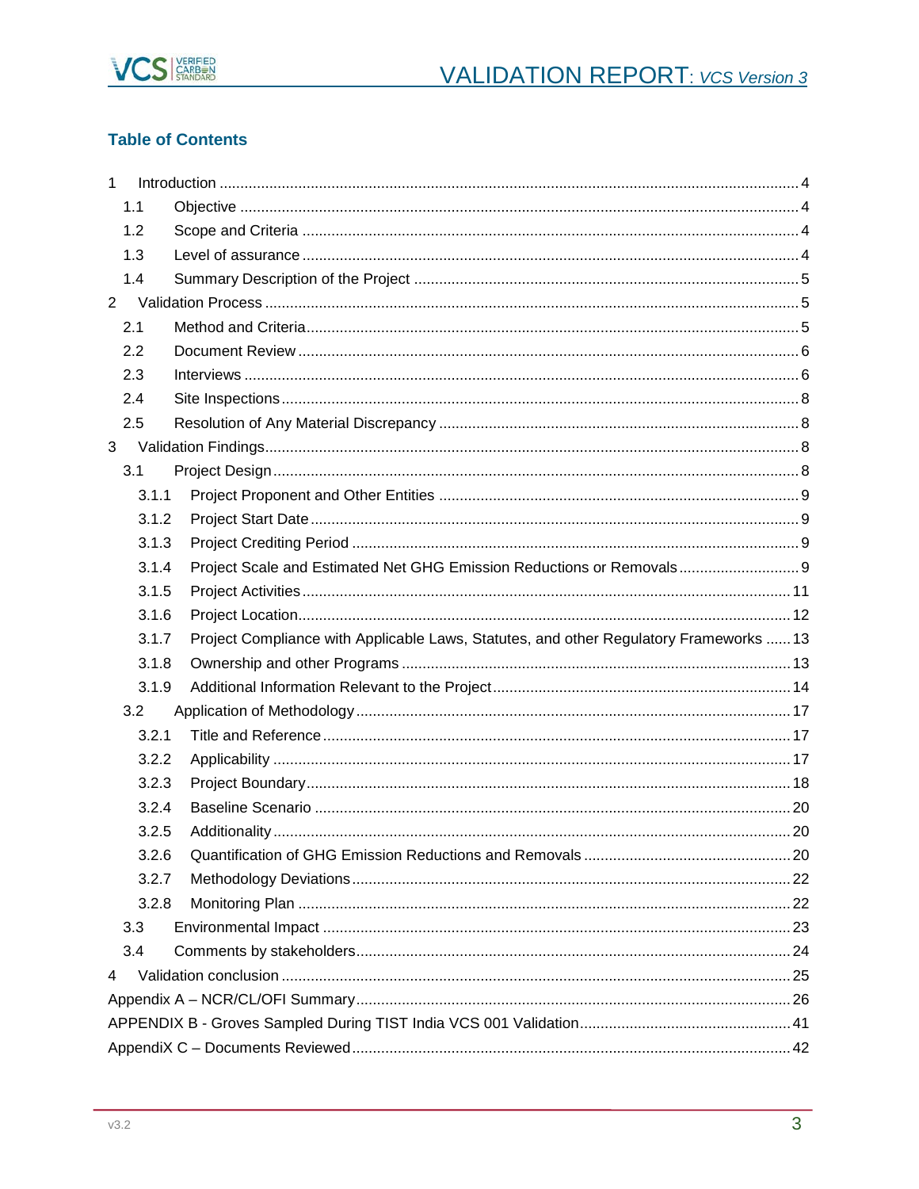## Table of Contents

1 Introduction ........ 4
  1.1 Objective ........ 4
  1.2 Scope and Criteria ........ 4
  1.3 Level of assurance ........ 4
  1.4 Summary Description of the Project ........ 5
2 Validation Process ........ 5
  2.1 Method and Criteria ........ 5
  2.2 Document Review ........ 6
  2.3 Interviews ........ 6
  2.4 Site Inspections ........ 8
  2.5 Resolution of Any Material Discrepancy ........ 8
3 Validation Findings ........ 8
  3.1 Project Design ........ 8
    3.1.1 Project Proponent and Other Entities ........ 9
    3.1.2 Project Start Date ........ 9
    3.1.3 Project Crediting Period ........ 9
    3.1.4 Project Scale and Estimated Net GHG Emission Reductions or Removals ........ 9
    3.1.5 Project Activities ........ 11
    3.1.6 Project Location ........ 12
    3.1.7 Project Compliance with Applicable Laws, Statutes, and other Regulatory Frameworks ........ 13
    3.1.8 Ownership and other Programs ........ 13
    3.1.9 Additional Information Relevant to the Project ........ 14
  3.2 Application of Methodology ........ 17
    3.2.1 Title and Reference ........ 17
    3.2.2 Applicability ........ 17
    3.2.3 Project Boundary ........ 18
    3.2.4 Baseline Scenario ........ 20
    3.2.5 Additionality ........ 20
    3.2.6 Quantification of GHG Emission Reductions and Removals ........ 20
    3.2.7 Methodology Deviations ........ 22
    3.2.8 Monitoring Plan ........ 22
  3.3 Environmental Impact ........ 23
  3.4 Comments by stakeholders ........ 24
4 Validation conclusion ........ 25

Appendix A – NCR/CL/OFI Summary ........ 26

APPENDIX B - Groves Sampled During TIST India VCS 001 Validation ........ 41

AppendiX C – Documents Reviewed ........ 42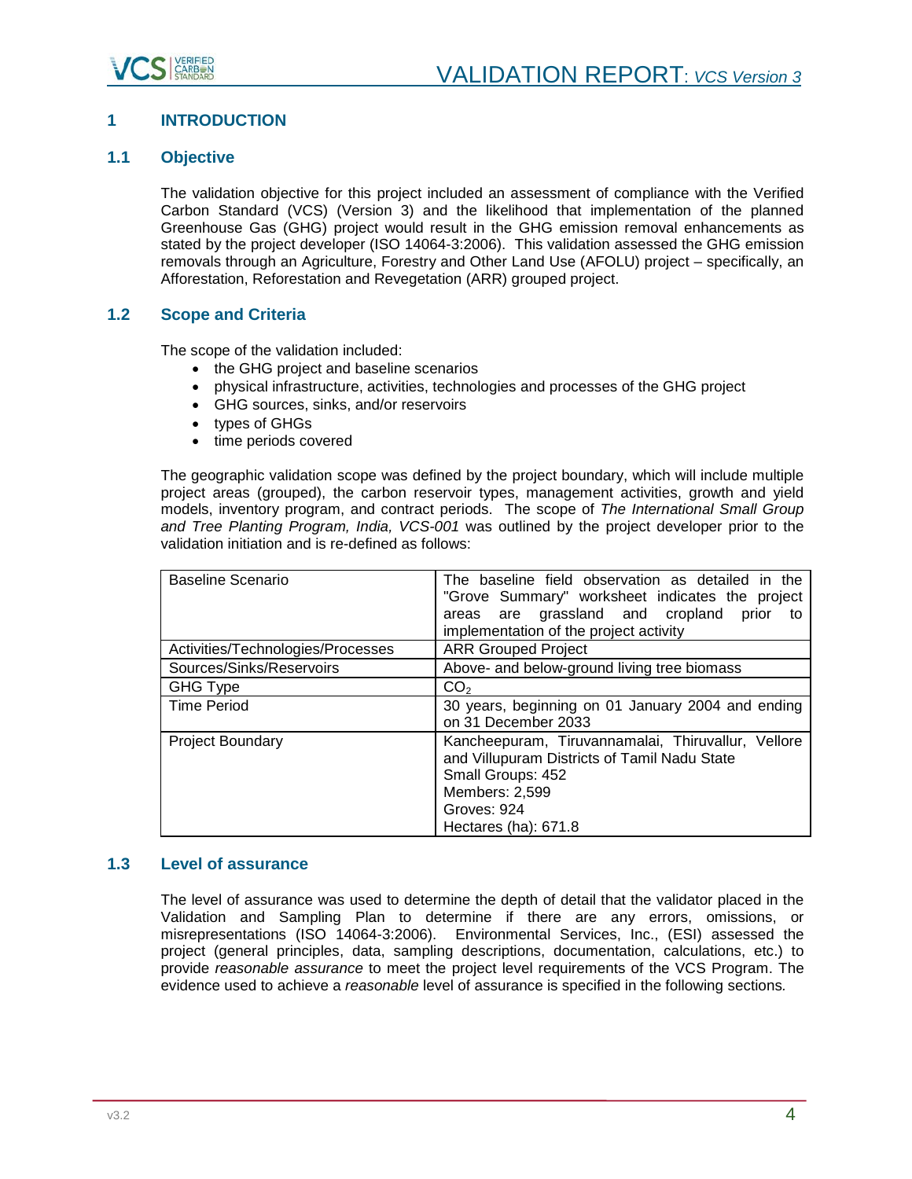# 1 INTRODUCTION

## 1.1 Objective

The validation objective for this project included an assessment of compliance with the Verified Carbon Standard (VCS) (Version 3) and the likelihood that implementation of the planned Greenhouse Gas (GHG) project would result in the GHG emission removal enhancements as stated by the project developer (ISO 14064-3:2006). This validation assessed the GHG emission removals through an Agriculture, Forestry and Other Land Use (AFOLU) project – specifically, an Afforestation, Reforestation and Revegetation (ARR) grouped project.

## 1.2 Scope and Criteria

The scope of the validation included:

- the GHG project and baseline scenarios
- physical infrastructure, activities, technologies and processes of the GHG project
- GHG sources, sinks, and/or reservoirs
- types of GHGs
- time periods covered

The geographic validation scope was defined by the project boundary, which will include multiple project areas (grouped), the carbon reservoir types, management activities, growth and yield models, inventory program, and contract periods. The scope of *The International Small Group and Tree Planting Program, India, VCS-001* was outlined by the project developer prior to the validation initiation and is re-defined as follows:

| | |
|---|---|
| Baseline Scenario | The baseline field observation as detailed in the "Grove Summary" worksheet indicates the project areas are grassland and cropland prior to implementation of the project activity |
| Activities/Technologies/Processes | ARR Grouped Project |
| Sources/Sinks/Reservoirs | Above- and below-ground living tree biomass |
| GHG Type | $CO_2$ |
| Time Period | 30 years, beginning on 01 January 2004 and ending on 31 December 2033 |
| Project Boundary | Kancheepuram, Tiruvannamalai, Thiruvallur, Vellore and Villupuram Districts of Tamil Nadu State<br>Small Groups: 452<br>Members: 2,599<br>Groves: 924<br>Hectares (ha): 671.8 |

## 1.3 Level of assurance

The level of assurance was used to determine the depth of detail that the validator placed in the Validation and Sampling Plan to determine if there are any errors, omissions, or misrepresentations (ISO 14064-3:2006). Environmental Services, Inc., (ESI) assessed the project (general principles, data, sampling descriptions, documentation, calculations, etc.) to provide *reasonable assurance* to meet the project level requirements of the VCS Program. The evidence used to achieve a *reasonable* level of assurance is specified in the following sections.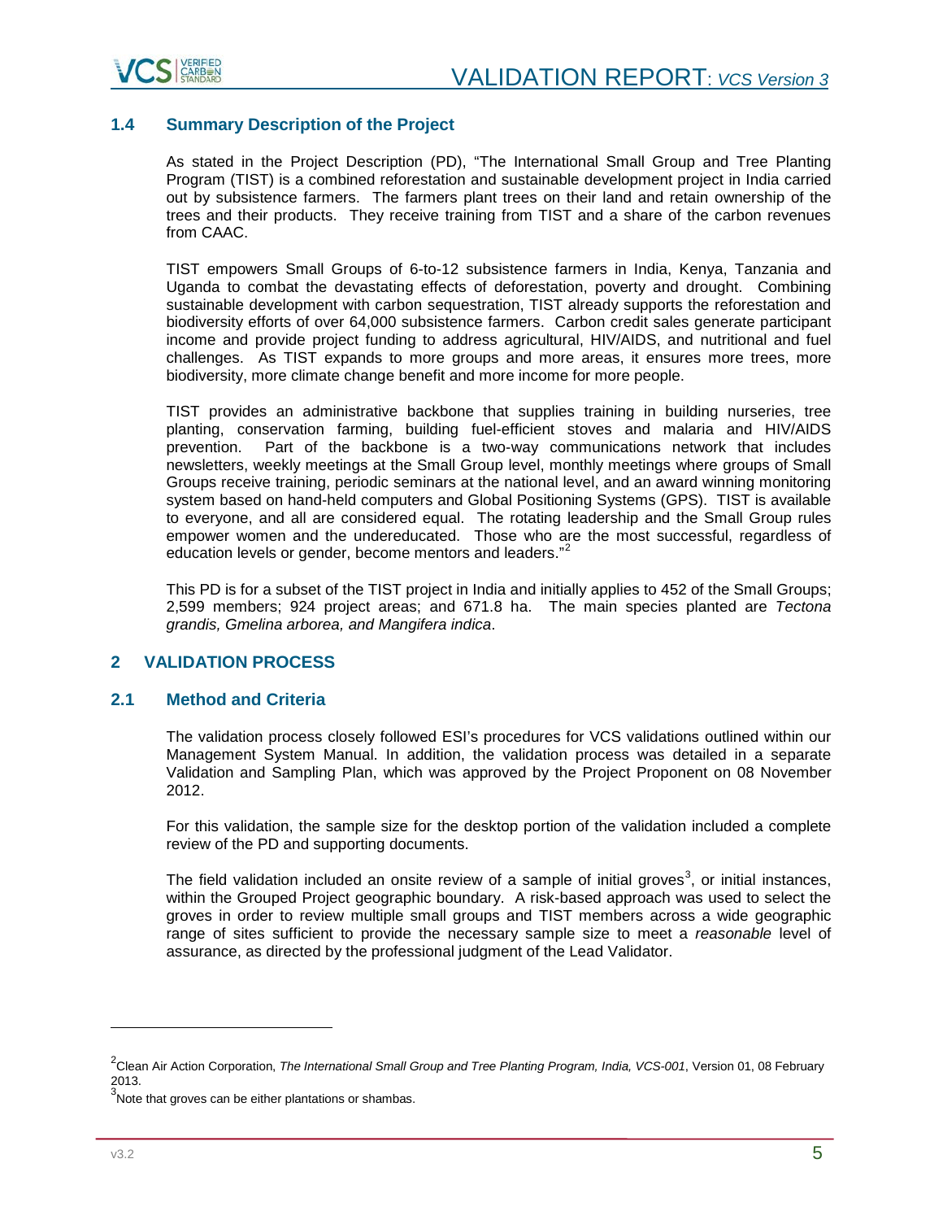### 1.4 Summary Description of the Project

As stated in the Project Description (PD), "The International Small Group and Tree Planting Program (TIST) is a combined reforestation and sustainable development project in India carried out by subsistence farmers. The farmers plant trees on their land and retain ownership of the trees and their products. They receive training from TIST and a share of the carbon revenues from CAAC.

TIST empowers Small Groups of 6-to-12 subsistence farmers in India, Kenya, Tanzania and Uganda to combat the devastating effects of deforestation, poverty and drought. Combining sustainable development with carbon sequestration, TIST already supports the reforestation and biodiversity efforts of over 64,000 subsistence farmers. Carbon credit sales generate participant income and provide project funding to address agricultural, HIV/AIDS, and nutritional and fuel challenges. As TIST expands to more groups and more areas, it ensures more trees, more biodiversity, more climate change benefit and more income for more people.

TIST provides an administrative backbone that supplies training in building nurseries, tree planting, conservation farming, building fuel-efficient stoves and malaria and HIV/AIDS prevention. Part of the backbone is a two-way communications network that includes newsletters, weekly meetings at the Small Group level, monthly meetings where groups of Small Groups receive training, periodic seminars at the national level, and an award winning monitoring system based on hand-held computers and Global Positioning Systems (GPS). TIST is available to everyone, and all are considered equal. The rotating leadership and the Small Group rules empower women and the undereducated. Those who are the most successful, regardless of education levels or gender, become mentors and leaders."[2]

This PD is for a subset of the TIST project in India and initially applies to 452 of the Small Groups; 2,599 members; 924 project areas; and 671.8 ha. The main species planted are *Tectona grandis, Gmelina arborea, and Mangifera indica*.

## 2 VALIDATION PROCESS

### 2.1 Method and Criteria

The validation process closely followed ESI's procedures for VCS validations outlined within our Management System Manual. In addition, the validation process was detailed in a separate Validation and Sampling Plan, which was approved by the Project Proponent on 08 November 2012.

For this validation, the sample size for the desktop portion of the validation included a complete review of the PD and supporting documents.

The field validation included an onsite review of a sample of initial groves[3], or initial instances, within the Grouped Project geographic boundary. A risk-based approach was used to select the groves in order to review multiple small groups and TIST members across a wide geographic range of sites sufficient to provide the necessary sample size to meet a *reasonable* level of assurance, as directed by the professional judgment of the Lead Validator.

---

[2] Clean Air Action Corporation, *The International Small Group and Tree Planting Program, India, VCS-001*, Version 01, 08 February 2013.

[3] Note that groves can be either plantations or shambas.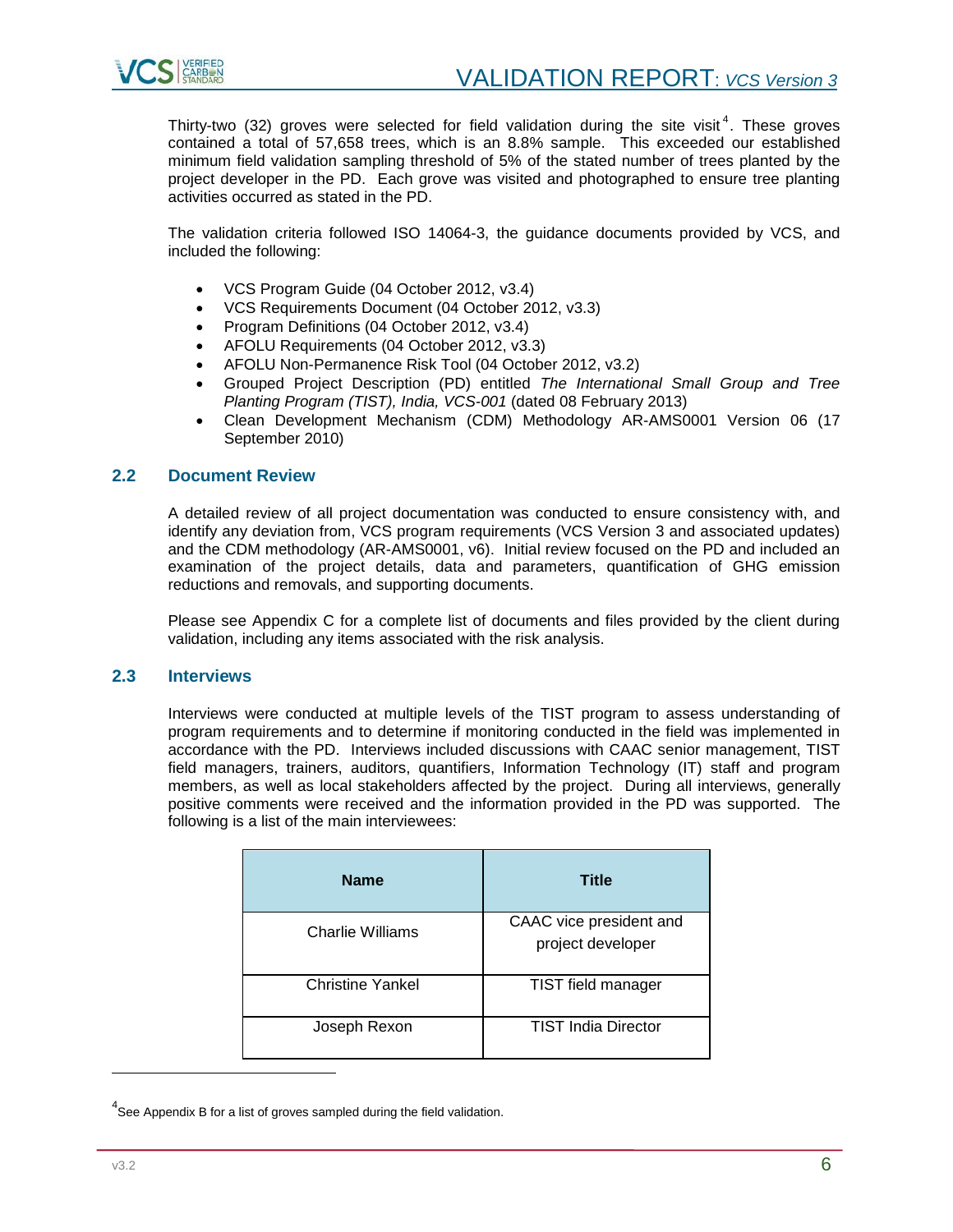Thirty-two (32) groves were selected for field validation during the site visit[4]. These groves contained a total of 57,658 trees, which is an 8.8% sample. This exceeded our established minimum field validation sampling threshold of 5% of the stated number of trees planted by the project developer in the PD. Each grove was visited and photographed to ensure tree planting activities occurred as stated in the PD.

The validation criteria followed ISO 14064-3, the guidance documents provided by VCS, and included the following:

- VCS Program Guide (04 October 2012, v3.4)
- VCS Requirements Document (04 October 2012, v3.3)
- Program Definitions (04 October 2012, v3.4)
- AFOLU Requirements (04 October 2012, v3.3)
- AFOLU Non-Permanence Risk Tool (04 October 2012, v3.2)
- Grouped Project Description (PD) entitled *The International Small Group and Tree Planting Program (TIST), India, VCS-001* (dated 08 February 2013)
- Clean Development Mechanism (CDM) Methodology AR-AMS0001 Version 06 (17 September 2010)

## 2.2 Document Review

A detailed review of all project documentation was conducted to ensure consistency with, and identify any deviation from, VCS program requirements (VCS Version 3 and associated updates) and the CDM methodology (AR-AMS0001, v6). Initial review focused on the PD and included an examination of the project details, data and parameters, quantification of GHG emission reductions and removals, and supporting documents.

Please see Appendix C for a complete list of documents and files provided by the client during validation, including any items associated with the risk analysis.

## 2.3 Interviews

Interviews were conducted at multiple levels of the TIST program to assess understanding of program requirements and to determine if monitoring conducted in the field was implemented in accordance with the PD. Interviews included discussions with CAAC senior management, TIST field managers, trainers, auditors, quantifiers, Information Technology (IT) staff and program members, as well as local stakeholders affected by the project. During all interviews, generally positive comments were received and the information provided in the PD was supported. The following is a list of the main interviewees:

| Name | Title |
|---|---|
| Charlie Williams | CAAC vice president and project developer |
| Christine Yankel | TIST field manager |
| Joseph Rexon | TIST India Director |

[4] See Appendix B for a list of groves sampled during the field validation.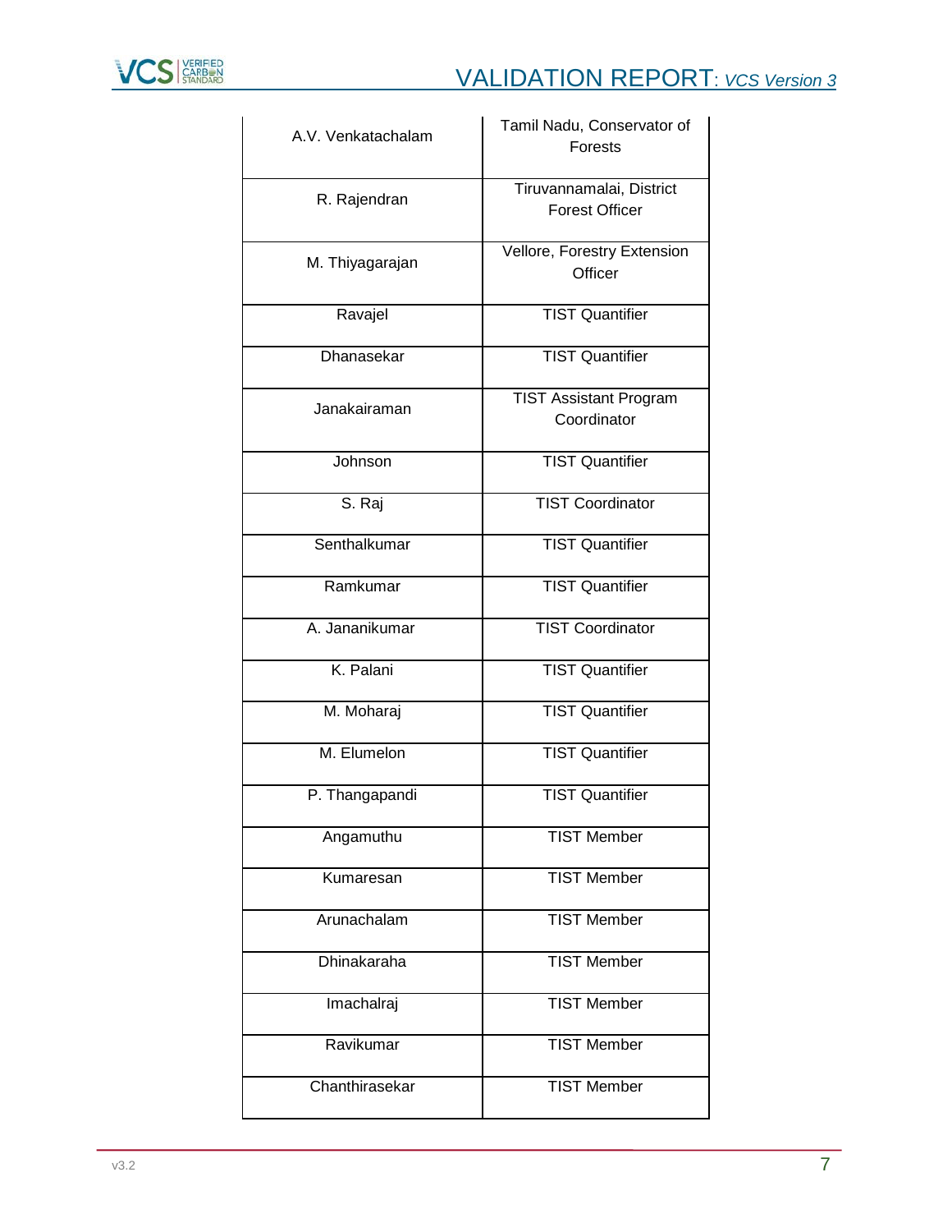| | |
|---|---|
| A.V. Venkatachalam | Tamil Nadu, Conservator of Forests |
| R. Rajendran | Tiruvannamalai, District Forest Officer |
| M. Thiyagarajan | Vellore, Forestry Extension Officer |
| Ravajel | TIST Quantifier |
| Dhanasekar | TIST Quantifier |
| Janakairaman | TIST Assistant Program Coordinator |
| Johnson | TIST Quantifier |
| S. Raj | TIST Coordinator |
| Senthalkumar | TIST Quantifier |
| Ramkumar | TIST Quantifier |
| A. Jananikumar | TIST Coordinator |
| K. Palani | TIST Quantifier |
| M. Moharaj | TIST Quantifier |
| M. Elumelon | TIST Quantifier |
| P. Thangapandi | TIST Quantifier |
| Angamuthu | TIST Member |
| Kumaresan | TIST Member |
| Arunachalam | TIST Member |
| Dhinakaraha | TIST Member |
| Imachalraj | TIST Member |
| Ravikumar | TIST Member |
| Chanthirasekar | TIST Member |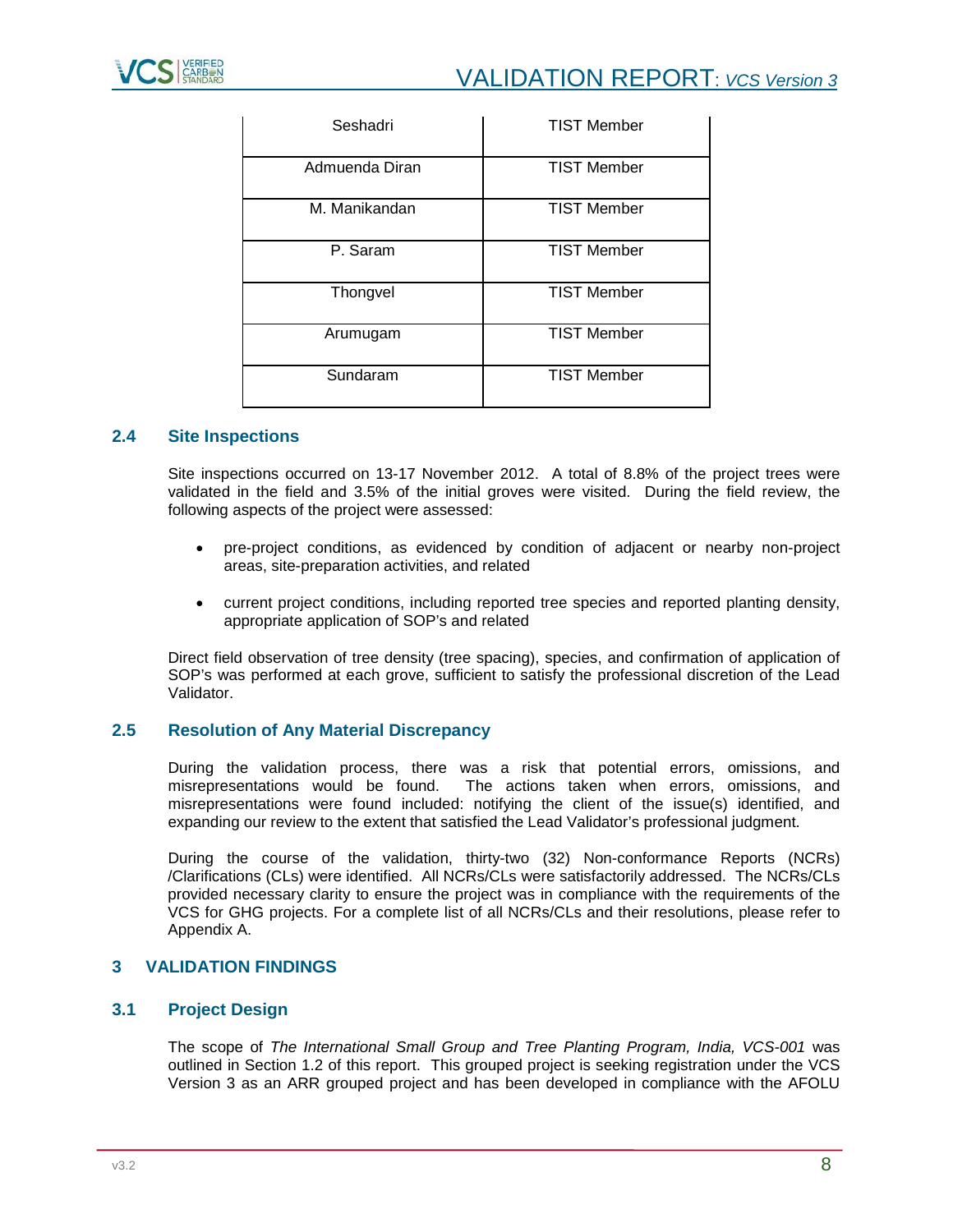| | |
|---|---|
| Seshadri | TIST Member |
| Admuenda Diran | TIST Member |
| M. Manikandan | TIST Member |
| P. Saram | TIST Member |
| Thongvel | TIST Member |
| Arumugam | TIST Member |
| Sundaram | TIST Member |

### 2.4 Site Inspections

Site inspections occurred on 13-17 November 2012. A total of 8.8% of the project trees were validated in the field and 3.5% of the initial groves were visited. During the field review, the following aspects of the project were assessed:

- pre-project conditions, as evidenced by condition of adjacent or nearby non-project areas, site-preparation activities, and related
- current project conditions, including reported tree species and reported planting density, appropriate application of SOP's and related

Direct field observation of tree density (tree spacing), species, and confirmation of application of SOP's was performed at each grove, sufficient to satisfy the professional discretion of the Lead Validator.

### 2.5 Resolution of Any Material Discrepancy

During the validation process, there was a risk that potential errors, omissions, and misrepresentations would be found. The actions taken when errors, omissions, and misrepresentations were found included: notifying the client of the issue(s) identified, and expanding our review to the extent that satisfied the Lead Validator's professional judgment.

During the course of the validation, thirty-two (32) Non-conformance Reports (NCRs) /Clarifications (CLs) were identified. All NCRs/CLs were satisfactorily addressed. The NCRs/CLs provided necessary clarity to ensure the project was in compliance with the requirements of the VCS for GHG projects. For a complete list of all NCRs/CLs and their resolutions, please refer to Appendix A.

## 3 VALIDATION FINDINGS

### 3.1 Project Design

The scope of *The International Small Group and Tree Planting Program, India, VCS-001* was outlined in Section 1.2 of this report. This grouped project is seeking registration under the VCS Version 3 as an ARR grouped project and has been developed in compliance with the AFOLU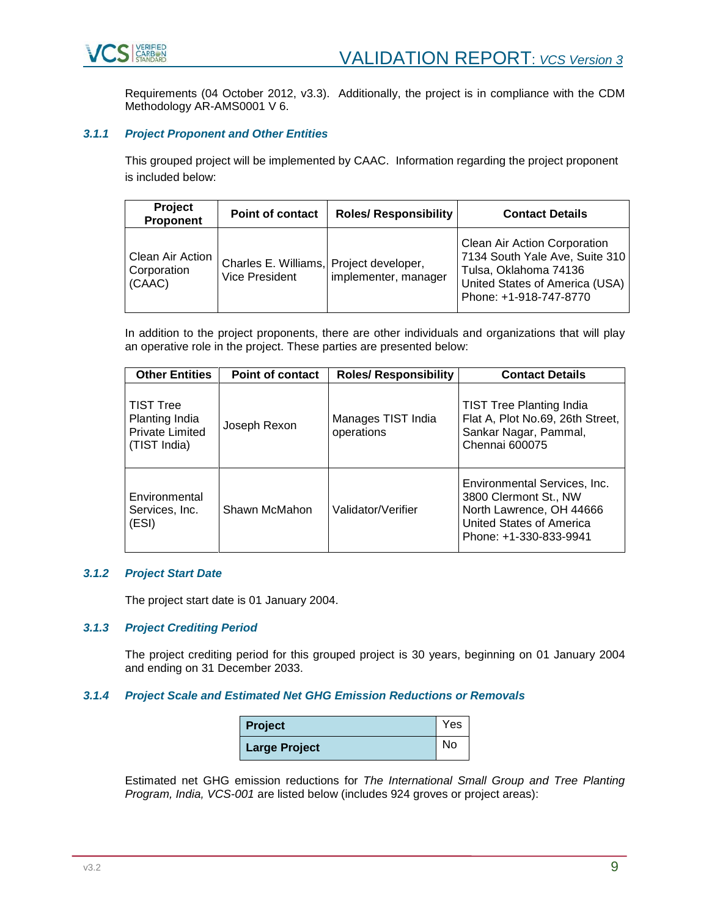Requirements (04 October 2012, v3.3). Additionally, the project is in compliance with the CDM Methodology AR-AMS0001 V 6.

### 3.1.1 Project Proponent and Other Entities

This grouped project will be implemented by CAAC. Information regarding the project proponent is included below:

| Project Proponent | Point of contact | Roles/ Responsibility | Contact Details |
|---|---|---|---|
| Clean Air Action Corporation (CAAC) | Charles E. Williams, Vice President | Project developer, implementer, manager | Clean Air Action Corporation<br>7134 South Yale Ave, Suite 310<br>Tulsa, Oklahoma 74136<br>United States of America (USA)<br>Phone: +1-918-747-8770 |

In addition to the project proponents, there are other individuals and organizations that will play an operative role in the project. These parties are presented below:

| Other Entities | Point of contact | Roles/ Responsibility | Contact Details |
|---|---|---|---|
| TIST Tree Planting India Private Limited (TIST India) | Joseph Rexon | Manages TIST India operations | TIST Tree Planting India<br>Flat A, Plot No.69, 26th Street,<br>Sankar Nagar, Pammal,<br>Chennai 600075 |
| Environmental Services, Inc. (ESI) | Shawn McMahon | Validator/Verifier | Environmental Services, Inc.<br>3800 Clermont St., NW<br>North Lawrence, OH 44666<br>United States of America<br>Phone: +1-330-833-9941 |

### 3.1.2 Project Start Date

The project start date is 01 January 2004.

### 3.1.3 Project Crediting Period

The project crediting period for this grouped project is 30 years, beginning on 01 January 2004 and ending on 31 December 2033.

### 3.1.4 Project Scale and Estimated Net GHG Emission Reductions or Removals

| | |
|---|---|
| **Project** | Yes |
| **Large Project** | No |

Estimated net GHG emission reductions for *The International Small Group and Tree Planting Program, India, VCS-001* are listed below (includes 924 groves or project areas):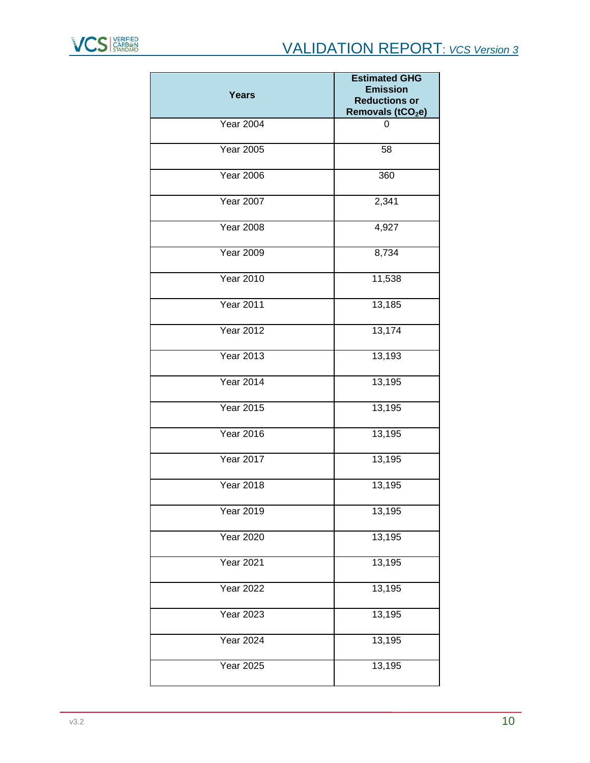| Years | Estimated GHG Emission Reductions or Removals ($tCO_2e$) |
|---|---|
| Year 2004 | 0 |
| Year 2005 | 58 |
| Year 2006 | 360 |
| Year 2007 | 2,341 |
| Year 2008 | 4,927 |
| Year 2009 | 8,734 |
| Year 2010 | 11,538 |
| Year 2011 | 13,185 |
| Year 2012 | 13,174 |
| Year 2013 | 13,193 |
| Year 2014 | 13,195 |
| Year 2015 | 13,195 |
| Year 2016 | 13,195 |
| Year 2017 | 13,195 |
| Year 2018 | 13,195 |
| Year 2019 | 13,195 |
| Year 2020 | 13,195 |
| Year 2021 | 13,195 |
| Year 2022 | 13,195 |
| Year 2023 | 13,195 |
| Year 2024 | 13,195 |
| Year 2025 | 13,195 |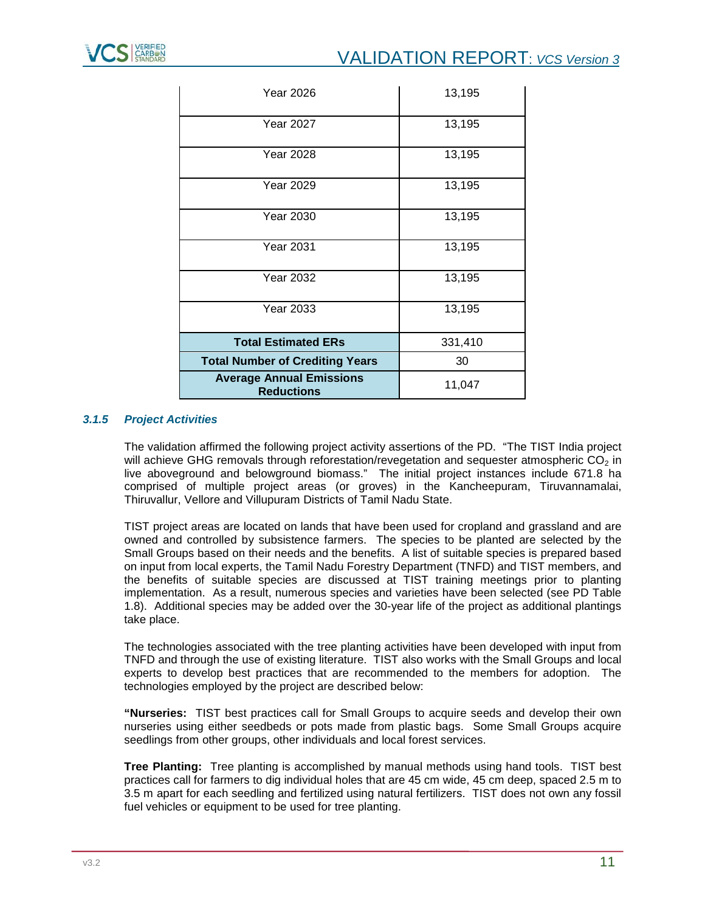| Year 2026 | 13,195 |
|---|---|
| Year 2027 | 13,195 |
| Year 2028 | 13,195 |
| Year 2029 | 13,195 |
| Year 2030 | 13,195 |
| Year 2031 | 13,195 |
| Year 2032 | 13,195 |
| Year 2033 | 13,195 |
| **Total Estimated ERs** | 331,410 |
| **Total Number of Crediting Years** | 30 |
| **Average Annual Emissions Reductions** | 11,047 |

### *3.1.5 Project Activities*

The validation affirmed the following project activity assertions of the PD. "The TIST India project will achieve GHG removals through reforestation/revegetation and sequester atmospheric $CO_2$ in live aboveground and belowground biomass." The initial project instances include 671.8 ha comprised of multiple project areas (or groves) in the Kancheepuram, Tiruvannamalai, Thiruvallur, Vellore and Villupuram Districts of Tamil Nadu State.

TIST project areas are located on lands that have been used for cropland and grassland and are owned and controlled by subsistence farmers. The species to be planted are selected by the Small Groups based on their needs and the benefits. A list of suitable species is prepared based on input from local experts, the Tamil Nadu Forestry Department (TNFD) and TIST members, and the benefits of suitable species are discussed at TIST training meetings prior to planting implementation. As a result, numerous species and varieties have been selected (see PD Table 1.8). Additional species may be added over the 30-year life of the project as additional plantings take place.

The technologies associated with the tree planting activities have been developed with input from TNFD and through the use of existing literature. TIST also works with the Small Groups and local experts to develop best practices that are recommended to the members for adoption. The technologies employed by the project are described below:

**"Nurseries:** TIST best practices call for Small Groups to acquire seeds and develop their own nurseries using either seedbeds or pots made from plastic bags. Some Small Groups acquire seedlings from other groups, other individuals and local forest services.

**Tree Planting:** Tree planting is accomplished by manual methods using hand tools. TIST best practices call for farmers to dig individual holes that are 45 cm wide, 45 cm deep, spaced 2.5 m to 3.5 m apart for each seedling and fertilized using natural fertilizers. TIST does not own any fossil fuel vehicles or equipment to be used for tree planting.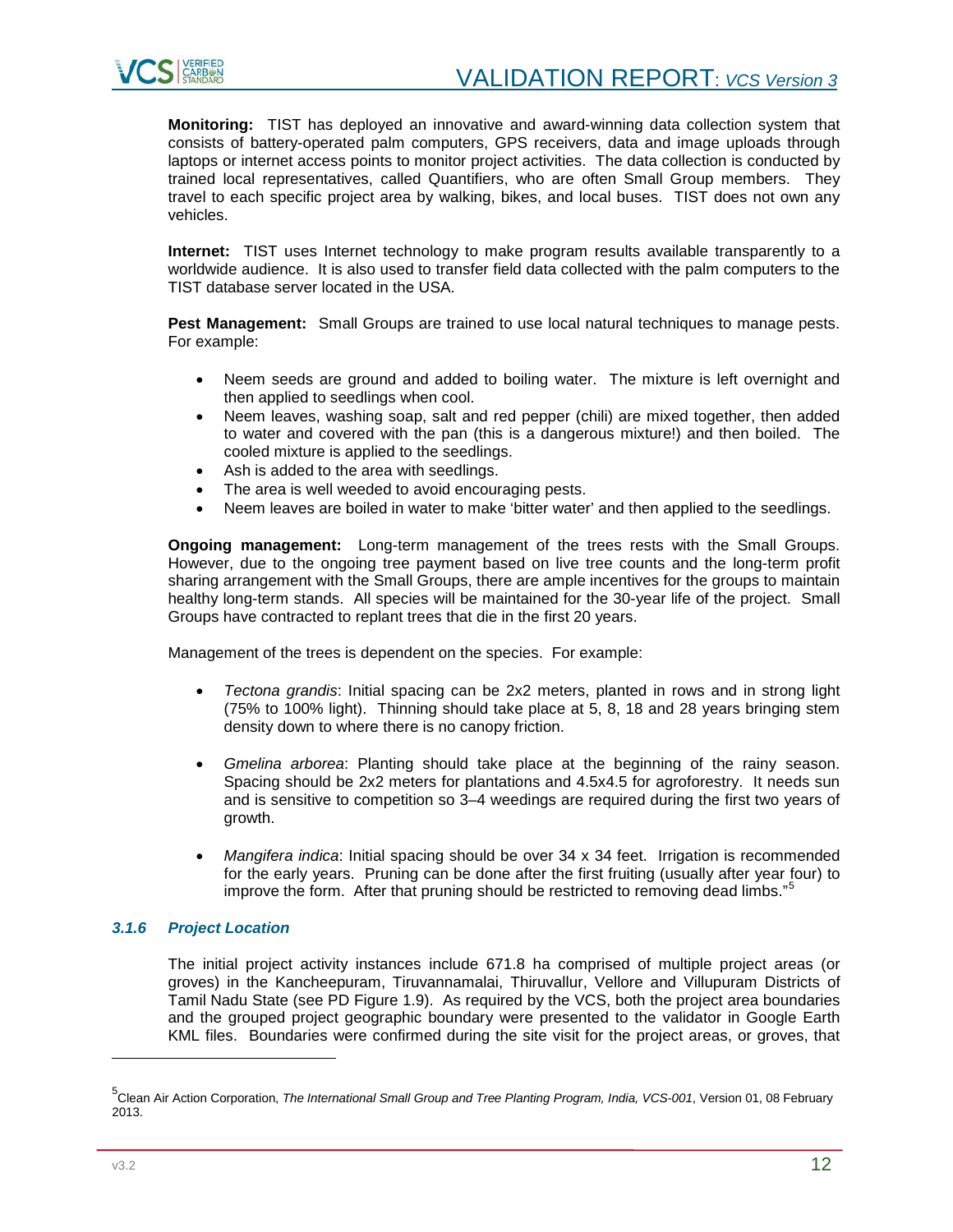**Monitoring:** TIST has deployed an innovative and award-winning data collection system that consists of battery-operated palm computers, GPS receivers, data and image uploads through laptops or internet access points to monitor project activities. The data collection is conducted by trained local representatives, called Quantifiers, who are often Small Group members. They travel to each specific project area by walking, bikes, and local buses. TIST does not own any vehicles.

**Internet:** TIST uses Internet technology to make program results available transparently to a worldwide audience. It is also used to transfer field data collected with the palm computers to the TIST database server located in the USA.

**Pest Management:** Small Groups are trained to use local natural techniques to manage pests. For example:

- Neem seeds are ground and added to boiling water. The mixture is left overnight and then applied to seedlings when cool.
- Neem leaves, washing soap, salt and red pepper (chili) are mixed together, then added to water and covered with the pan (this is a dangerous mixture!) and then boiled. The cooled mixture is applied to the seedlings.
- Ash is added to the area with seedlings.
- The area is well weeded to avoid encouraging pests.
- Neem leaves are boiled in water to make 'bitter water' and then applied to the seedlings.

**Ongoing management:** Long-term management of the trees rests with the Small Groups. However, due to the ongoing tree payment based on live tree counts and the long-term profit sharing arrangement with the Small Groups, there are ample incentives for the groups to maintain healthy long-term stands. All species will be maintained for the 30-year life of the project. Small Groups have contracted to replant trees that die in the first 20 years.

Management of the trees is dependent on the species. For example:

- *Tectona grandis*: Initial spacing can be 2x2 meters, planted in rows and in strong light (75% to 100% light). Thinning should take place at 5, 8, 18 and 28 years bringing stem density down to where there is no canopy friction.

- *Gmelina arborea*: Planting should take place at the beginning of the rainy season. Spacing should be 2x2 meters for plantations and 4.5x4.5 for agroforestry. It needs sun and is sensitive to competition so 3–4 weedings are required during the first two years of growth.

- *Mangifera indica*: Initial spacing should be over 34 x 34 feet. Irrigation is recommended for the early years. Pruning can be done after the first fruiting (usually after year four) to improve the form. After that pruning should be restricted to removing dead limbs."[5]

### 3.1.6 Project Location

The initial project activity instances include 671.8 ha comprised of multiple project areas (or groves) in the Kancheepuram, Tiruvannamalai, Thiruvallur, Vellore and Villupuram Districts of Tamil Nadu State (see PD Figure 1.9). As required by the VCS, both the project area boundaries and the grouped project geographic boundary were presented to the validator in Google Earth KML files. Boundaries were confirmed during the site visit for the project areas, or groves, that

---

[5] Clean Air Action Corporation, *The International Small Group and Tree Planting Program, India, VCS-001*, Version 01, 08 February 2013.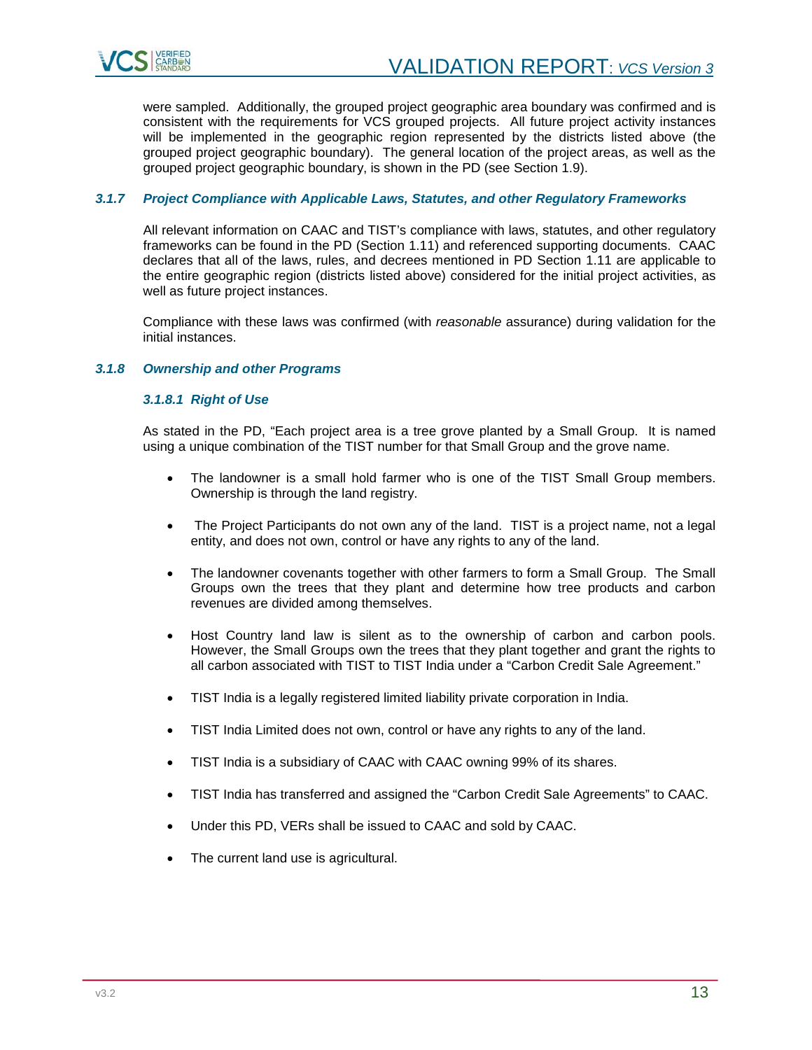were sampled. Additionally, the grouped project geographic area boundary was confirmed and is consistent with the requirements for VCS grouped projects. All future project activity instances will be implemented in the geographic region represented by the districts listed above (the grouped project geographic boundary). The general location of the project areas, as well as the grouped project geographic boundary, is shown in the PD (see Section 1.9).

### *3.1.7 Project Compliance with Applicable Laws, Statutes, and other Regulatory Frameworks*

All relevant information on CAAC and TIST's compliance with laws, statutes, and other regulatory frameworks can be found in the PD (Section 1.11) and referenced supporting documents. CAAC declares that all of the laws, rules, and decrees mentioned in PD Section 1.11 are applicable to the entire geographic region (districts listed above) considered for the initial project activities, as well as future project instances.

Compliance with these laws was confirmed (with *reasonable* assurance) during validation for the initial instances.

### *3.1.8 Ownership and other Programs*

#### *3.1.8.1 Right of Use*

As stated in the PD, "Each project area is a tree grove planted by a Small Group. It is named using a unique combination of the TIST number for that Small Group and the grove name.

- The landowner is a small hold farmer who is one of the TIST Small Group members. Ownership is through the land registry.
- The Project Participants do not own any of the land. TIST is a project name, not a legal entity, and does not own, control or have any rights to any of the land.
- The landowner covenants together with other farmers to form a Small Group. The Small Groups own the trees that they plant and determine how tree products and carbon revenues are divided among themselves.
- Host Country land law is silent as to the ownership of carbon and carbon pools. However, the Small Groups own the trees that they plant together and grant the rights to all carbon associated with TIST to TIST India under a "Carbon Credit Sale Agreement."
- TIST India is a legally registered limited liability private corporation in India.
- TIST India Limited does not own, control or have any rights to any of the land.
- TIST India is a subsidiary of CAAC with CAAC owning 99% of its shares.
- TIST India has transferred and assigned the "Carbon Credit Sale Agreements" to CAAC.
- Under this PD, VERs shall be issued to CAAC and sold by CAAC.
- The current land use is agricultural.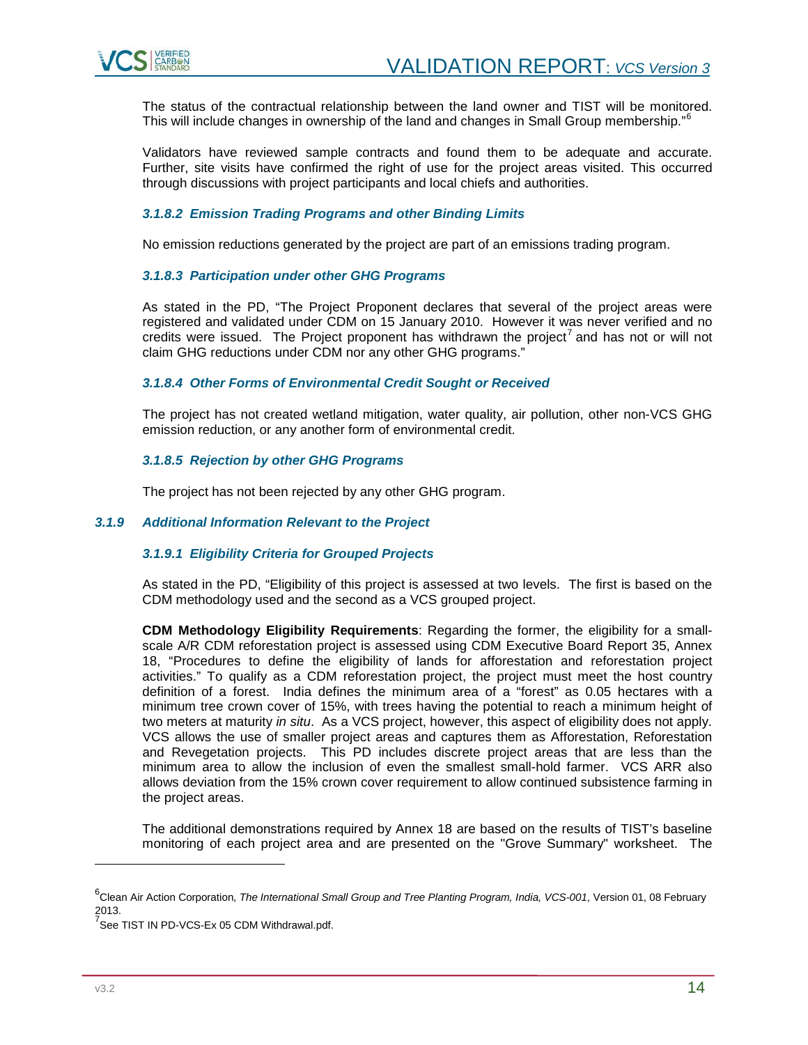The status of the contractual relationship between the land owner and TIST will be monitored. This will include changes in ownership of the land and changes in Small Group membership."[6]

Validators have reviewed sample contracts and found them to be adequate and accurate. Further, site visits have confirmed the right of use for the project areas visited. This occurred through discussions with project participants and local chiefs and authorities.

#### *3.1.8.2 Emission Trading Programs and other Binding Limits*

No emission reductions generated by the project are part of an emissions trading program.

#### *3.1.8.3 Participation under other GHG Programs*

As stated in the PD, "The Project Proponent declares that several of the project areas were registered and validated under CDM on 15 January 2010. However it was never verified and no credits were issued. The Project proponent has withdrawn the project[7] and has not or will not claim GHG reductions under CDM nor any other GHG programs."

#### *3.1.8.4 Other Forms of Environmental Credit Sought or Received*

The project has not created wetland mitigation, water quality, air pollution, other non-VCS GHG emission reduction, or any another form of environmental credit.

#### *3.1.8.5 Rejection by other GHG Programs*

The project has not been rejected by any other GHG program.

### *3.1.9 Additional Information Relevant to the Project*

#### *3.1.9.1 Eligibility Criteria for Grouped Projects*

As stated in the PD, "Eligibility of this project is assessed at two levels. The first is based on the CDM methodology used and the second as a VCS grouped project.

**CDM Methodology Eligibility Requirements**: Regarding the former, the eligibility for a small-scale A/R CDM reforestation project is assessed using CDM Executive Board Report 35, Annex 18, "Procedures to define the eligibility of lands for afforestation and reforestation project activities." To qualify as a CDM reforestation project, the project must meet the host country definition of a forest. India defines the minimum area of a "forest" as 0.05 hectares with a minimum tree crown cover of 15%, with trees having the potential to reach a minimum height of two meters at maturity *in situ*. As a VCS project, however, this aspect of eligibility does not apply. VCS allows the use of smaller project areas and captures them as Afforestation, Reforestation and Revegetation projects. This PD includes discrete project areas that are less than the minimum area to allow the inclusion of even the smallest small-hold farmer. VCS ARR also allows deviation from the 15% crown cover requirement to allow continued subsistence farming in the project areas.

The additional demonstrations required by Annex 18 are based on the results of TIST's baseline monitoring of each project area and are presented on the "Grove Summary" worksheet. The

---

[6] Clean Air Action Corporation, *The International Small Group and Tree Planting Program, India, VCS-001*, Version 01, 08 February 2013.

[7] See TIST IN PD-VCS-Ex 05 CDM Withdrawal.pdf.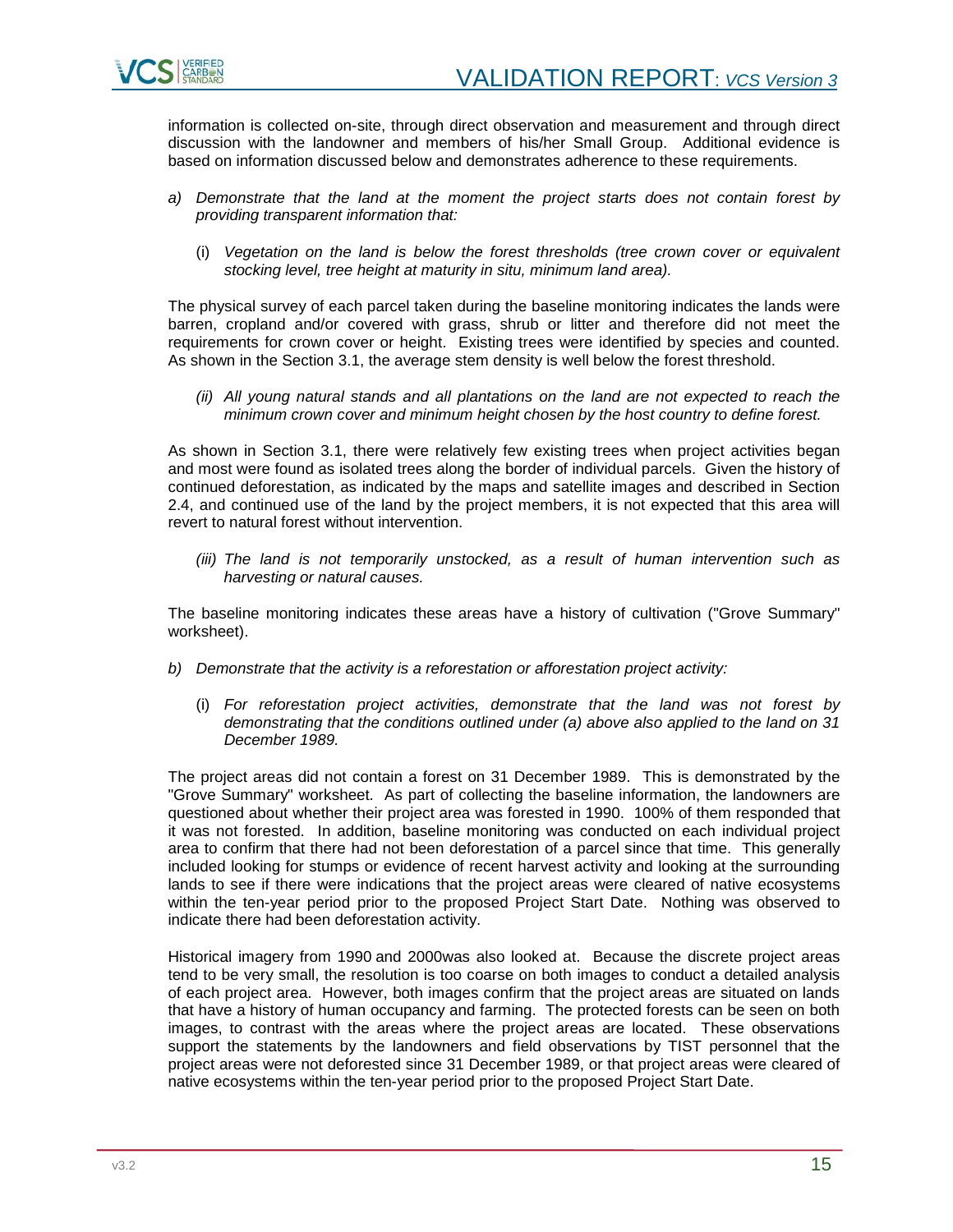information is collected on-site, through direct observation and measurement and through direct discussion with the landowner and members of his/her Small Group. Additional evidence is based on information discussed below and demonstrates adherence to these requirements.

a) *Demonstrate that the land at the moment the project starts does not contain forest by providing transparent information that:*

   (i) *Vegetation on the land is below the forest thresholds (tree crown cover or equivalent stocking level, tree height at maturity in situ, minimum land area).*

The physical survey of each parcel taken during the baseline monitoring indicates the lands were barren, cropland and/or covered with grass, shrub or litter and therefore did not meet the requirements for crown cover or height. Existing trees were identified by species and counted. As shown in the Section 3.1, the average stem density is well below the forest threshold.

   *(ii) All young natural stands and all plantations on the land are not expected to reach the minimum crown cover and minimum height chosen by the host country to define forest.*

As shown in Section 3.1, there were relatively few existing trees when project activities began and most were found as isolated trees along the border of individual parcels. Given the history of continued deforestation, as indicated by the maps and satellite images and described in Section 2.4, and continued use of the land by the project members, it is not expected that this area will revert to natural forest without intervention.

   *(iii) The land is not temporarily unstocked, as a result of human intervention such as harvesting or natural causes.*

The baseline monitoring indicates these areas have a history of cultivation ("Grove Summary" worksheet).

b) *Demonstrate that the activity is a reforestation or afforestation project activity:*

   (i) *For reforestation project activities, demonstrate that the land was not forest by demonstrating that the conditions outlined under (a) above also applied to the land on 31 December 1989.*

The project areas did not contain a forest on 31 December 1989. This is demonstrated by the "Grove Summary" worksheet. As part of collecting the baseline information, the landowners are questioned about whether their project area was forested in 1990. 100% of them responded that it was not forested. In addition, baseline monitoring was conducted on each individual project area to confirm that there had not been deforestation of a parcel since that time. This generally included looking for stumps or evidence of recent harvest activity and looking at the surrounding lands to see if there were indications that the project areas were cleared of native ecosystems within the ten-year period prior to the proposed Project Start Date. Nothing was observed to indicate there had been deforestation activity.

Historical imagery from 1990 and 2000was also looked at. Because the discrete project areas tend to be very small, the resolution is too coarse on both images to conduct a detailed analysis of each project area. However, both images confirm that the project areas are situated on lands that have a history of human occupancy and farming. The protected forests can be seen on both images, to contrast with the areas where the project areas are located. These observations support the statements by the landowners and field observations by TIST personnel that the project areas were not deforested since 31 December 1989, or that project areas were cleared of native ecosystems within the ten-year period prior to the proposed Project Start Date.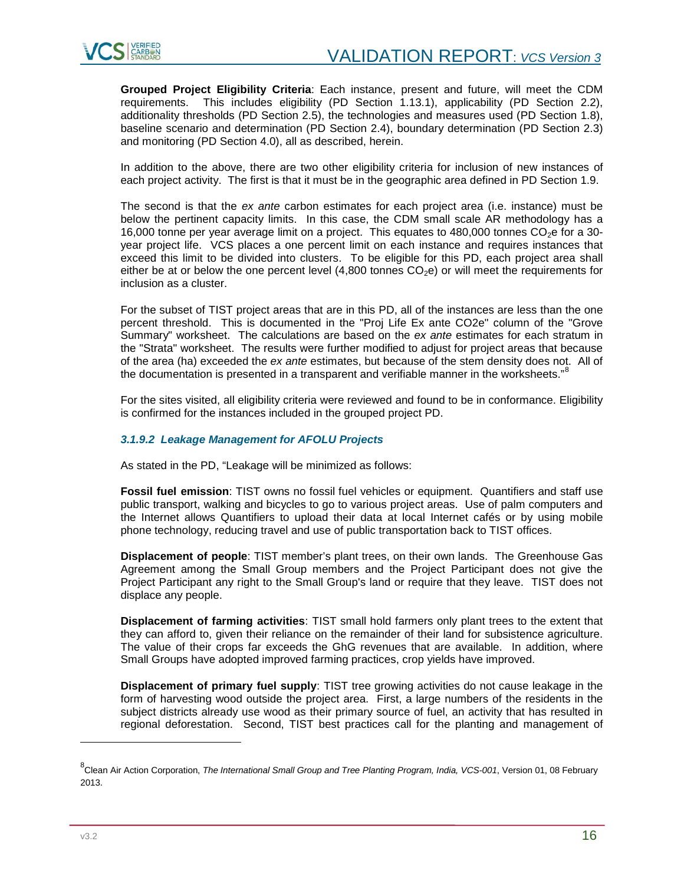**Grouped Project Eligibility Criteria**: Each instance, present and future, will meet the CDM requirements. This includes eligibility (PD Section 1.13.1), applicability (PD Section 2.2), additionality thresholds (PD Section 2.5), the technologies and measures used (PD Section 1.8), baseline scenario and determination (PD Section 2.4), boundary determination (PD Section 2.3) and monitoring (PD Section 4.0), all as described, herein.

In addition to the above, there are two other eligibility criteria for inclusion of new instances of each project activity. The first is that it must be in the geographic area defined in PD Section 1.9.

The second is that the *ex ante* carbon estimates for each project area (i.e. instance) must be below the pertinent capacity limits. In this case, the CDM small scale AR methodology has a 16,000 tonne per year average limit on a project. This equates to 480,000 tonnes $CO_2$e for a 30-year project life. VCS places a one percent limit on each instance and requires instances that exceed this limit to be divided into clusters. To be eligible for this PD, each project area shall either be at or below the one percent level (4,800 tonnes $CO_2$e) or will meet the requirements for inclusion as a cluster.

For the subset of TIST project areas that are in this PD, all of the instances are less than the one percent threshold. This is documented in the "Proj Life Ex ante CO2e" column of the "Grove Summary" worksheet. The calculations are based on the *ex ante* estimates for each stratum in the "Strata" worksheet. The results were further modified to adjust for project areas that because of the area (ha) exceeded the *ex ante* estimates, but because of the stem density does not. All of the documentation is presented in a transparent and verifiable manner in the worksheets."[8]

For the sites visited, all eligibility criteria were reviewed and found to be in conformance. Eligibility is confirmed for the instances included in the grouped project PD.

#### *3.1.9.2 Leakage Management for AFOLU Projects*

As stated in the PD, "Leakage will be minimized as follows:

**Fossil fuel emission**: TIST owns no fossil fuel vehicles or equipment. Quantifiers and staff use public transport, walking and bicycles to go to various project areas. Use of palm computers and the Internet allows Quantifiers to upload their data at local Internet cafés or by using mobile phone technology, reducing travel and use of public transportation back to TIST offices.

**Displacement of people**: TIST member's plant trees, on their own lands. The Greenhouse Gas Agreement among the Small Group members and the Project Participant does not give the Project Participant any right to the Small Group's land or require that they leave. TIST does not displace any people.

**Displacement of farming activities**: TIST small hold farmers only plant trees to the extent that they can afford to, given their reliance on the remainder of their land for subsistence agriculture. The value of their crops far exceeds the GhG revenues that are available. In addition, where Small Groups have adopted improved farming practices, crop yields have improved.

**Displacement of primary fuel supply**: TIST tree growing activities do not cause leakage in the form of harvesting wood outside the project area. First, a large numbers of the residents in the subject districts already use wood as their primary source of fuel, an activity that has resulted in regional deforestation. Second, TIST best practices call for the planting and management of

---

[8] Clean Air Action Corporation, *The International Small Group and Tree Planting Program, India, VCS-001*, Version 01, 08 February 2013.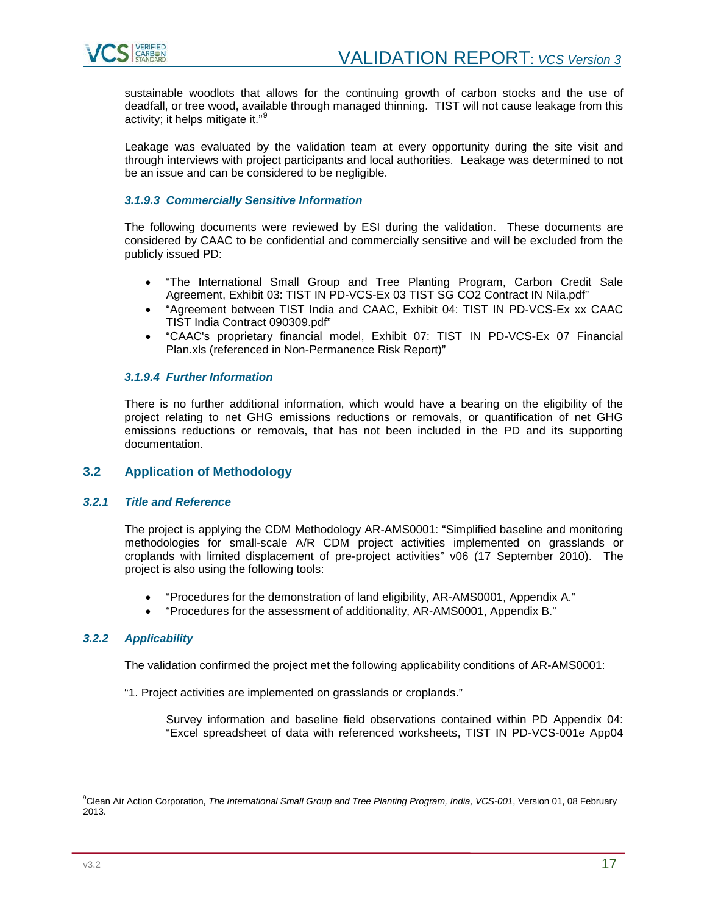sustainable woodlots that allows for the continuing growth of carbon stocks and the use of deadfall, or tree wood, available through managed thinning. TIST will not cause leakage from this activity; it helps mitigate it."[9]

Leakage was evaluated by the validation team at every opportunity during the site visit and through interviews with project participants and local authorities. Leakage was determined to not be an issue and can be considered to be negligible.

#### *3.1.9.3 Commercially Sensitive Information*

The following documents were reviewed by ESI during the validation. These documents are considered by CAAC to be confidential and commercially sensitive and will be excluded from the publicly issued PD:

- "The International Small Group and Tree Planting Program, Carbon Credit Sale Agreement, Exhibit 03: TIST IN PD-VCS-Ex 03 TIST SG CO2 Contract IN Nila.pdf"
- "Agreement between TIST India and CAAC, Exhibit 04: TIST IN PD-VCS-Ex xx CAAC TIST India Contract 090309.pdf"
- "CAAC's proprietary financial model, Exhibit 07: TIST IN PD-VCS-Ex 07 Financial Plan.xls (referenced in Non-Permanence Risk Report)"

#### *3.1.9.4 Further Information*

There is no further additional information, which would have a bearing on the eligibility of the project relating to net GHG emissions reductions or removals, or quantification of net GHG emissions reductions or removals, that has not been included in the PD and its supporting documentation.

## 3.2 Application of Methodology

### *3.2.1 Title and Reference*

The project is applying the CDM Methodology AR-AMS0001: "Simplified baseline and monitoring methodologies for small-scale A/R CDM project activities implemented on grasslands or croplands with limited displacement of pre-project activities" v06 (17 September 2010). The project is also using the following tools:

- "Procedures for the demonstration of land eligibility, AR-AMS0001, Appendix A."
- "Procedures for the assessment of additionality, AR-AMS0001, Appendix B."

### *3.2.2 Applicability*

The validation confirmed the project met the following applicability conditions of AR-AMS0001:

"1. Project activities are implemented on grasslands or croplands."

Survey information and baseline field observations contained within PD Appendix 04: "Excel spreadsheet of data with referenced worksheets, TIST IN PD-VCS-001e App04

---

[9] Clean Air Action Corporation, *The International Small Group and Tree Planting Program, India, VCS-001*, Version 01, 08 February 2013.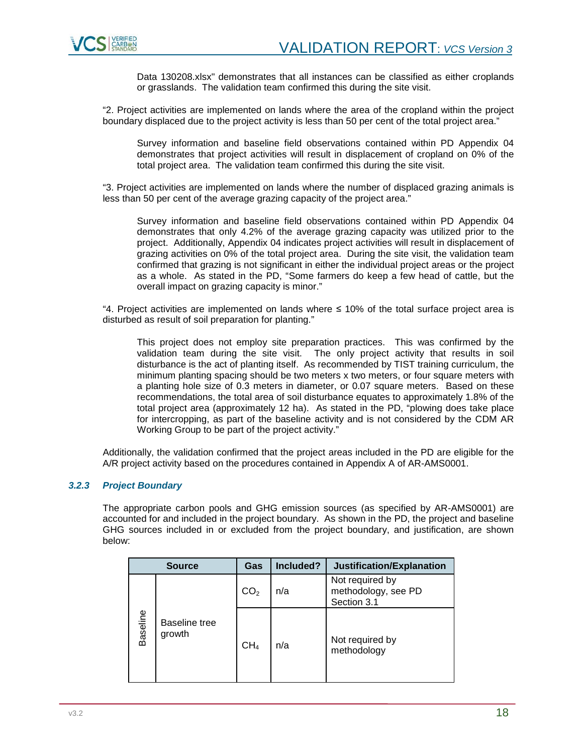Data 130208.xlsx" demonstrates that all instances can be classified as either croplands or grasslands. The validation team confirmed this during the site visit.

"2. Project activities are implemented on lands where the area of the cropland within the project boundary displaced due to the project activity is less than 50 per cent of the total project area."

Survey information and baseline field observations contained within PD Appendix 04 demonstrates that project activities will result in displacement of cropland on 0% of the total project area. The validation team confirmed this during the site visit.

"3. Project activities are implemented on lands where the number of displaced grazing animals is less than 50 per cent of the average grazing capacity of the project area."

Survey information and baseline field observations contained within PD Appendix 04 demonstrates that only 4.2% of the average grazing capacity was utilized prior to the project. Additionally, Appendix 04 indicates project activities will result in displacement of grazing activities on 0% of the total project area. During the site visit, the validation team confirmed that grazing is not significant in either the individual project areas or the project as a whole. As stated in the PD, "Some farmers do keep a few head of cattle, but the overall impact on grazing capacity is minor."

"4. Project activities are implemented on lands where ≤ 10% of the total surface project area is disturbed as result of soil preparation for planting."

This project does not employ site preparation practices. This was confirmed by the validation team during the site visit. The only project activity that results in soil disturbance is the act of planting itself. As recommended by TIST training curriculum, the minimum planting spacing should be two meters x two meters, or four square meters with a planting hole size of 0.3 meters in diameter, or 0.07 square meters. Based on these recommendations, the total area of soil disturbance equates to approximately 1.8% of the total project area (approximately 12 ha). As stated in the PD, "plowing does take place for intercropping, as part of the baseline activity and is not considered by the CDM AR Working Group to be part of the project activity."

Additionally, the validation confirmed that the project areas included in the PD are eligible for the A/R project activity based on the procedures contained in Appendix A of AR-AMS0001.

### *3.2.3 Project Boundary*

The appropriate carbon pools and GHG emission sources (as specified by AR-AMS0001) are accounted for and included in the project boundary. As shown in the PD, the project and baseline GHG sources included in or excluded from the project boundary, and justification, are shown below:

| Source | | Gas | Included? | Justification/Explanation |
|---|---|---|---|---|
| Baseline | Baseline tree growth | $CO_2$ | n/a | Not required by methodology, see PD Section 3.1 |
| | | $CH_4$ | n/a | Not required by methodology |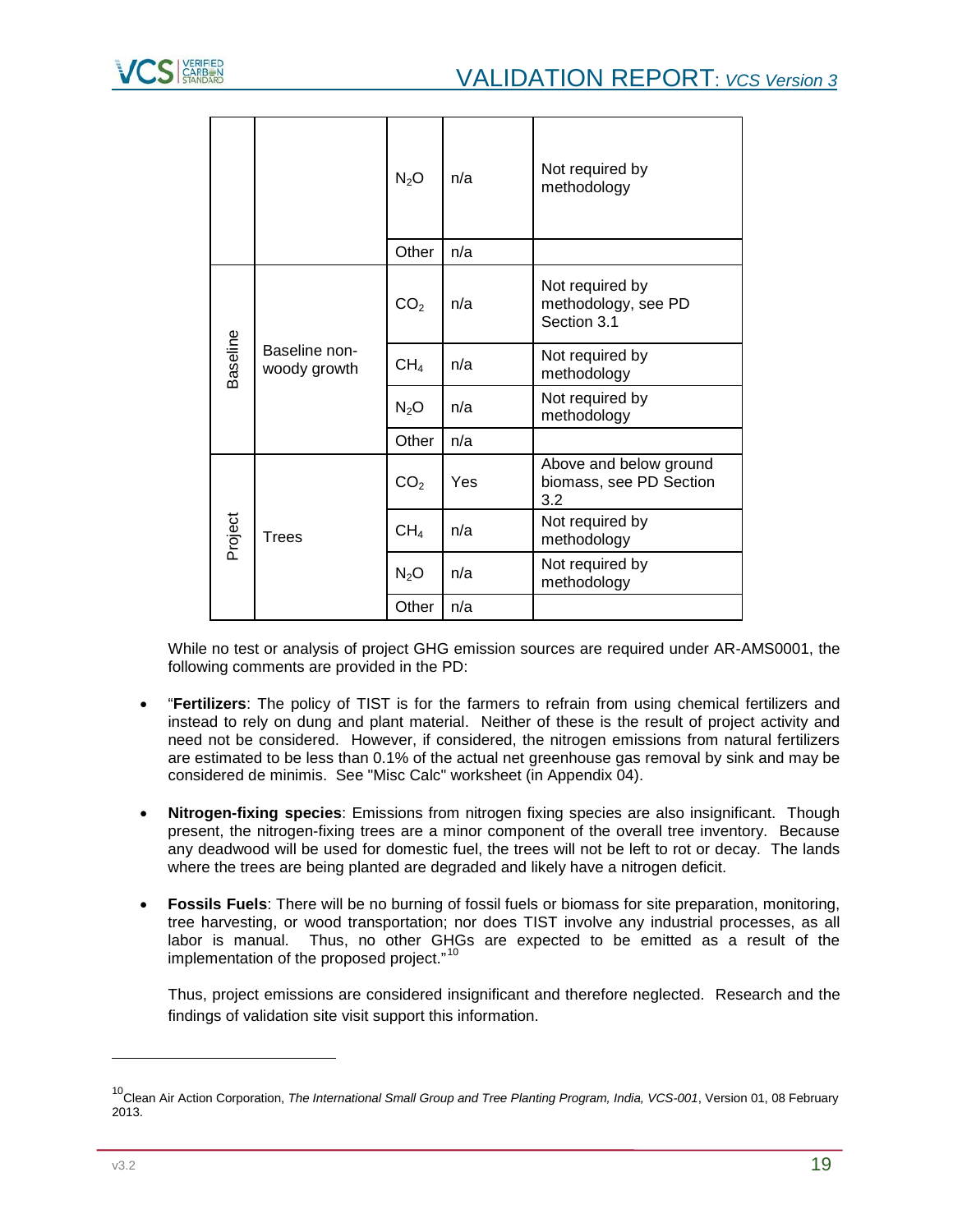|  |  |  |  |  |
|---|---|---|---|---|
|  |  | $N_2O$ | n/a | Not required by methodology |
|  |  | Other | n/a |  |
| Baseline | Baseline non-woody growth | $CO_2$ | n/a | Not required by methodology, see PD Section 3.1 |
|  |  | $CH_4$ | n/a | Not required by methodology |
|  |  | $N_2O$ | n/a | Not required by methodology |
|  |  | Other | n/a |  |
| Project | Trees | $CO_2$ | Yes | Above and below ground biomass, see PD Section 3.2 |
|  |  | $CH_4$ | n/a | Not required by methodology |
|  |  | $N_2O$ | n/a | Not required by methodology |
|  |  | Other | n/a |  |

While no test or analysis of project GHG emission sources are required under AR-AMS0001, the following comments are provided in the PD:

- "**Fertilizers**: The policy of TIST is for the farmers to refrain from using chemical fertilizers and instead to rely on dung and plant material. Neither of these is the result of project activity and need not be considered. However, if considered, the nitrogen emissions from natural fertilizers are estimated to be less than 0.1% of the actual net greenhouse gas removal by sink and may be considered de minimis. See "Misc Calc" worksheet (in Appendix 04).

- **Nitrogen-fixing species**: Emissions from nitrogen fixing species are also insignificant. Though present, the nitrogen-fixing trees are a minor component of the overall tree inventory. Because any deadwood will be used for domestic fuel, the trees will not be left to rot or decay. The lands where the trees are being planted are degraded and likely have a nitrogen deficit.

- **Fossils Fuels**: There will be no burning of fossil fuels or biomass for site preparation, monitoring, tree harvesting, or wood transportation; nor does TIST involve any industrial processes, as all labor is manual. Thus, no other GHGs are expected to be emitted as a result of the implementation of the proposed project."[10]

Thus, project emissions are considered insignificant and therefore neglected. Research and the findings of validation site visit support this information.

---

[10] Clean Air Action Corporation, *The International Small Group and Tree Planting Program, India, VCS-001*, Version 01, 08 February 2013.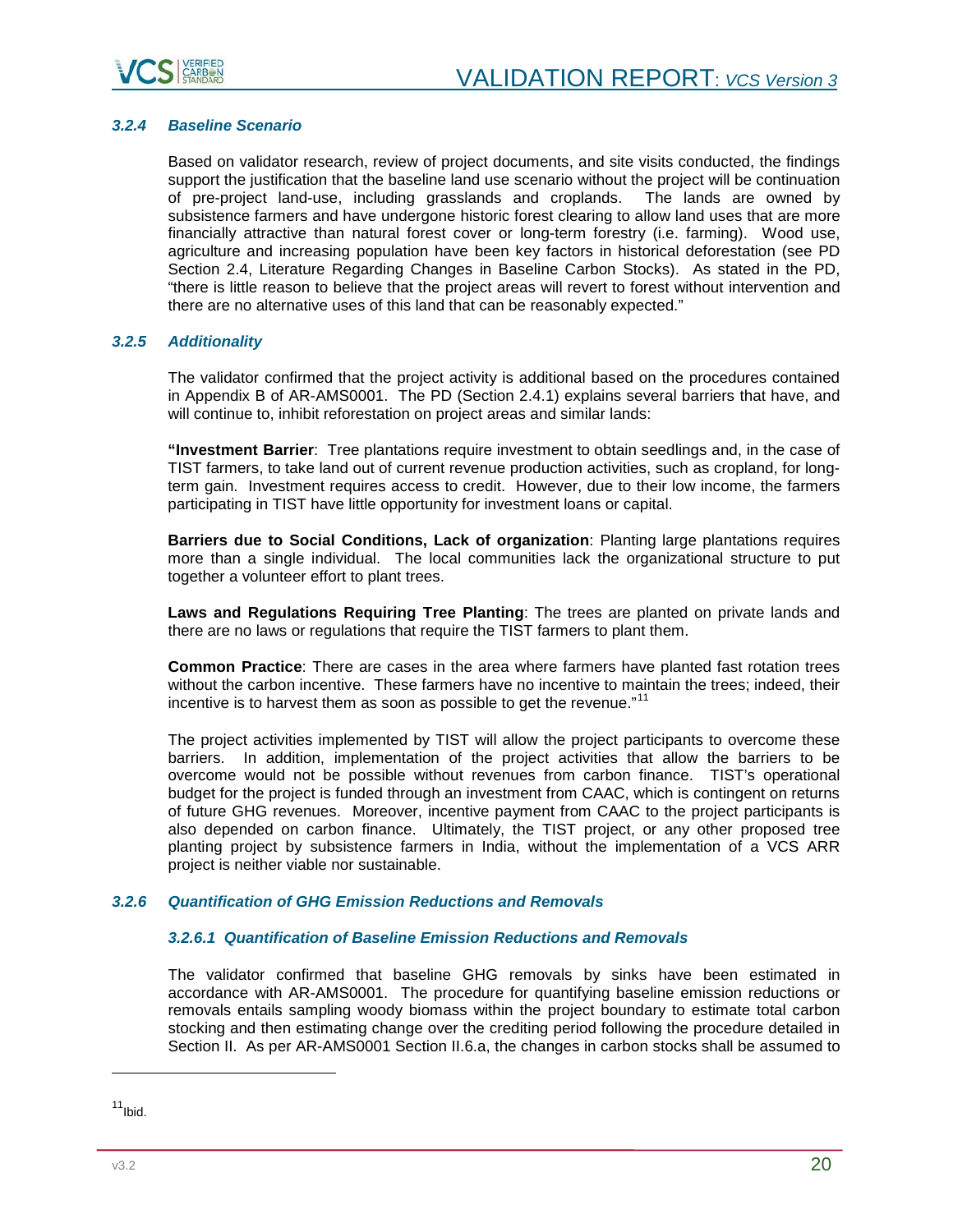### 3.2.4 Baseline Scenario

Based on validator research, review of project documents, and site visits conducted, the findings support the justification that the baseline land use scenario without the project will be continuation of pre-project land-use, including grasslands and croplands. The lands are owned by subsistence farmers and have undergone historic forest clearing to allow land uses that are more financially attractive than natural forest cover or long-term forestry (i.e. farming). Wood use, agriculture and increasing population have been key factors in historical deforestation (see PD Section 2.4, Literature Regarding Changes in Baseline Carbon Stocks). As stated in the PD, "there is little reason to believe that the project areas will revert to forest without intervention and there are no alternative uses of this land that can be reasonably expected."

### 3.2.5 Additionality

The validator confirmed that the project activity is additional based on the procedures contained in Appendix B of AR-AMS0001. The PD (Section 2.4.1) explains several barriers that have, and will continue to, inhibit reforestation on project areas and similar lands:

**"Investment Barrier**: Tree plantations require investment to obtain seedlings and, in the case of TIST farmers, to take land out of current revenue production activities, such as cropland, for long-term gain. Investment requires access to credit. However, due to their low income, the farmers participating in TIST have little opportunity for investment loans or capital.

**Barriers due to Social Conditions, Lack of organization**: Planting large plantations requires more than a single individual. The local communities lack the organizational structure to put together a volunteer effort to plant trees.

**Laws and Regulations Requiring Tree Planting**: The trees are planted on private lands and there are no laws or regulations that require the TIST farmers to plant them.

**Common Practice**: There are cases in the area where farmers have planted fast rotation trees without the carbon incentive. These farmers have no incentive to maintain the trees; indeed, their incentive is to harvest them as soon as possible to get the revenue."[11]

The project activities implemented by TIST will allow the project participants to overcome these barriers. In addition, implementation of the project activities that allow the barriers to be overcome would not be possible without revenues from carbon finance. TIST's operational budget for the project is funded through an investment from CAAC, which is contingent on returns of future GHG revenues. Moreover, incentive payment from CAAC to the project participants is also depended on carbon finance. Ultimately, the TIST project, or any other proposed tree planting project by subsistence farmers in India, without the implementation of a VCS ARR project is neither viable nor sustainable.

### 3.2.6 Quantification of GHG Emission Reductions and Removals

#### 3.2.6.1 Quantification of Baseline Emission Reductions and Removals

The validator confirmed that baseline GHG removals by sinks have been estimated in accordance with AR-AMS0001. The procedure for quantifying baseline emission reductions or removals entails sampling woody biomass within the project boundary to estimate total carbon stocking and then estimating change over the crediting period following the procedure detailed in Section II. As per AR-AMS0001 Section II.6.a, the changes in carbon stocks shall be assumed to

---

[11] Ibid.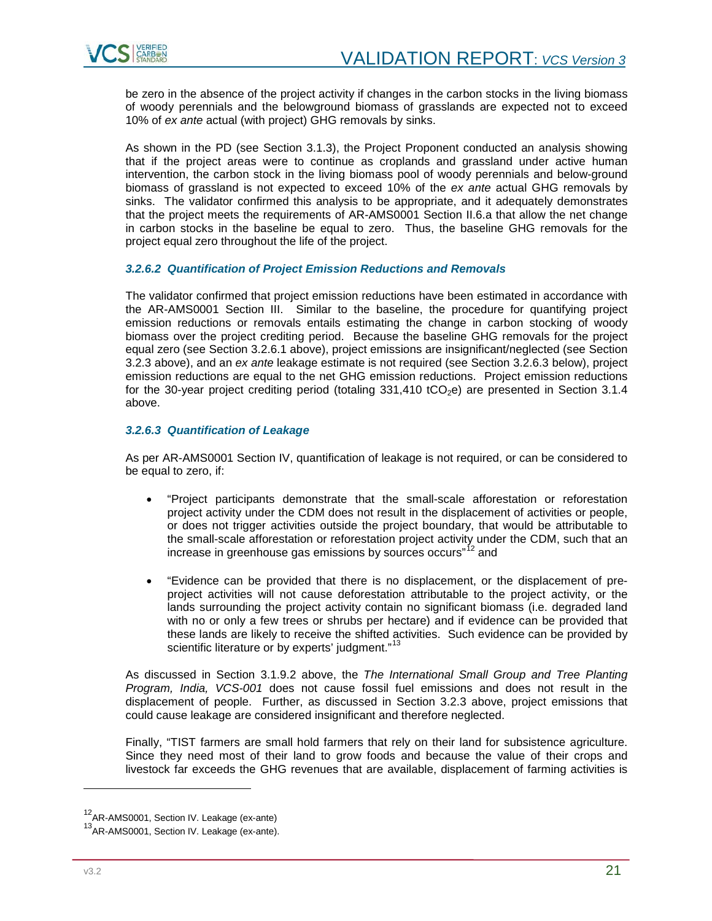be zero in the absence of the project activity if changes in the carbon stocks in the living biomass of woody perennials and the belowground biomass of grasslands are expected not to exceed 10% of *ex ante* actual (with project) GHG removals by sinks.

As shown in the PD (see Section 3.1.3), the Project Proponent conducted an analysis showing that if the project areas were to continue as croplands and grassland under active human intervention, the carbon stock in the living biomass pool of woody perennials and below-ground biomass of grassland is not expected to exceed 10% of the *ex ante* actual GHG removals by sinks. The validator confirmed this analysis to be appropriate, and it adequately demonstrates that the project meets the requirements of AR-AMS0001 Section II.6.a that allow the net change in carbon stocks in the baseline be equal to zero. Thus, the baseline GHG removals for the project equal zero throughout the life of the project.

#### *3.2.6.2 Quantification of Project Emission Reductions and Removals*

The validator confirmed that project emission reductions have been estimated in accordance with the AR-AMS0001 Section III. Similar to the baseline, the procedure for quantifying project emission reductions or removals entails estimating the change in carbon stocking of woody biomass over the project crediting period. Because the baseline GHG removals for the project equal zero (see Section 3.2.6.1 above), project emissions are insignificant/neglected (see Section 3.2.3 above), and an *ex ante* leakage estimate is not required (see Section 3.2.6.3 below), project emission reductions are equal to the net GHG emission reductions. Project emission reductions for the 30-year project crediting period (totaling 331,410 $tCO_2e$) are presented in Section 3.1.4 above.

#### *3.2.6.3 Quantification of Leakage*

As per AR-AMS0001 Section IV, quantification of leakage is not required, or can be considered to be equal to zero, if:

- "Project participants demonstrate that the small-scale afforestation or reforestation project activity under the CDM does not result in the displacement of activities or people, or does not trigger activities outside the project boundary, that would be attributable to the small-scale afforestation or reforestation project activity under the CDM, such that an increase in greenhouse gas emissions by sources occurs"[12] and

- "Evidence can be provided that there is no displacement, or the displacement of pre-project activities will not cause deforestation attributable to the project activity, or the lands surrounding the project activity contain no significant biomass (i.e. degraded land with no or only a few trees or shrubs per hectare) and if evidence can be provided that these lands are likely to receive the shifted activities. Such evidence can be provided by scientific literature or by experts' judgment."[13]

As discussed in Section 3.1.9.2 above, the *The International Small Group and Tree Planting Program, India, VCS-001* does not cause fossil fuel emissions and does not result in the displacement of people. Further, as discussed in Section 3.2.3 above, project emissions that could cause leakage are considered insignificant and therefore neglected.

Finally, "TIST farmers are small hold farmers that rely on their land for subsistence agriculture. Since they need most of their land to grow foods and because the value of their crops and livestock far exceeds the GHG revenues that are available, displacement of farming activities is

[12] AR-AMS0001, Section IV. Leakage (ex-ante)

[13] AR-AMS0001, Section IV. Leakage (ex-ante).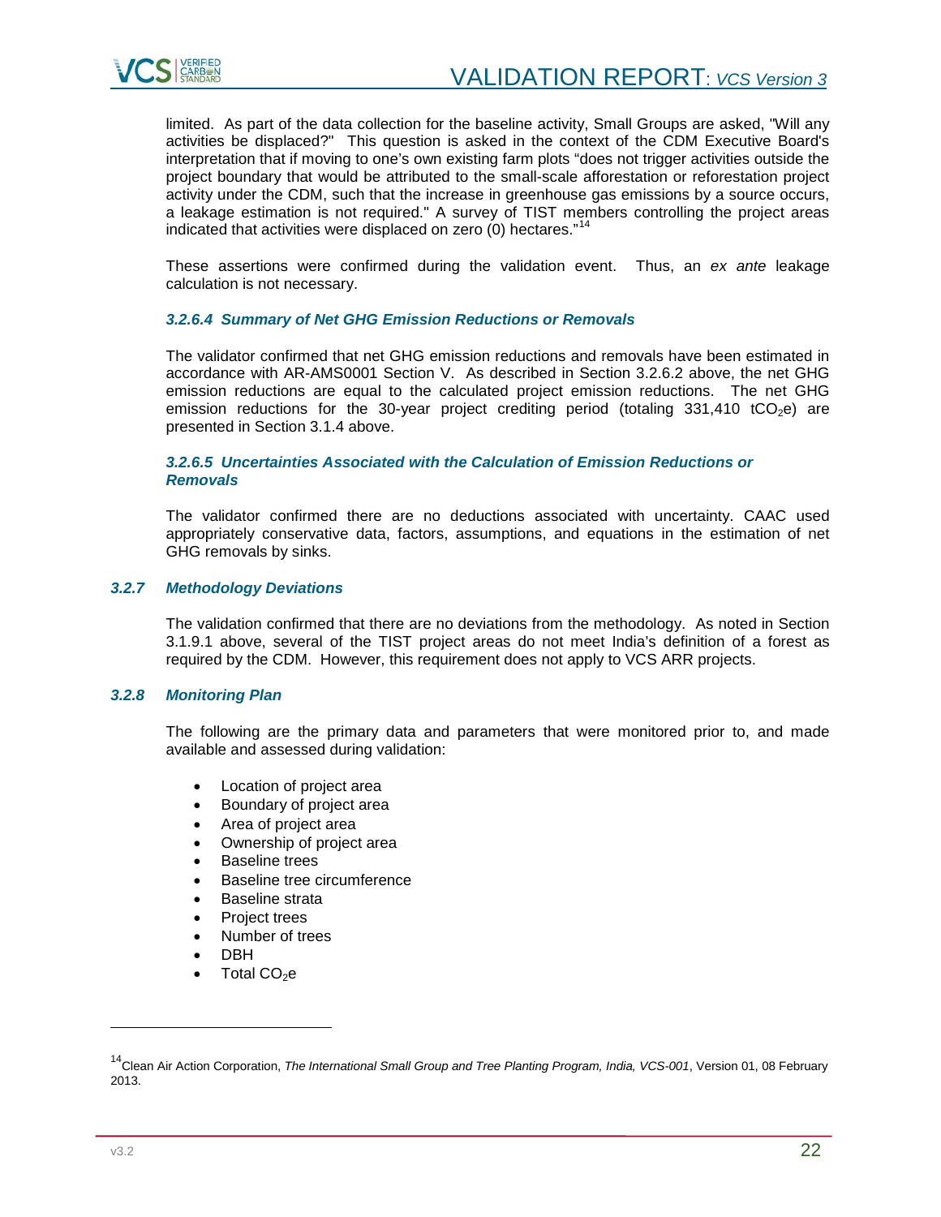limited. As part of the data collection for the baseline activity, Small Groups are asked, "Will any activities be displaced?" This question is asked in the context of the CDM Executive Board's interpretation that if moving to one's own existing farm plots "does not trigger activities outside the project boundary that would be attributed to the small-scale afforestation or reforestation project activity under the CDM, such that the increase in greenhouse gas emissions by a source occurs, a leakage estimation is not required." A survey of TIST members controlling the project areas indicated that activities were displaced on zero (0) hectares."[14]

These assertions were confirmed during the validation event. Thus, an *ex ante* leakage calculation is not necessary.

#### 3.2.6.4 Summary of Net GHG Emission Reductions or Removals

The validator confirmed that net GHG emission reductions and removals have been estimated in accordance with AR-AMS0001 Section V. As described in Section 3.2.6.2 above, the net GHG emission reductions are equal to the calculated project emission reductions. The net GHG emission reductions for the 30-year project crediting period (totaling 331,410 $tCO_2e$) are presented in Section 3.1.4 above.

#### 3.2.6.5 Uncertainties Associated with the Calculation of Emission Reductions or Removals

The validator confirmed there are no deductions associated with uncertainty. CAAC used appropriately conservative data, factors, assumptions, and equations in the estimation of net GHG removals by sinks.

### 3.2.7 Methodology Deviations

The validation confirmed that there are no deviations from the methodology. As noted in Section 3.1.9.1 above, several of the TIST project areas do not meet India's definition of a forest as required by the CDM. However, this requirement does not apply to VCS ARR projects.

### 3.2.8 Monitoring Plan

The following are the primary data and parameters that were monitored prior to, and made available and assessed during validation:

- Location of project area
- Boundary of project area
- Area of project area
- Ownership of project area
- Baseline trees
- Baseline tree circumference
- Baseline strata
- Project trees
- Number of trees
- DBH
- Total $CO_2e$

---

[14] Clean Air Action Corporation, *The International Small Group and Tree Planting Program, India, VCS-001*, Version 01, 08 February 2013.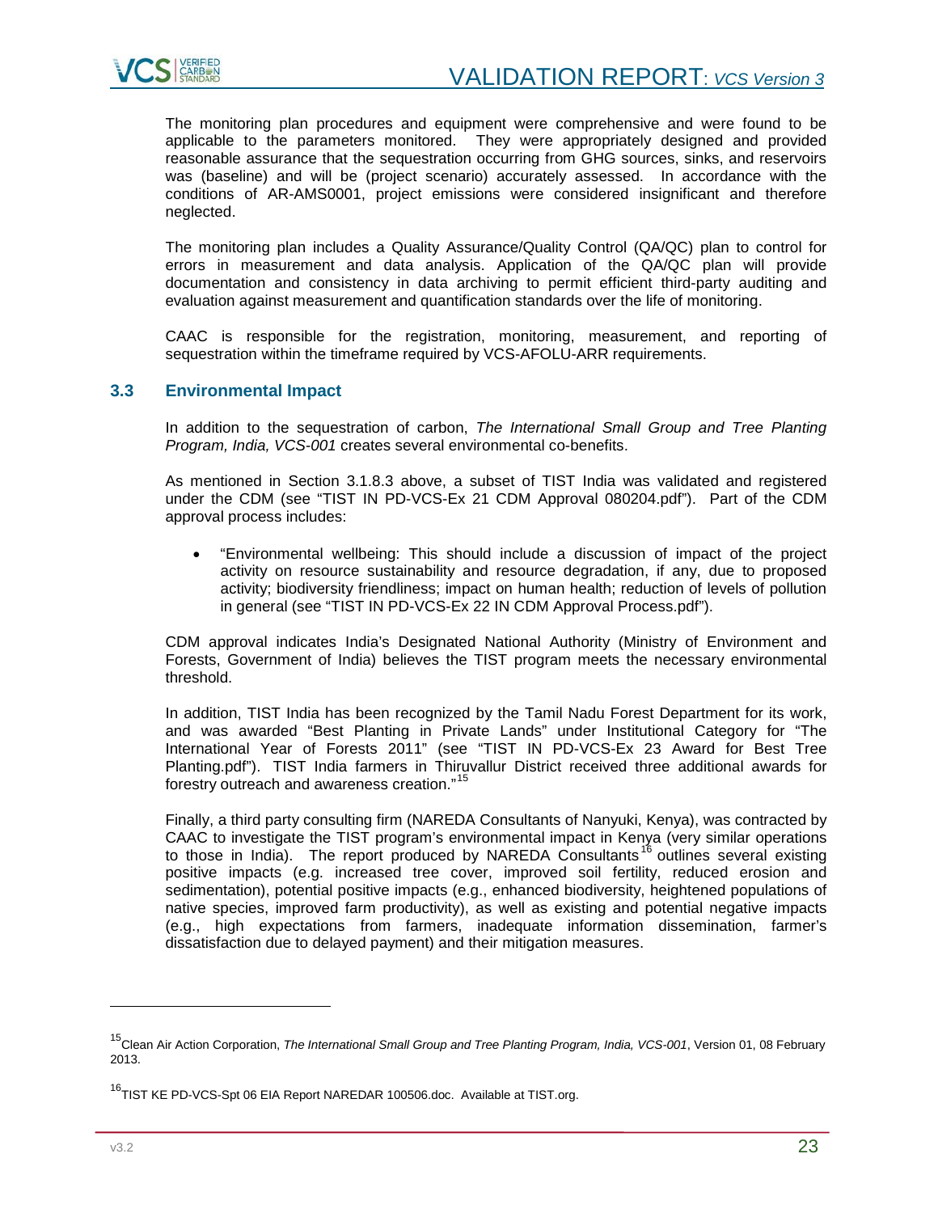The monitoring plan procedures and equipment were comprehensive and were found to be applicable to the parameters monitored. They were appropriately designed and provided reasonable assurance that the sequestration occurring from GHG sources, sinks, and reservoirs was (baseline) and will be (project scenario) accurately assessed. In accordance with the conditions of AR-AMS0001, project emissions were considered insignificant and therefore neglected.

The monitoring plan includes a Quality Assurance/Quality Control (QA/QC) plan to control for errors in measurement and data analysis. Application of the QA/QC plan will provide documentation and consistency in data archiving to permit efficient third-party auditing and evaluation against measurement and quantification standards over the life of monitoring.

CAAC is responsible for the registration, monitoring, measurement, and reporting of sequestration within the timeframe required by VCS-AFOLU-ARR requirements.

## 3.3 Environmental Impact

In addition to the sequestration of carbon, *The International Small Group and Tree Planting Program, India, VCS-001* creates several environmental co-benefits.

As mentioned in Section 3.1.8.3 above, a subset of TIST India was validated and registered under the CDM (see "TIST IN PD-VCS-Ex 21 CDM Approval 080204.pdf"). Part of the CDM approval process includes:

- "Environmental wellbeing: This should include a discussion of impact of the project activity on resource sustainability and resource degradation, if any, due to proposed activity; biodiversity friendliness; impact on human health; reduction of levels of pollution in general (see "TIST IN PD-VCS-Ex 22 IN CDM Approval Process.pdf").

CDM approval indicates India's Designated National Authority (Ministry of Environment and Forests, Government of India) believes the TIST program meets the necessary environmental threshold.

In addition, TIST India has been recognized by the Tamil Nadu Forest Department for its work, and was awarded "Best Planting in Private Lands" under Institutional Category for "The International Year of Forests 2011" (see "TIST IN PD-VCS-Ex 23 Award for Best Tree Planting.pdf"). TIST India farmers in Thiruvallur District received three additional awards for forestry outreach and awareness creation."[15]

Finally, a third party consulting firm (NAREDA Consultants of Nanyuki, Kenya), was contracted by CAAC to investigate the TIST program's environmental impact in Kenya (very similar operations to those in India). The report produced by NAREDA Consultants[16] outlines several existing positive impacts (e.g. increased tree cover, improved soil fertility, reduced erosion and sedimentation), potential positive impacts (e.g., enhanced biodiversity, heightened populations of native species, improved farm productivity), as well as existing and potential negative impacts (e.g., high expectations from farmers, inadequate information dissemination, farmer's dissatisfaction due to delayed payment) and their mitigation measures.

---

[15] Clean Air Action Corporation, *The International Small Group and Tree Planting Program, India, VCS-001*, Version 01, 08 February 2013.

[16] TIST KE PD-VCS-Spt 06 EIA Report NAREDAR 100506.doc. Available at TIST.org.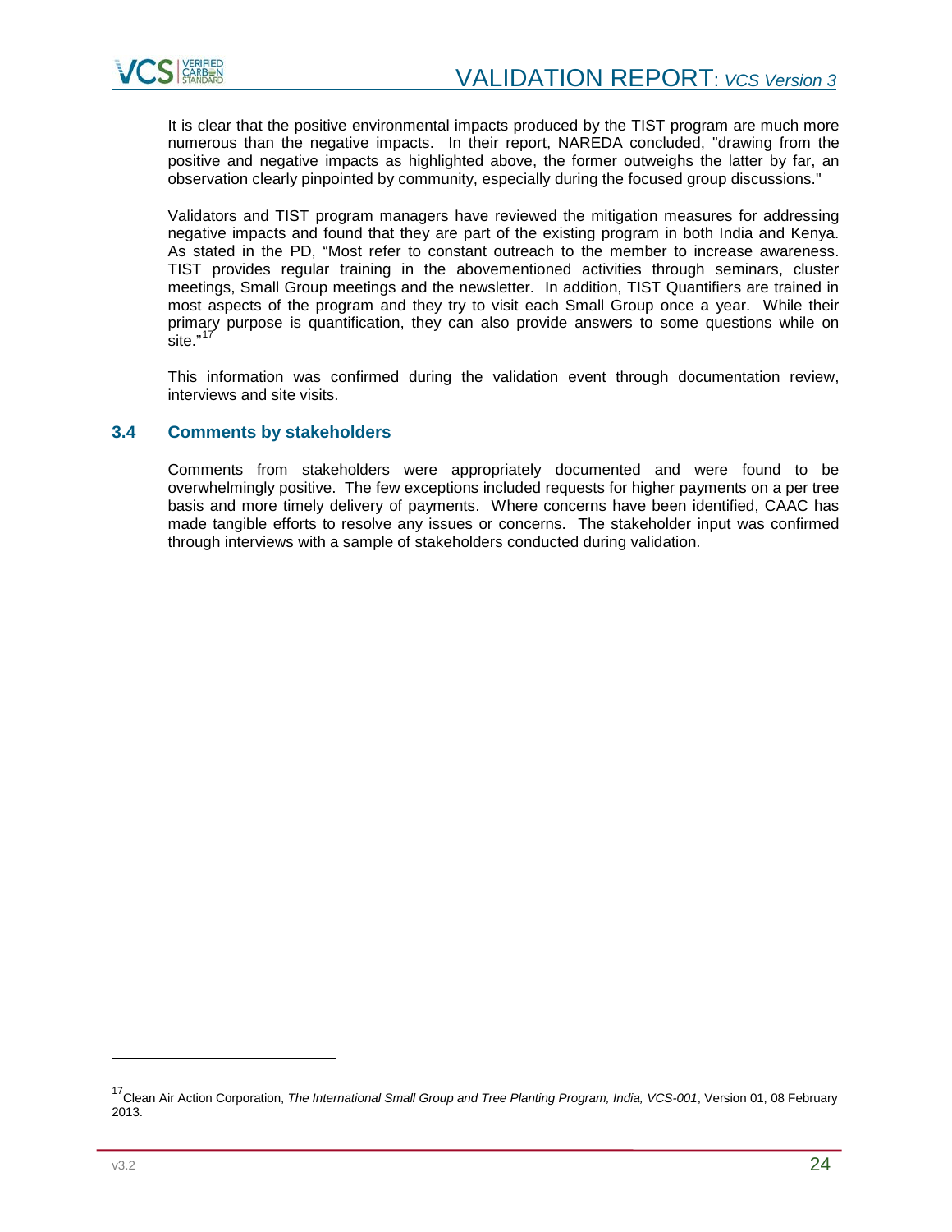It is clear that the positive environmental impacts produced by the TIST program are much more numerous than the negative impacts. In their report, NAREDA concluded, "drawing from the positive and negative impacts as highlighted above, the former outweighs the latter by far, an observation clearly pinpointed by community, especially during the focused group discussions."

Validators and TIST program managers have reviewed the mitigation measures for addressing negative impacts and found that they are part of the existing program in both India and Kenya. As stated in the PD, "Most refer to constant outreach to the member to increase awareness. TIST provides regular training in the abovementioned activities through seminars, cluster meetings, Small Group meetings and the newsletter. In addition, TIST Quantifiers are trained in most aspects of the program and they try to visit each Small Group once a year. While their primary purpose is quantification, they can also provide answers to some questions while on site."[17]

This information was confirmed during the validation event through documentation review, interviews and site visits.

### 3.4 Comments by stakeholders

Comments from stakeholders were appropriately documented and were found to be overwhelmingly positive. The few exceptions included requests for higher payments on a per tree basis and more timely delivery of payments. Where concerns have been identified, CAAC has made tangible efforts to resolve any issues or concerns. The stakeholder input was confirmed through interviews with a sample of stakeholders conducted during validation.

---

[17] Clean Air Action Corporation, *The International Small Group and Tree Planting Program, India, VCS-001*, Version 01, 08 February 2013.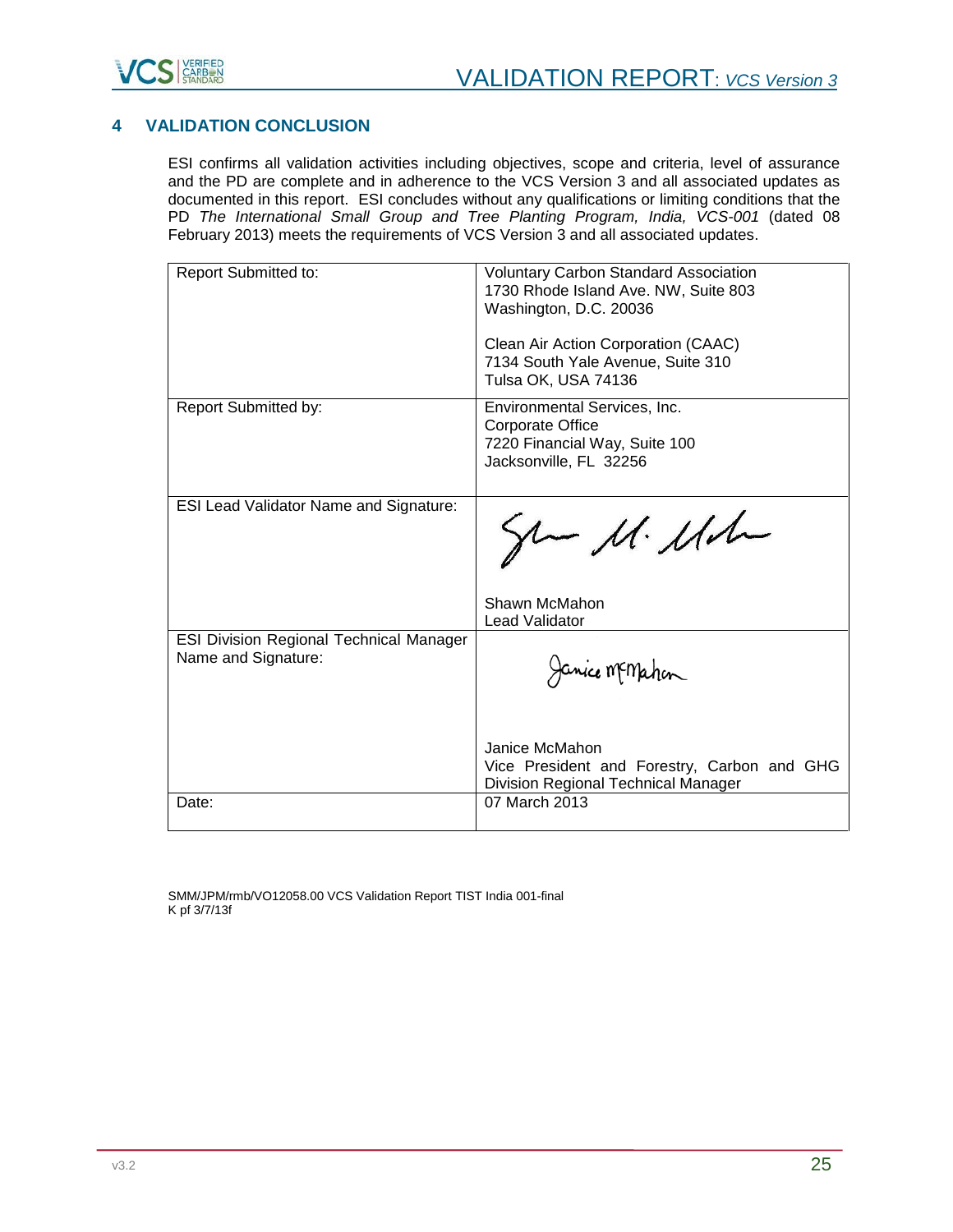## 4 VALIDATION CONCLUSION

ESI confirms all validation activities including objectives, scope and criteria, level of assurance and the PD are complete and in adherence to the VCS Version 3 and all associated updates as documented in this report. ESI concludes without any qualifications or limiting conditions that the PD *The International Small Group and Tree Planting Program, India, VCS-001* (dated 08 February 2013) meets the requirements of VCS Version 3 and all associated updates.

| | |
|---|---|
| Report Submitted to: | Voluntary Carbon Standard Association<br>1730 Rhode Island Ave. NW, Suite 803<br>Washington, D.C. 20036<br><br>Clean Air Action Corporation (CAAC)<br>7134 South Yale Avenue, Suite 310<br>Tulsa OK, USA 74136 |
| Report Submitted by: | Environmental Services, Inc.<br>Corporate Office<br>7220 Financial Way, Suite 100<br>Jacksonville, FL 32256 |
| ESI Lead Validator Name and Signature: | Shawn McMahon<br>Lead Validator |
| ESI Division Regional Technical Manager Name and Signature: | Janice McMahon<br>Vice President and Forestry, Carbon and GHG Division Regional Technical Manager |
| Date: | 07 March 2013 |

SMM/JPM/rmb/VO12058.00 VCS Validation Report TIST India 001-final
K pf 3/7/13f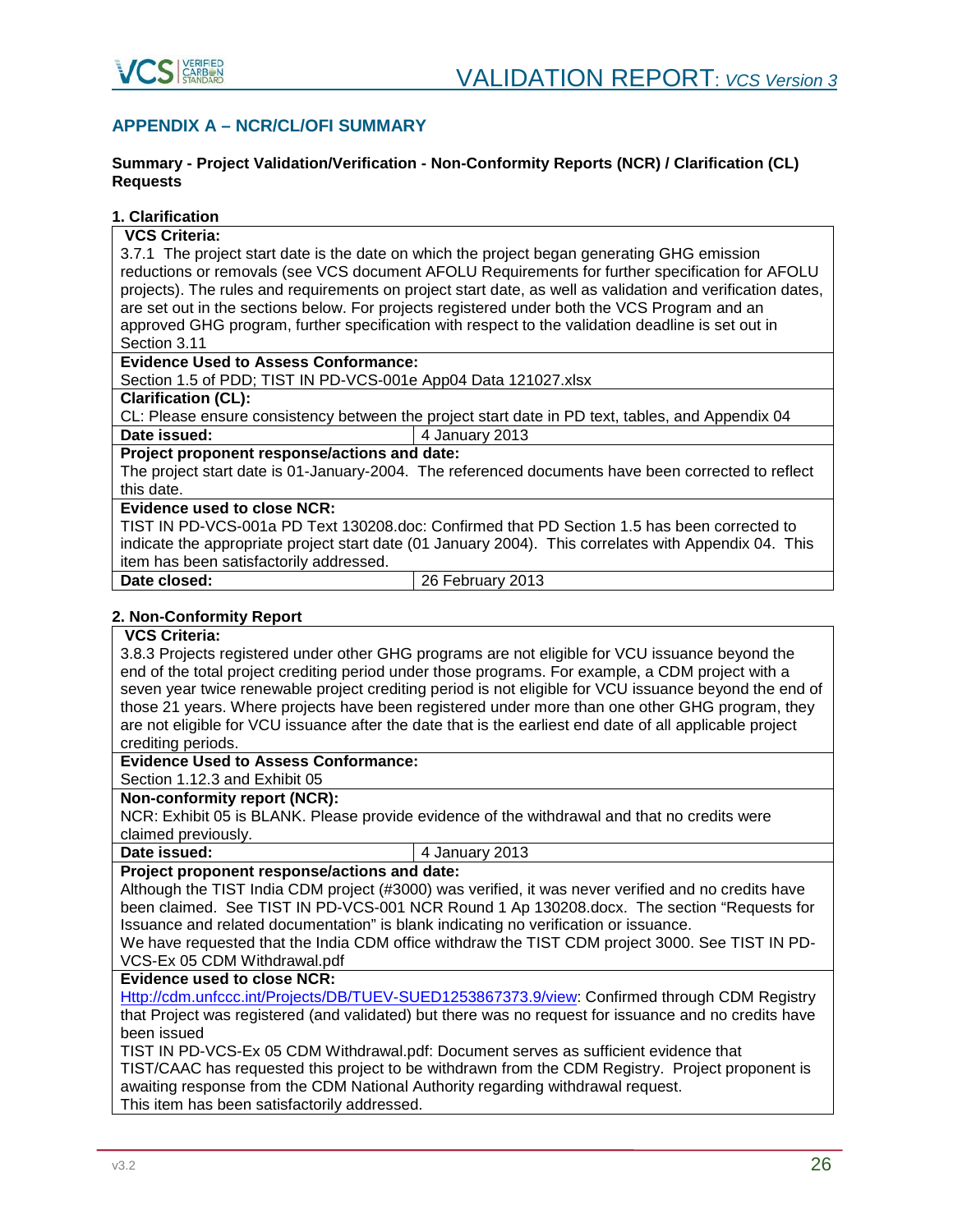## APPENDIX A – NCR/CL/OFI SUMMARY

**Summary - Project Validation/Verification - Non-Conformity Reports (NCR) / Clarification (CL) Requests**

**1. Clarification**

| **VCS Criteria:** | |
|---|---|
| 3.7.1 The project start date is the date on which the project began generating GHG emission reductions or removals (see VCS document AFOLU Requirements for further specification for AFOLU projects). The rules and requirements on project start date, as well as validation and verification dates, are set out in the sections below. For projects registered under both the VCS Program and an approved GHG program, further specification with respect to the validation deadline is set out in Section 3.11 | |
| **Evidence Used to Assess Conformance:** | |
| Section 1.5 of PDD; TIST IN PD-VCS-001e App04 Data 121027.xlsx | |
| **Clarification (CL):** | |
| CL: Please ensure consistency between the project start date in PD text, tables, and Appendix 04 | |
| **Date issued:** | 4 January 2013 |
| **Project proponent response/actions and date:** | |
| The project start date is 01-January-2004. The referenced documents have been corrected to reflect this date. | |
| **Evidence used to close NCR:** | |
| TIST IN PD-VCS-001a PD Text 130208.doc: Confirmed that PD Section 1.5 has been corrected to indicate the appropriate project start date (01 January 2004). This correlates with Appendix 04. This item has been satisfactorily addressed. | |
| **Date closed:** | 26 February 2013 |

**2. Non-Conformity Report**

| **VCS Criteria:** | |
|---|---|
| 3.8.3 Projects registered under other GHG programs are not eligible for VCU issuance beyond the end of the total project crediting period under those programs. For example, a CDM project with a seven year twice renewable project crediting period is not eligible for VCU issuance beyond the end of those 21 years. Where projects have been registered under more than one other GHG program, they are not eligible for VCU issuance after the date that is the earliest end date of all applicable project crediting periods. | |
| **Evidence Used to Assess Conformance:** | |
| Section 1.12.3 and Exhibit 05 | |
| **Non-conformity report (NCR):** | |
| NCR: Exhibit 05 is BLANK. Please provide evidence of the withdrawal and that no credits were claimed previously. | |
| **Date issued:** | 4 January 2013 |
| **Project proponent response/actions and date:** | |
| Although the TIST India CDM project (#3000) was verified, it was never verified and no credits have been claimed. See TIST IN PD-VCS-001 NCR Round 1 Ap 130208.docx. The section "Requests for Issuance and related documentation" is blank indicating no verification or issuance.<br>We have requested that the India CDM office withdraw the TIST CDM project 3000. See TIST IN PD-VCS-Ex 05 CDM Withdrawal.pdf | |
| **Evidence used to close NCR:** | |
| Http://cdm.unfccc.int/Projects/DB/TUEV-SUED1253867373.9/view: Confirmed through CDM Registry that Project was registered (and validated) but there was no request for issuance and no credits have been issued<br>TIST IN PD-VCS-Ex 05 CDM Withdrawal.pdf: Document serves as sufficient evidence that TIST/CAAC has requested this project to be withdrawn from the CDM Registry. Project proponent is awaiting response from the CDM National Authority regarding withdrawal request.<br>This item has been satisfactorily addressed. | |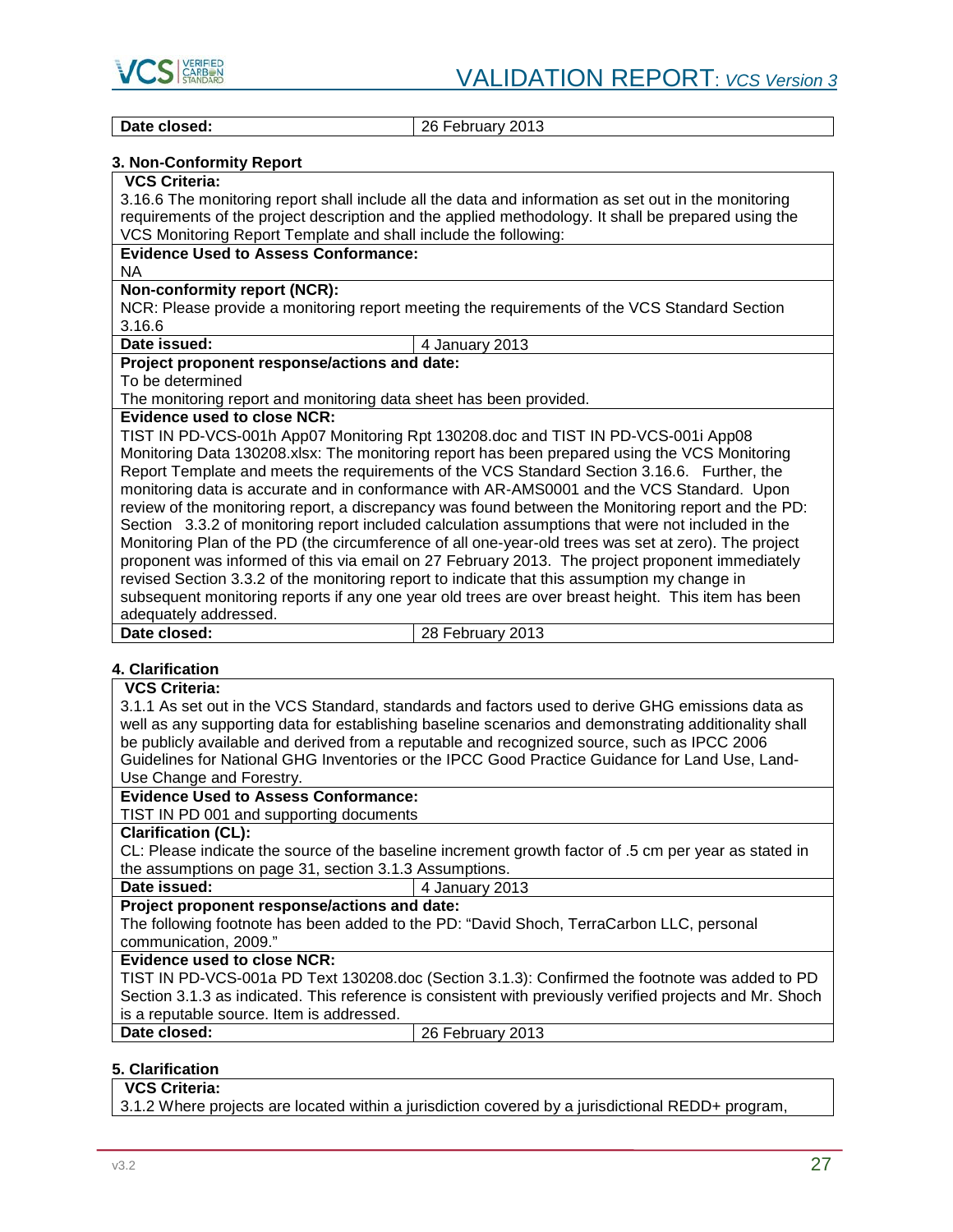| Date closed: | 26 February 2013 |
|---|---|

**3. Non-Conformity Report**

| **VCS Criteria:** | |
|---|---|
| 3.16.6 The monitoring report shall include all the data and information as set out in the monitoring requirements of the project description and the applied methodology. It shall be prepared using the VCS Monitoring Report Template and shall include the following: | |
| **Evidence Used to Assess Conformance:** | |
| NA | |
| **Non-conformity report (NCR):** | |
| NCR: Please provide a monitoring report meeting the requirements of the VCS Standard Section 3.16.6 | |
| **Date issued:** | 4 January 2013 |
| **Project proponent response/actions and date:** | |
| To be determined<br>The monitoring report and monitoring data sheet has been provided. | |
| **Evidence used to close NCR:** | |
| TIST IN PD-VCS-001h App07 Monitoring Rpt 130208.doc and TIST IN PD-VCS-001i App08 Monitoring Data 130208.xlsx: The monitoring report has been prepared using the VCS Monitoring Report Template and meets the requirements of the VCS Standard Section 3.16.6. Further, the monitoring data is accurate and in conformance with AR-AMS0001 and the VCS Standard. Upon review of the monitoring report, a discrepancy was found between the Monitoring report and the PD: Section 3.3.2 of monitoring report included calculation assumptions that were not included in the Monitoring Plan of the PD (the circumference of all one-year-old trees was set at zero). The project proponent was informed of this via email on 27 February 2013. The project proponent immediately revised Section 3.3.2 of the monitoring report to indicate that this assumption my change in subsequent monitoring reports if any one year old trees are over breast height. This item has been adequately addressed. | |
| **Date closed:** | 28 February 2013 |

**4. Clarification**

| **VCS Criteria:** | |
|---|---|
| 3.1.1 As set out in the VCS Standard, standards and factors used to derive GHG emissions data as well as any supporting data for establishing baseline scenarios and demonstrating additionality shall be publicly available and derived from a reputable and recognized source, such as IPCC 2006 Guidelines for National GHG Inventories or the IPCC Good Practice Guidance for Land Use, Land-Use Change and Forestry. | |
| **Evidence Used to Assess Conformance:** | |
| TIST IN PD 001 and supporting documents | |
| **Clarification (CL):** | |
| CL: Please indicate the source of the baseline increment growth factor of .5 cm per year as stated in the assumptions on page 31, section 3.1.3 Assumptions. | |
| **Date issued:** | 4 January 2013 |
| **Project proponent response/actions and date:** | |
| The following footnote has been added to the PD: "David Shoch, TerraCarbon LLC, personal communication, 2009." | |
| **Evidence used to close NCR:** | |
| TIST IN PD-VCS-001a PD Text 130208.doc (Section 3.1.3): Confirmed the footnote was added to PD Section 3.1.3 as indicated. This reference is consistent with previously verified projects and Mr. Shoch is a reputable source. Item is addressed. | |
| **Date closed:** | 26 February 2013 |

**5. Clarification**

| **VCS Criteria:** |
|---|
| 3.1.2 Where projects are located within a jurisdiction covered by a jurisdictional REDD+ program, |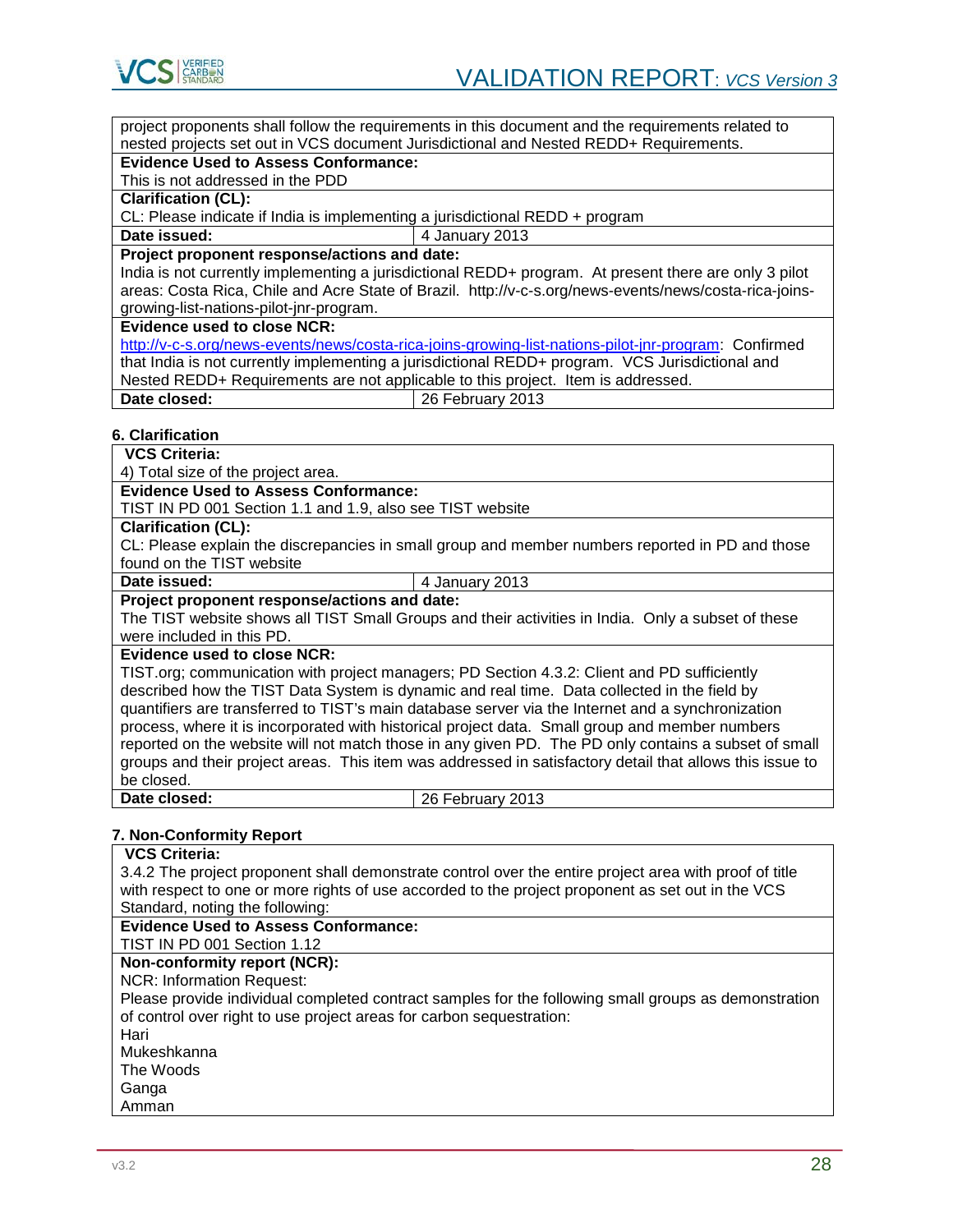| project proponents shall follow the requirements in this document and the requirements related to nested projects set out in VCS document Jurisdictional and Nested REDD+ Requirements. | |
|---|---|
| **Evidence Used to Assess Conformance:** | |
| This is not addressed in the PDD | |
| **Clarification (CL):** | |
| CL: Please indicate if India is implementing a jurisdictional REDD + program | |
| **Date issued:** | 4 January 2013 |
| **Project proponent response/actions and date:** | |
| India is not currently implementing a jurisdictional REDD+ program. At present there are only 3 pilot areas: Costa Rica, Chile and Acre State of Brazil. http://v-c-s.org/news-events/news/costa-rica-joins-growing-list-nations-pilot-jnr-program. | |
| **Evidence used to close NCR:** | |
| [http://v-c-s.org/news-events/news/costa-rica-joins-growing-list-nations-pilot-jnr-program](http://v-c-s.org/news-events/news/costa-rica-joins-growing-list-nations-pilot-jnr-program): Confirmed that India is not currently implementing a jurisdictional REDD+ program. VCS Jurisdictional and Nested REDD+ Requirements are not applicable to this project. Item is addressed. | |
| **Date closed:** | 26 February 2013 |

**6. Clarification**

| **VCS Criteria:** | |
|---|---|
| 4) Total size of the project area. | |
| **Evidence Used to Assess Conformance:** | |
| TIST IN PD 001 Section 1.1 and 1.9, also see TIST website | |
| **Clarification (CL):** | |
| CL: Please explain the discrepancies in small group and member numbers reported in PD and those found on the TIST website | |
| **Date issued:** | 4 January 2013 |
| **Project proponent response/actions and date:** | |
| The TIST website shows all TIST Small Groups and their activities in India. Only a subset of these were included in this PD. | |
| **Evidence used to close NCR:** | |
| TIST.org; communication with project managers; PD Section 4.3.2: Client and PD sufficiently described how the TIST Data System is dynamic and real time. Data collected in the field by quantifiers are transferred to TIST's main database server via the Internet and a synchronization process, where it is incorporated with historical project data. Small group and member numbers reported on the website will not match those in any given PD. The PD only contains a subset of small groups and their project areas. This item was addressed in satisfactory detail that allows this issue to be closed. | |
| **Date closed:** | 26 February 2013 |

**7. Non-Conformity Report**

| **VCS Criteria:** |
|---|
| 3.4.2 The project proponent shall demonstrate control over the entire project area with proof of title with respect to one or more rights of use accorded to the project proponent as set out in the VCS Standard, noting the following: |
| **Evidence Used to Assess Conformance:** |
| TIST IN PD 001 Section 1.12 |
| **Non-conformity report (NCR):** |
| NCR: Information Request:<br>Please provide individual completed contract samples for the following small groups as demonstration of control over right to use project areas for carbon sequestration:<br>Hari<br>Mukeshkanna<br>The Woods<br>Ganga<br>Amman |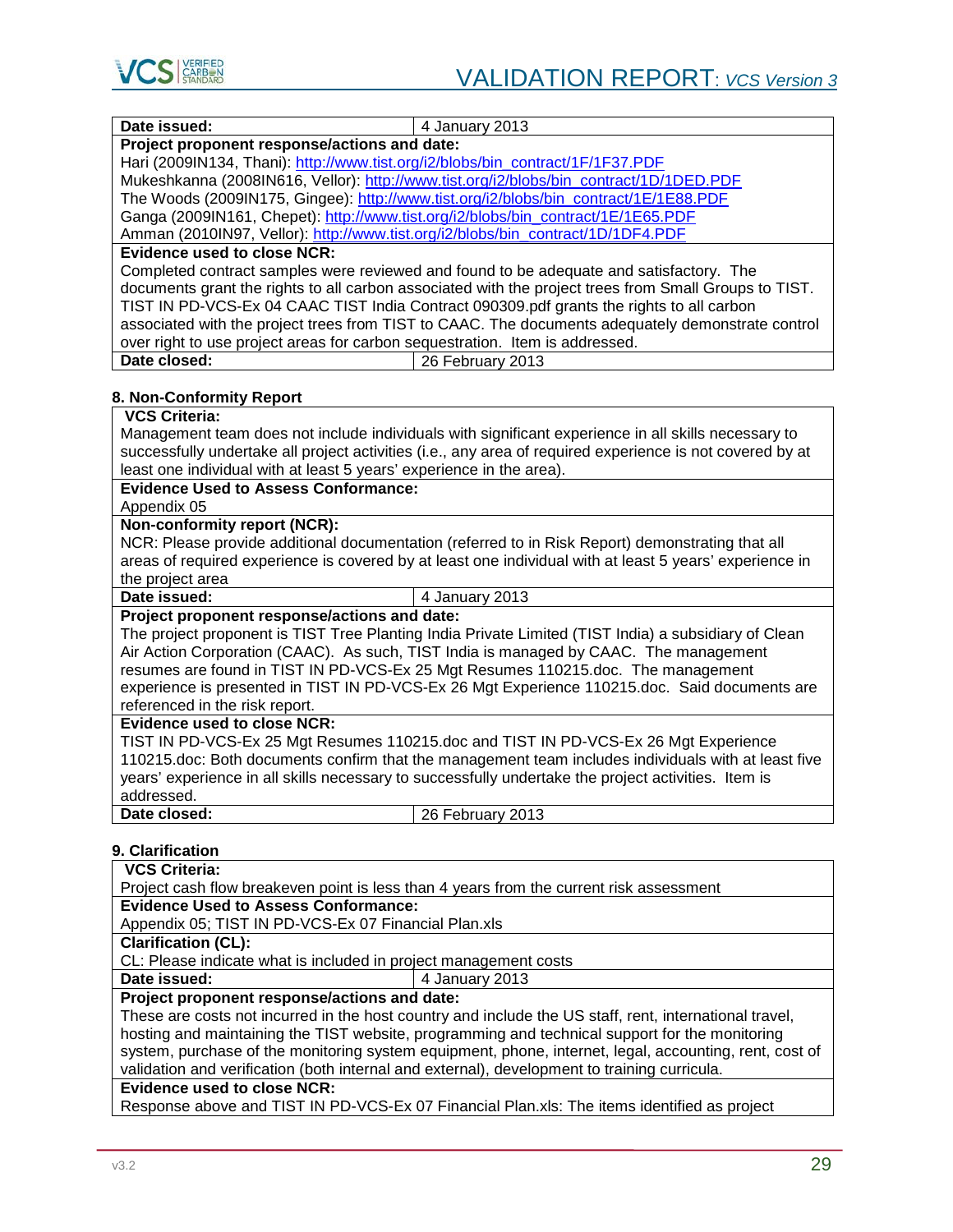| Date issued: | 4 January 2013 |
|---|---|
| **Project proponent response/actions and date:** | |
| Hari (2009IN134, Thani): http://www.tist.org/i2/blobs/bin_contract/1F/1F37.PDF<br>Mukeshkanna (2008IN616, Vellor): http://www.tist.org/i2/blobs/bin_contract/1D/1DED.PDF<br>The Woods (2009IN175, Gingee): http://www.tist.org/i2/blobs/bin_contract/1E/1E88.PDF<br>Ganga (2009IN161, Chepet): http://www.tist.org/i2/blobs/bin_contract/1E/1E65.PDF<br>Amman (2010IN97, Vellor): http://www.tist.org/i2/blobs/bin_contract/1D/1DF4.PDF | |
| **Evidence used to close NCR:** | |
| Completed contract samples were reviewed and found to be adequate and satisfactory. The documents grant the rights to all carbon associated with the project trees from Small Groups to TIST. TIST IN PD-VCS-Ex 04 CAAC TIST India Contract 090309.pdf grants the rights to all carbon associated with the project trees from TIST to CAAC. The documents adequately demonstrate control over right to use project areas for carbon sequestration. Item is addressed. | |
| **Date closed:** | 26 February 2013 |

**8. Non-Conformity Report**

| **VCS Criteria:** | |
|---|---|
| Management team does not include individuals with significant experience in all skills necessary to successfully undertake all project activities (i.e., any area of required experience is not covered by at least one individual with at least 5 years' experience in the area). | |
| **Evidence Used to Assess Conformance:** | |
| Appendix 05 | |
| **Non-conformity report (NCR):** | |
| NCR: Please provide additional documentation (referred to in Risk Report) demonstrating that all areas of required experience is covered by at least one individual with at least 5 years' experience in the project area | |
| **Date issued:** | 4 January 2013 |
| **Project proponent response/actions and date:** | |
| The project proponent is TIST Tree Planting India Private Limited (TIST India) a subsidiary of Clean Air Action Corporation (CAAC). As such, TIST India is managed by CAAC. The management resumes are found in TIST IN PD-VCS-Ex 25 Mgt Resumes 110215.doc. The management experience is presented in TIST IN PD-VCS-Ex 26 Mgt Experience 110215.doc. Said documents are referenced in the risk report. | |
| **Evidence used to close NCR:** | |
| TIST IN PD-VCS-Ex 25 Mgt Resumes 110215.doc and TIST IN PD-VCS-Ex 26 Mgt Experience 110215.doc: Both documents confirm that the management team includes individuals with at least five years' experience in all skills necessary to successfully undertake the project activities. Item is addressed. | |
| **Date closed:** | 26 February 2013 |

**9. Clarification**

| **VCS Criteria:** | |
|---|---|
| Project cash flow breakeven point is less than 4 years from the current risk assessment | |
| **Evidence Used to Assess Conformance:** | |
| Appendix 05; TIST IN PD-VCS-Ex 07 Financial Plan.xls | |
| **Clarification (CL):** | |
| CL: Please indicate what is included in project management costs | |
| **Date issued:** | 4 January 2013 |
| **Project proponent response/actions and date:** | |
| These are costs not incurred in the host country and include the US staff, rent, international travel, hosting and maintaining the TIST website, programming and technical support for the monitoring system, purchase of the monitoring system equipment, phone, internet, legal, accounting, rent, cost of validation and verification (both internal and external), development to training curricula. | |
| **Evidence used to close NCR:** | |
| Response above and TIST IN PD-VCS-Ex 07 Financial Plan.xls: The items identified as project | |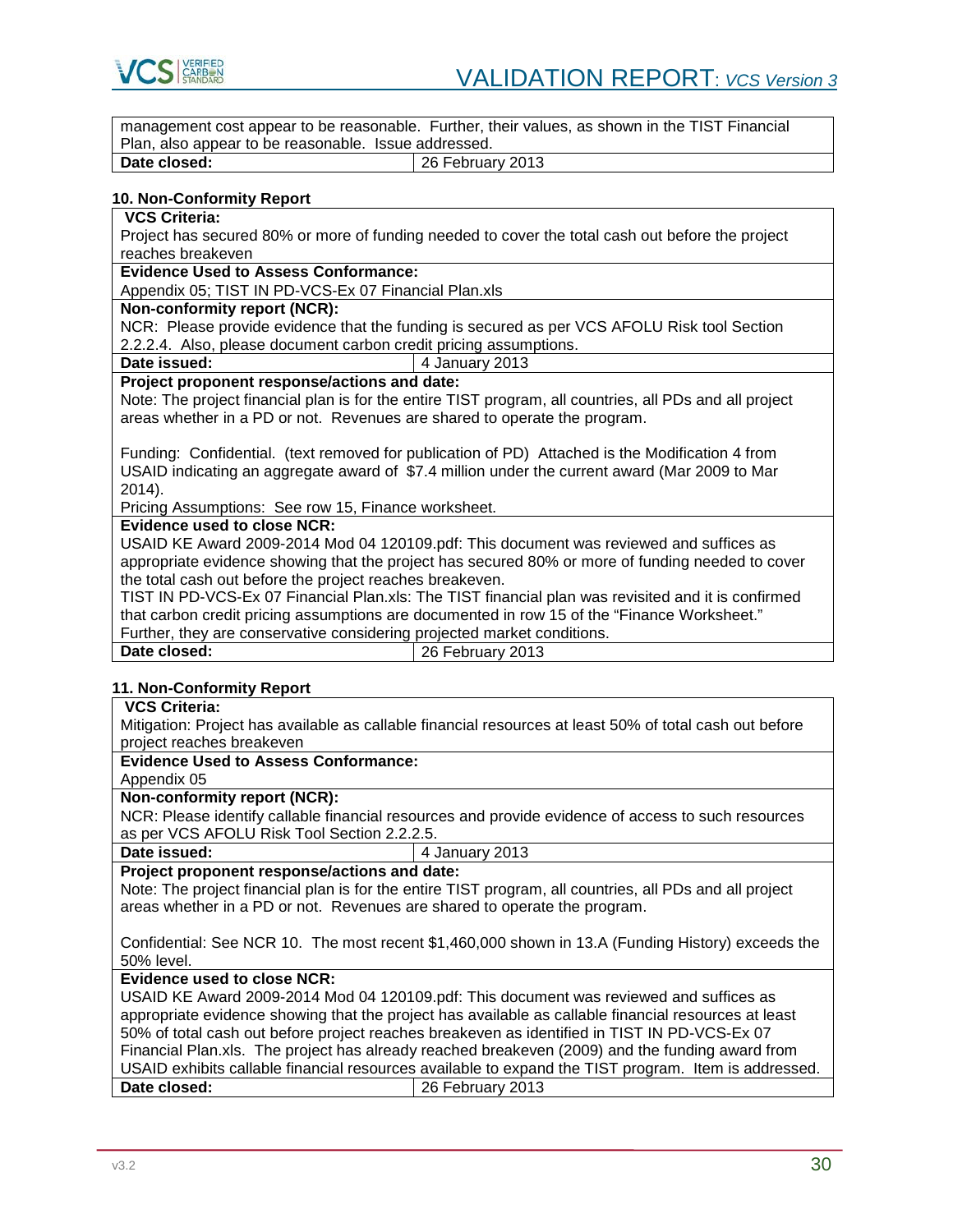| management cost appear to be reasonable. Further, their values, as shown in the TIST Financial Plan, also appear to be reasonable. Issue addressed. | |
|---|---|
| **Date closed:** | 26 February 2013 |

**10. Non-Conformity Report**

| **VCS Criteria:** | |
|---|---|
| Project has secured 80% or more of funding needed to cover the total cash out before the project reaches breakeven | |
| **Evidence Used to Assess Conformance:** | |
| Appendix 05; TIST IN PD-VCS-Ex 07 Financial Plan.xls | |
| **Non-conformity report (NCR):** | |
| NCR: Please provide evidence that the funding is secured as per VCS AFOLU Risk tool Section 2.2.2.4. Also, please document carbon credit pricing assumptions. | |
| **Date issued:** | 4 January 2013 |
| **Project proponent response/actions and date:** | |
| Note: The project financial plan is for the entire TIST program, all countries, all PDs and all project areas whether in a PD or not. Revenues are shared to operate the program.<br><br>Funding: Confidential. (text removed for publication of PD) Attached is the Modification 4 from USAID indicating an aggregate award of $7.4 million under the current award (Mar 2009 to Mar 2014).<br>Pricing Assumptions: See row 15, Finance worksheet. | |
| **Evidence used to close NCR:** | |
| USAID KE Award 2009-2014 Mod 04 120109.pdf: This document was reviewed and suffices as appropriate evidence showing that the project has secured 80% or more of funding needed to cover the total cash out before the project reaches breakeven.<br>TIST IN PD-VCS-Ex 07 Financial Plan.xls: The TIST financial plan was revisited and it is confirmed that carbon credit pricing assumptions are documented in row 15 of the "Finance Worksheet." Further, they are conservative considering projected market conditions. | |
| **Date closed:** | 26 February 2013 |

**11. Non-Conformity Report**

| **VCS Criteria:** | |
|---|---|
| Mitigation: Project has available as callable financial resources at least 50% of total cash out before project reaches breakeven | |
| **Evidence Used to Assess Conformance:** | |
| Appendix 05 | |
| **Non-conformity report (NCR):** | |
| NCR: Please identify callable financial resources and provide evidence of access to such resources as per VCS AFOLU Risk Tool Section 2.2.2.5. | |
| **Date issued:** | 4 January 2013 |
| **Project proponent response/actions and date:** | |
| Note: The project financial plan is for the entire TIST program, all countries, all PDs and all project areas whether in a PD or not. Revenues are shared to operate the program.<br><br>Confidential: See NCR 10. The most recent $1,460,000 shown in 13.A (Funding History) exceeds the 50% level. | |
| **Evidence used to close NCR:** | |
| USAID KE Award 2009-2014 Mod 04 120109.pdf: This document was reviewed and suffices as appropriate evidence showing that the project has available as callable financial resources at least 50% of total cash out before project reaches breakeven as identified in TIST IN PD-VCS-Ex 07 Financial Plan.xls. The project has already reached breakeven (2009) and the funding award from USAID exhibits callable financial resources available to expand the TIST program. Item is addressed. | |
| **Date closed:** | 26 February 2013 |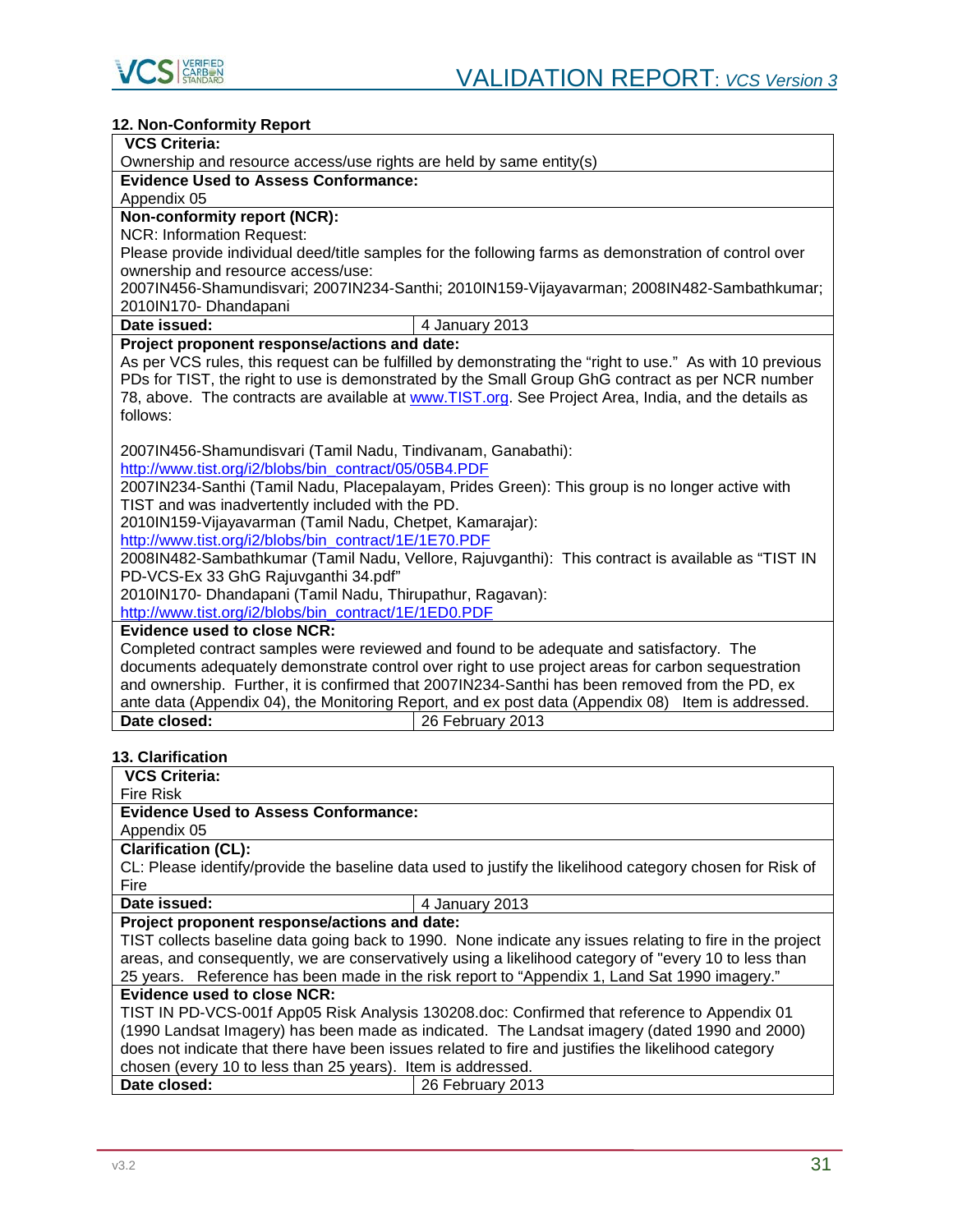## 12. Non-Conformity Report

| **VCS Criteria:** | |
|---|---|
| Ownership and resource access/use rights are held by same entity(s) | |
| **Evidence Used to Assess Conformance:** | |
| Appendix 05 | |
| **Non-conformity report (NCR):** NCR: Information Request: Please provide individual deed/title samples for the following farms as demonstration of control over ownership and resource access/use: 2007IN456-Shamundisvari; 2007IN234-Santhi; 2010IN159-Vijayavarman; 2008IN482-Sambathkumar; 2010IN170- Dhandapani | |
| **Date issued:** | 4 January 2013 |
| **Project proponent response/actions and date:** As per VCS rules, this request can be fulfilled by demonstrating the "right to use." As with 10 previous PDs for TIST, the right to use is demonstrated by the Small Group GhG contract as per NCR number 78, above. The contracts are available at www.TIST.org. See Project Area, India, and the details as follows:<br><br>2007IN456-Shamundisvari (Tamil Nadu, Tindivanam, Ganabathi): http://www.tist.org/i2/blobs/bin_contract/05/05B4.PDF<br>2007IN234-Santhi (Tamil Nadu, Placepalayam, Prides Green): This group is no longer active with TIST and was inadvertently included with the PD.<br>2010IN159-Vijayavarman (Tamil Nadu, Chetpet, Kamarajar): http://www.tist.org/i2/blobs/bin_contract/1E/1E70.PDF<br>2008IN482-Sambathkumar (Tamil Nadu, Vellore, Rajuvganthi): This contract is available as "TIST IN PD-VCS-Ex 33 GhG Rajuvganthi 34.pdf"<br>2010IN170- Dhandapani (Tamil Nadu, Thirupathur, Ragavan): http://www.tist.org/i2/blobs/bin_contract/1E/1ED0.PDF | |
| **Evidence used to close NCR:** Completed contract samples were reviewed and found to be adequate and satisfactory. The documents adequately demonstrate control over right to use project areas for carbon sequestration and ownership. Further, it is confirmed that 2007IN234-Santhi has been removed from the PD, ex ante data (Appendix 04), the Monitoring Report, and ex post data (Appendix 08) Item is addressed. | |
| **Date closed:** | 26 February 2013 |

## 13. Clarification

| **VCS Criteria:** | |
|---|---|
| Fire Risk | |
| **Evidence Used to Assess Conformance:** | |
| Appendix 05 | |
| **Clarification (CL):** CL: Please identify/provide the baseline data used to justify the likelihood category chosen for Risk of Fire | |
| **Date issued:** | 4 January 2013 |
| **Project proponent response/actions and date:** TIST collects baseline data going back to 1990. None indicate any issues relating to fire in the project areas, and consequently, we are conservatively using a likelihood category of "every 10 to less than 25 years. Reference has been made in the risk report to "Appendix 1, Land Sat 1990 imagery." | |
| **Evidence used to close NCR:** TIST IN PD-VCS-001f App05 Risk Analysis 130208.doc: Confirmed that reference to Appendix 01 (1990 Landsat Imagery) has been made as indicated. The Landsat imagery (dated 1990 and 2000) does not indicate that there have been issues related to fire and justifies the likelihood category chosen (every 10 to less than 25 years). Item is addressed. | |
| **Date closed:** | 26 February 2013 |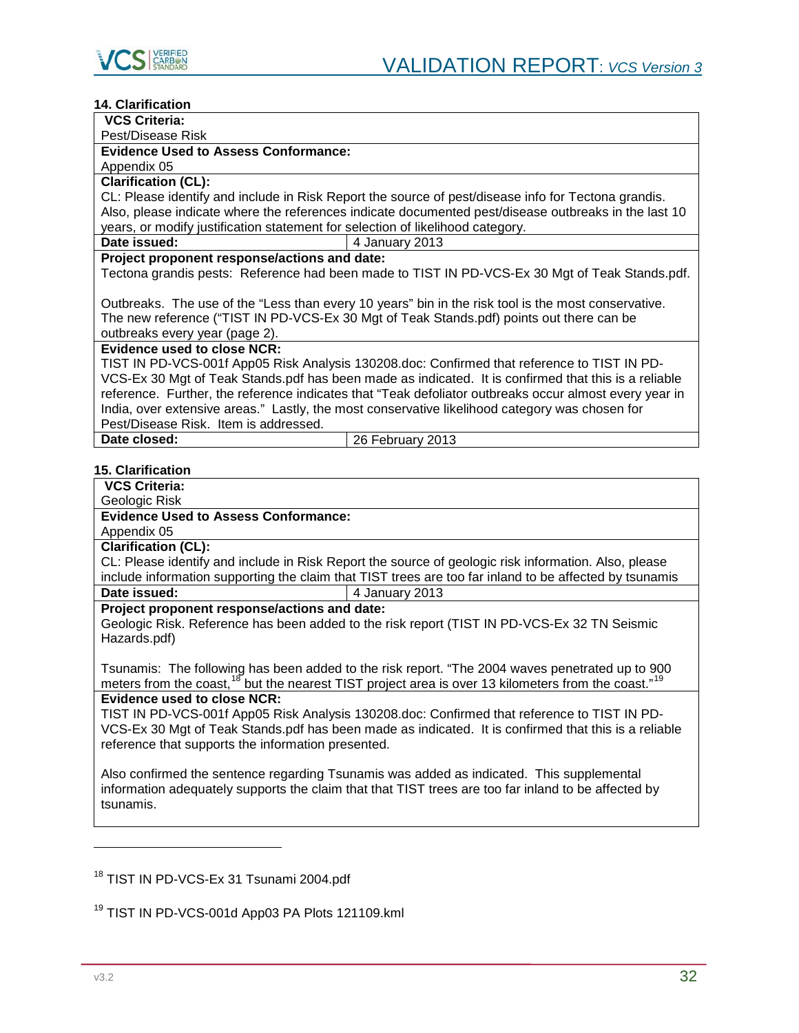**14. Clarification**

| **VCS Criteria:** | |
|---|---|
| Pest/Disease Risk | |
| **Evidence Used to Assess Conformance:** | |
| Appendix 05 | |
| **Clarification (CL):** | |
| CL: Please identify and include in Risk Report the source of pest/disease info for Tectona grandis. Also, please indicate where the references indicate documented pest/disease outbreaks in the last 10 years, or modify justification statement for selection of likelihood category. | |
| **Date issued:** | 4 January 2013 |
| **Project proponent response/actions and date:** | |
| Tectona grandis pests: Reference had been made to TIST IN PD-VCS-Ex 30 Mgt of Teak Stands.pdf.<br><br>Outbreaks. The use of the "Less than every 10 years" bin in the risk tool is the most conservative. The new reference ("TIST IN PD-VCS-Ex 30 Mgt of Teak Stands.pdf) points out there can be outbreaks every year (page 2). | |
| **Evidence used to close NCR:** | |
| TIST IN PD-VCS-001f App05 Risk Analysis 130208.doc: Confirmed that reference to TIST IN PD-VCS-Ex 30 Mgt of Teak Stands.pdf has been made as indicated. It is confirmed that this is a reliable reference. Further, the reference indicates that "Teak defoliator outbreaks occur almost every year in India, over extensive areas." Lastly, the most conservative likelihood category was chosen for Pest/Disease Risk. Item is addressed. | |
| **Date closed:** | 26 February 2013 |

**15. Clarification**

| **VCS Criteria:** | |
|---|---|
| Geologic Risk | |
| **Evidence Used to Assess Conformance:** | |
| Appendix 05 | |
| **Clarification (CL):** | |
| CL: Please identify and include in Risk Report the source of geologic risk information. Also, please include information supporting the claim that TIST trees are too far inland to be affected by tsunamis | |
| **Date issued:** | 4 January 2013 |
| **Project proponent response/actions and date:** | |
| Geologic Risk. Reference has been added to the risk report (TIST IN PD-VCS-Ex 32 TN Seismic Hazards.pdf)<br><br>Tsunamis: The following has been added to the risk report. "The 2004 waves penetrated up to 900 meters from the coast,[18] but the nearest TIST project area is over 13 kilometers from the coast."[19] | |
| **Evidence used to close NCR:** | |
| TIST IN PD-VCS-001f App05 Risk Analysis 130208.doc: Confirmed that reference to TIST IN PD-VCS-Ex 30 Mgt of Teak Stands.pdf has been made as indicated. It is confirmed that this is a reliable reference that supports the information presented.<br><br>Also confirmed the sentence regarding Tsunamis was added as indicated. This supplemental information adequately supports the claim that that TIST trees are too far inland to be affected by tsunamis. | |

[18] TIST IN PD-VCS-Ex 31 Tsunami 2004.pdf

[19] TIST IN PD-VCS-001d App03 PA Plots 121109.kml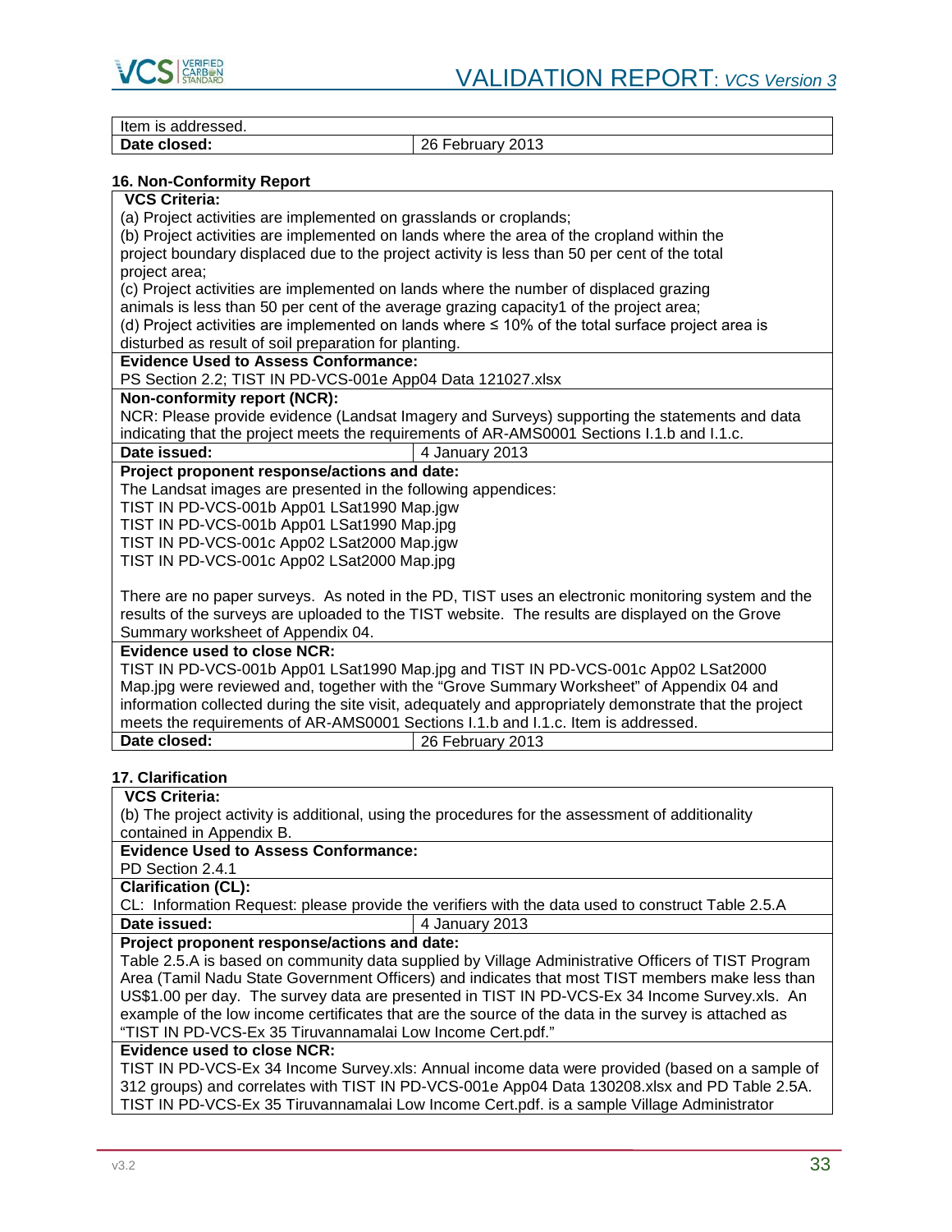| Item is addressed. | |
|---|---|
| **Date closed:** | 26 February 2013 |

**16. Non-Conformity Report**

| **VCS Criteria:** | |
|---|---|
| (a) Project activities are implemented on grasslands or croplands;<br>(b) Project activities are implemented on lands where the area of the cropland within the project boundary displaced due to the project activity is less than 50 per cent of the total project area;<br>(c) Project activities are implemented on lands where the number of displaced grazing animals is less than 50 per cent of the average grazing capacity1 of the project area;<br>(d) Project activities are implemented on lands where ≤ 10% of the total surface project area is disturbed as result of soil preparation for planting. | |
| **Evidence Used to Assess Conformance:** | |
| PS Section 2.2; TIST IN PD-VCS-001e App04 Data 121027.xlsx | |
| **Non-conformity report (NCR):** | |
| NCR: Please provide evidence (Landsat Imagery and Surveys) supporting the statements and data indicating that the project meets the requirements of AR-AMS0001 Sections I.1.b and I.1.c. | |
| **Date issued:** | 4 January 2013 |
| **Project proponent response/actions and date:** | |
| The Landsat images are presented in the following appendices:<br>TIST IN PD-VCS-001b App01 LSat1990 Map.jgw<br>TIST IN PD-VCS-001b App01 LSat1990 Map.jpg<br>TIST IN PD-VCS-001c App02 LSat2000 Map.jgw<br>TIST IN PD-VCS-001c App02 LSat2000 Map.jpg<br><br>There are no paper surveys. As noted in the PD, TIST uses an electronic monitoring system and the results of the surveys are uploaded to the TIST website. The results are displayed on the Grove Summary worksheet of Appendix 04. | |
| **Evidence used to close NCR:** | |
| TIST IN PD-VCS-001b App01 LSat1990 Map.jpg and TIST IN PD-VCS-001c App02 LSat2000 Map.jpg were reviewed and, together with the "Grove Summary Worksheet" of Appendix 04 and information collected during the site visit, adequately and appropriately demonstrate that the project meets the requirements of AR-AMS0001 Sections I.1.b and I.1.c. Item is addressed. | |
| **Date closed:** | 26 February 2013 |

**17. Clarification**

| **VCS Criteria:** | |
|---|---|
| (b) The project activity is additional, using the procedures for the assessment of additionality contained in Appendix B. | |
| **Evidence Used to Assess Conformance:** | |
| PD Section 2.4.1 | |
| **Clarification (CL):** | |
| CL: Information Request: please provide the verifiers with the data used to construct Table 2.5.A | |
| **Date issued:** | 4 January 2013 |
| **Project proponent response/actions and date:** | |
| Table 2.5.A is based on community data supplied by Village Administrative Officers of TIST Program Area (Tamil Nadu State Government Officers) and indicates that most TIST members make less than US$1.00 per day. The survey data are presented in TIST IN PD-VCS-Ex 34 Income Survey.xls. An example of the low income certificates that are the source of the data in the survey is attached as "TIST IN PD-VCS-Ex 35 Tiruvannamalai Low Income Cert.pdf." | |
| **Evidence used to close NCR:** | |
| TIST IN PD-VCS-Ex 34 Income Survey.xls: Annual income data were provided (based on a sample of 312 groups) and correlates with TIST IN PD-VCS-001e App04 Data 130208.xlsx and PD Table 2.5A. TIST IN PD-VCS-Ex 35 Tiruvannamalai Low Income Cert.pdf. is a sample Village Administrator | |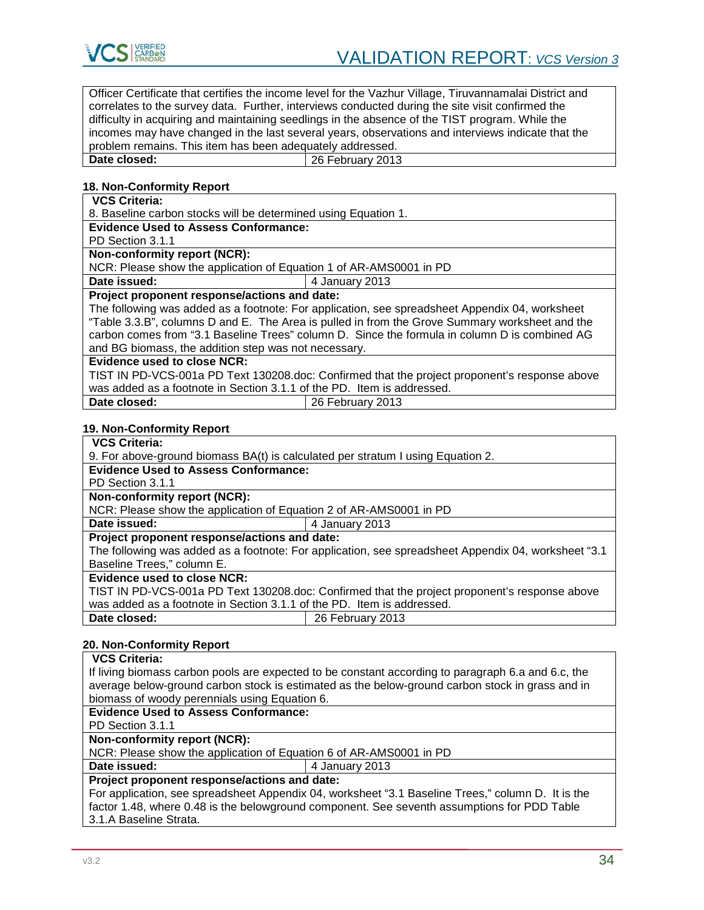| Officer Certificate that certifies the income level for the Vazhur Village, Tiruvannamalai District and correlates to the survey data. Further, interviews conducted during the site visit confirmed the difficulty in acquiring and maintaining seedlings in the absence of the TIST program. While the incomes may have changed in the last several years, observations and interviews indicate that the problem remains. This item has been adequately addressed. | |
|---|---|
| **Date closed:** | 26 February 2013 |

**18. Non-Conformity Report**

| **VCS Criteria:** | |
|---|---|
| 8. Baseline carbon stocks will be determined using Equation 1. | |
| **Evidence Used to Assess Conformance:** | |
| PD Section 3.1.1 | |
| **Non-conformity report (NCR):** | |
| NCR: Please show the application of Equation 1 of AR-AMS0001 in PD | |
| **Date issued:** | 4 January 2013 |
| **Project proponent response/actions and date:** | |
| The following was added as a footnote: For application, see spreadsheet Appendix 04, worksheet “Table 3.3.B”, columns D and E. The Area is pulled in from the Grove Summary worksheet and the carbon comes from “3.1 Baseline Trees” column D. Since the formula in column D is combined AG and BG biomass, the addition step was not necessary. | |
| **Evidence used to close NCR:** | |
| TIST IN PD-VCS-001a PD Text 130208.doc: Confirmed that the project proponent’s response above was added as a footnote in Section 3.1.1 of the PD. Item is addressed. | |
| **Date closed:** | 26 February 2013 |

**19. Non-Conformity Report**

| **VCS Criteria:** | |
|---|---|
| 9. For above-ground biomass BA(t) is calculated per stratum I using Equation 2. | |
| **Evidence Used to Assess Conformance:** | |
| PD Section 3.1.1 | |
| **Non-conformity report (NCR):** | |
| NCR: Please show the application of Equation 2 of AR-AMS0001 in PD | |
| **Date issued:** | 4 January 2013 |
| **Project proponent response/actions and date:** | |
| The following was added as a footnote: For application, see spreadsheet Appendix 04, worksheet “3.1 Baseline Trees,” column E. | |
| **Evidence used to close NCR:** | |
| TIST IN PD-VCS-001a PD Text 130208.doc: Confirmed that the project proponent’s response above was added as a footnote in Section 3.1.1 of the PD. Item is addressed. | |
| **Date closed:** | 26 February 2013 |

**20. Non-Conformity Report**

| **VCS Criteria:** | |
|---|---|
| If living biomass carbon pools are expected to be constant according to paragraph 6.a and 6.c, the average below-ground carbon stock is estimated as the below-ground carbon stock in grass and in biomass of woody perennials using Equation 6. | |
| **Evidence Used to Assess Conformance:** | |
| PD Section 3.1.1 | |
| **Non-conformity report (NCR):** | |
| NCR: Please show the application of Equation 6 of AR-AMS0001 in PD | |
| **Date issued:** | 4 January 2013 |
| **Project proponent response/actions and date:** | |
| For application, see spreadsheet Appendix 04, worksheet “3.1 Baseline Trees,” column D. It is the factor 1.48, where 0.48 is the belowground component. See seventh assumptions for PDD Table 3.1.A Baseline Strata. | |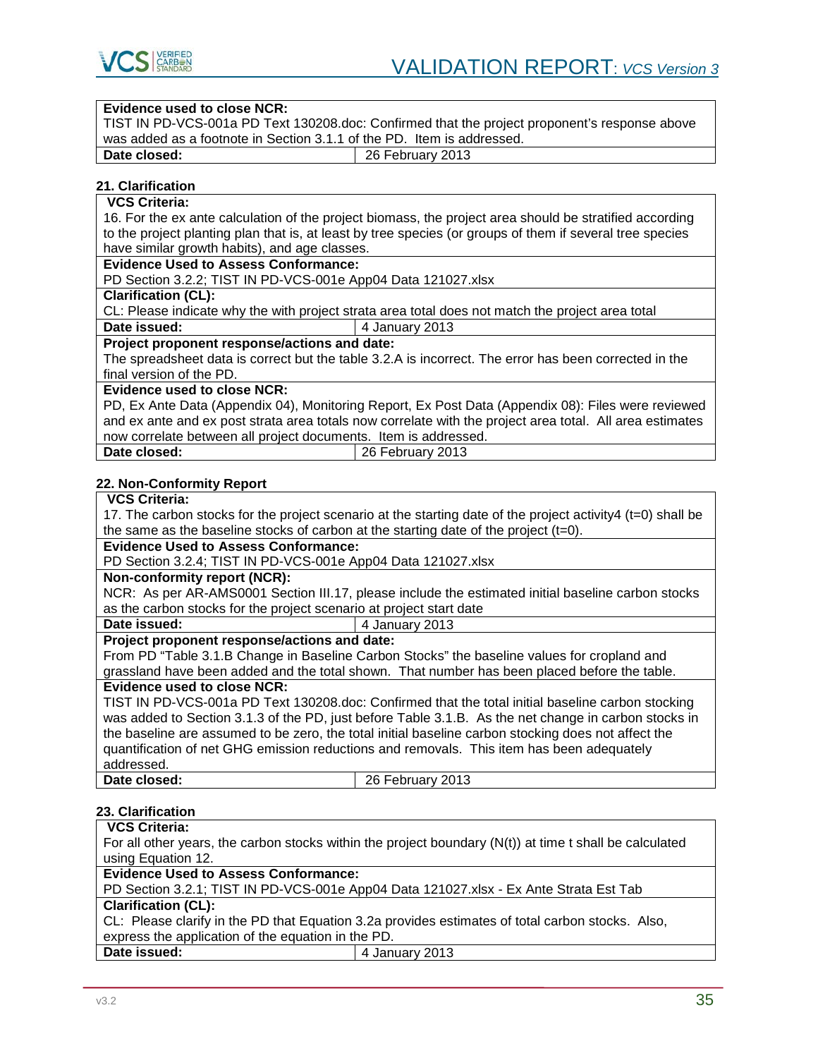| **Evidence used to close NCR:** | |
|---|---|
| TIST IN PD-VCS-001a PD Text 130208.doc: Confirmed that the project proponent's response above was added as a footnote in Section 3.1.1 of the PD. Item is addressed. | |
| **Date closed:** | 26 February 2013 |

**21. Clarification**

| **VCS Criteria:** | |
|---|---|
| 16. For the ex ante calculation of the project biomass, the project area should be stratified according to the project planting plan that is, at least by tree species (or groups of them if several tree species have similar growth habits), and age classes. | |
| **Evidence Used to Assess Conformance:** | |
| PD Section 3.2.2; TIST IN PD-VCS-001e App04 Data 121027.xlsx | |
| **Clarification (CL):** | |
| CL: Please indicate why the with project strata area total does not match the project area total | |
| **Date issued:** | 4 January 2013 |
| **Project proponent response/actions and date:** | |
| The spreadsheet data is correct but the table 3.2.A is incorrect. The error has been corrected in the final version of the PD. | |
| **Evidence used to close NCR:** | |
| PD, Ex Ante Data (Appendix 04), Monitoring Report, Ex Post Data (Appendix 08): Files were reviewed and ex ante and ex post strata area totals now correlate with the project area total. All area estimates now correlate between all project documents. Item is addressed. | |
| **Date closed:** | 26 February 2013 |

**22. Non-Conformity Report**

| **VCS Criteria:** | |
|---|---|
| 17. The carbon stocks for the project scenario at the starting date of the project activity4 (t=0) shall be the same as the baseline stocks of carbon at the starting date of the project (t=0). | |
| **Evidence Used to Assess Conformance:** | |
| PD Section 3.2.4; TIST IN PD-VCS-001e App04 Data 121027.xlsx | |
| **Non-conformity report (NCR):** | |
| NCR: As per AR-AMS0001 Section III.17, please include the estimated initial baseline carbon stocks as the carbon stocks for the project scenario at project start date | |
| **Date issued:** | 4 January 2013 |
| **Project proponent response/actions and date:** | |
| From PD "Table 3.1.B Change in Baseline Carbon Stocks" the baseline values for cropland and grassland have been added and the total shown. That number has been placed before the table. | |
| **Evidence used to close NCR:** | |
| TIST IN PD-VCS-001a PD Text 130208.doc: Confirmed that the total initial baseline carbon stocking was added to Section 3.1.3 of the PD, just before Table 3.1.B. As the net change in carbon stocks in the baseline are assumed to be zero, the total initial baseline carbon stocking does not affect the quantification of net GHG emission reductions and removals. This item has been adequately addressed. | |
| **Date closed:** | 26 February 2013 |

**23. Clarification**

| **VCS Criteria:** | |
|---|---|
| For all other years, the carbon stocks within the project boundary (N(t)) at time t shall be calculated using Equation 12. | |
| **Evidence Used to Assess Conformance:** | |
| PD Section 3.2.1; TIST IN PD-VCS-001e App04 Data 121027.xlsx - Ex Ante Strata Est Tab | |
| **Clarification (CL):** | |
| CL: Please clarify in the PD that Equation 3.2a provides estimates of total carbon stocks. Also, express the application of the equation in the PD. | |
| **Date issued:** | 4 January 2013 |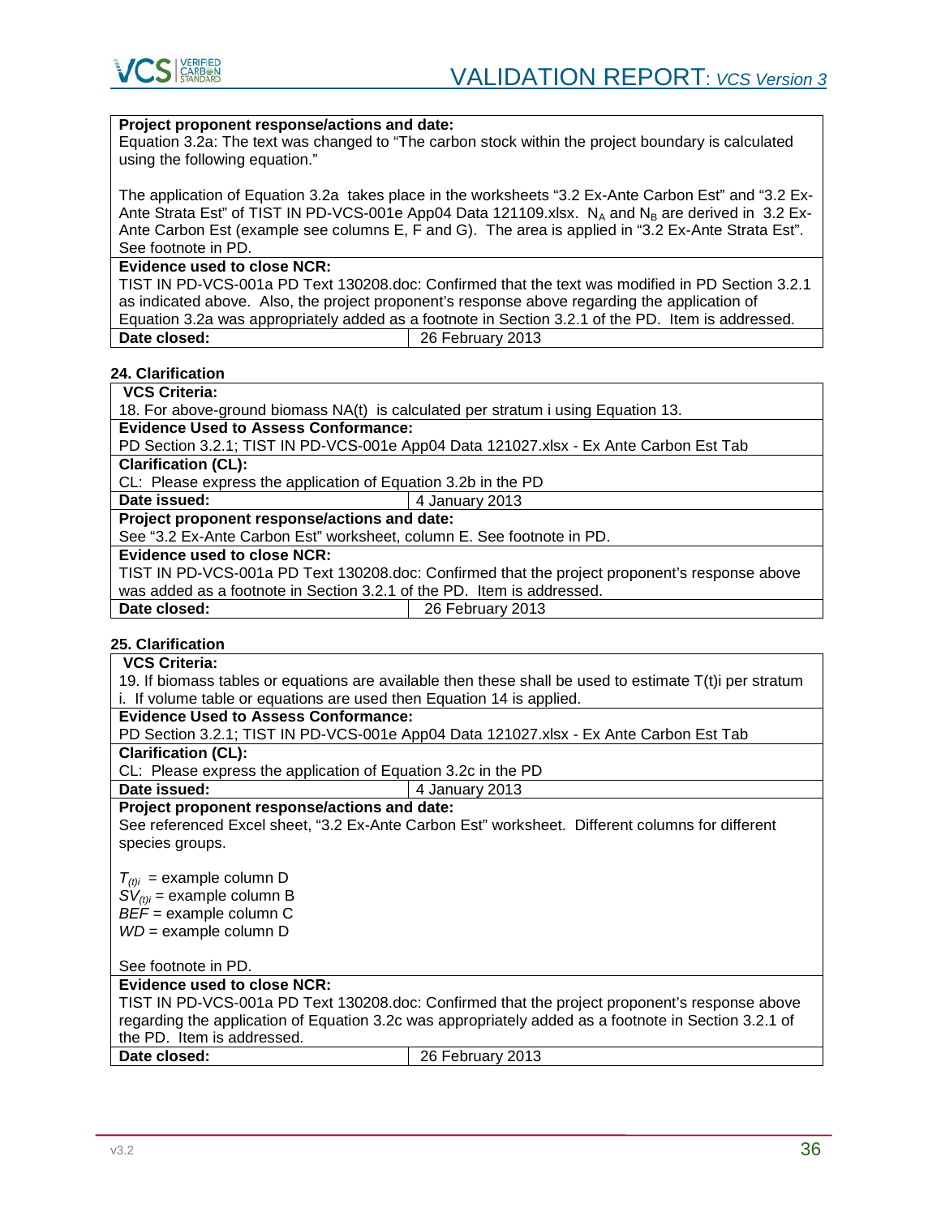| | |
|---|---|
| **Project proponent response/actions and date:** | |
| Equation 3.2a: The text was changed to "The carbon stock within the project boundary is calculated using the following equation."<br><br>The application of Equation 3.2a takes place in the worksheets "3.2 Ex-Ante Carbon Est" and "3.2 Ex-Ante Strata Est" of TIST IN PD-VCS-001e App04 Data 121109.xlsx. $N_A$ and $N_B$ are derived in 3.2 Ex-Ante Carbon Est (example see columns E, F and G). The area is applied in "3.2 Ex-Ante Strata Est". See footnote in PD. | |
| **Evidence used to close NCR:** | |
| TIST IN PD-VCS-001a PD Text 130208.doc: Confirmed that the text was modified in PD Section 3.2.1 as indicated above. Also, the project proponent's response above regarding the application of Equation 3.2a was appropriately added as a footnote in Section 3.2.1 of the PD. Item is addressed. | |
| **Date closed:** | 26 February 2013 |

**24. Clarification**

| | |
|---|---|
| **VCS Criteria:** | |
| 18. For above-ground biomass NA(t) is calculated per stratum i using Equation 13. | |
| **Evidence Used to Assess Conformance:** | |
| PD Section 3.2.1; TIST IN PD-VCS-001e App04 Data 121027.xlsx - Ex Ante Carbon Est Tab | |
| **Clarification (CL):** | |
| CL: Please express the application of Equation 3.2b in the PD | |
| **Date issued:** | 4 January 2013 |
| **Project proponent response/actions and date:** | |
| See "3.2 Ex-Ante Carbon Est" worksheet, column E. See footnote in PD. | |
| **Evidence used to close NCR:** | |
| TIST IN PD-VCS-001a PD Text 130208.doc: Confirmed that the project proponent's response above was added as a footnote in Section 3.2.1 of the PD. Item is addressed. | |
| **Date closed:** | 26 February 2013 |

**25. Clarification**

| | |
|---|---|
| **VCS Criteria:** | |
| 19. If biomass tables or equations are available then these shall be used to estimate T(t)i per stratum i. If volume table or equations are used then Equation 14 is applied. | |
| **Evidence Used to Assess Conformance:** | |
| PD Section 3.2.1; TIST IN PD-VCS-001e App04 Data 121027.xlsx - Ex Ante Carbon Est Tab | |
| **Clarification (CL):** | |
| CL: Please express the application of Equation 3.2c in the PD | |
| **Date issued:** | 4 January 2013 |
| **Project proponent response/actions and date:** | |
| See referenced Excel sheet, "3.2 Ex-Ante Carbon Est" worksheet. Different columns for different species groups.<br><br>$T_{(t)i}$ = example column D<br>$SV_{(t)i}$ = example column B<br>*BEF* = example column C<br>*WD* = example column D<br><br>See footnote in PD. | |
| **Evidence used to close NCR:** | |
| TIST IN PD-VCS-001a PD Text 130208.doc: Confirmed that the project proponent's response above regarding the application of Equation 3.2c was appropriately added as a footnote in Section 3.2.1 of the PD. Item is addressed. | |
| **Date closed:** | 26 February 2013 |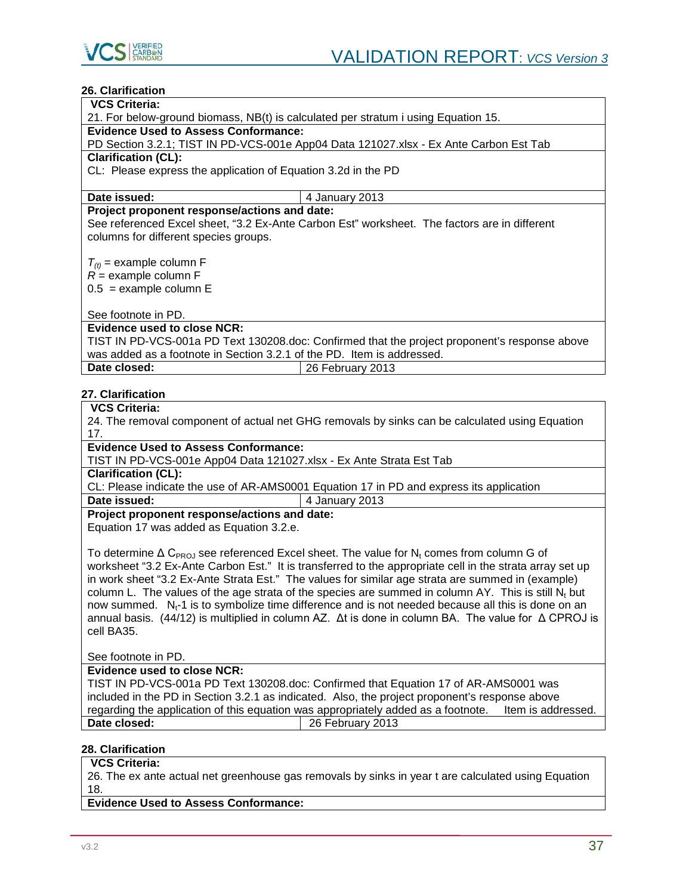**26. Clarification**

| **VCS Criteria:** | |
|---|---|
| 21. For below-ground biomass, NB(t) is calculated per stratum i using Equation 15. | |
| **Evidence Used to Assess Conformance:** | |
| PD Section 3.2.1; TIST IN PD-VCS-001e App04 Data 121027.xlsx - Ex Ante Carbon Est Tab | |
| **Clarification (CL):** | |
| CL: Please express the application of Equation 3.2d in the PD | |
| **Date issued:** | 4 January 2013 |
| **Project proponent response/actions and date:** | |
| See referenced Excel sheet, "3.2 Ex-Ante Carbon Est" worksheet. The factors are in different columns for different species groups.<br><br>$T_{(t)}$ = example column F<br>$R$ = example column F<br>0.5 = example column E<br><br>See footnote in PD. | |
| **Evidence used to close NCR:** | |
| TIST IN PD-VCS-001a PD Text 130208.doc: Confirmed that the project proponent's response above was added as a footnote in Section 3.2.1 of the PD. Item is addressed. | |
| **Date closed:** | 26 February 2013 |

**27. Clarification**

| **VCS Criteria:** | |
|---|---|
| 24. The removal component of actual net GHG removals by sinks can be calculated using Equation 17. | |
| **Evidence Used to Assess Conformance:** | |
| TIST IN PD-VCS-001e App04 Data 121027.xlsx - Ex Ante Strata Est Tab | |
| **Clarification (CL):** | |
| CL: Please indicate the use of AR-AMS0001 Equation 17 in PD and express its application | |
| **Date issued:** | 4 January 2013 |
| **Project proponent response/actions and date:** | |
| Equation 17 was added as Equation 3.2.e.<br><br>To determine $\Delta C_{PROJ}$ see referenced Excel sheet. The value for $N_t$ comes from column G of worksheet "3.2 Ex-Ante Carbon Est." It is transferred to the appropriate cell in the strata array set up in work sheet "3.2 Ex-Ante Strata Est." The values for similar age strata are summed in (example) column L. The values of the age strata of the species are summed in column AY. This is still $N_t$ but now summed. $N_t$-1 is to symbolize time difference and is not needed because all this is done on an annual basis. (44/12) is multiplied in column AZ. $\Delta t$ is done in column BA. The value for $\Delta$ CPROJ is cell BA35.<br><br>See footnote in PD. | |
| **Evidence used to close NCR:** | |
| TIST IN PD-VCS-001a PD Text 130208.doc: Confirmed that Equation 17 of AR-AMS0001 was included in the PD in Section 3.2.1 as indicated. Also, the project proponent's response above regarding the application of this equation was appropriately added as a footnote. Item is addressed. | |
| **Date closed:** | 26 February 2013 |

**28. Clarification**

| **VCS Criteria:** |
|---|
| 26. The ex ante actual net greenhouse gas removals by sinks in year t are calculated using Equation 18. |
| **Evidence Used to Assess Conformance:** |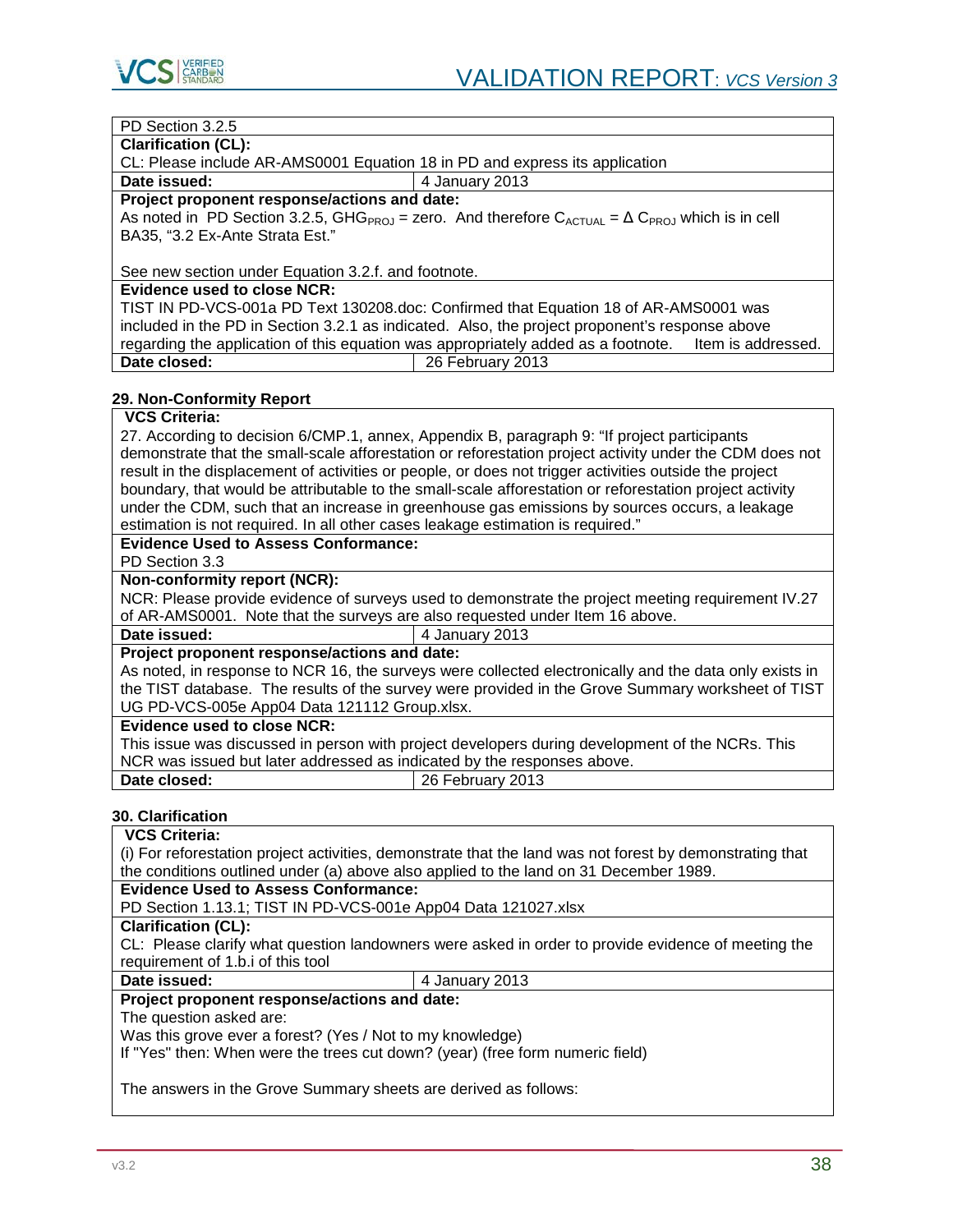| PD Section 3.2.5 | |
|---|---|
| **Clarification (CL):** | |
| CL: Please include AR-AMS0001 Equation 18 in PD and express its application | |
| **Date issued:** | 4 January 2013 |
| **Project proponent response/actions and date:** | |
| As noted in PD Section 3.2.5, $GHG_{PROJ}$ = zero. And therefore $C_{ACTUAL} = \Delta C_{PROJ}$ which is in cell BA35, "3.2 Ex-Ante Strata Est."<br><br>See new section under Equation 3.2.f. and footnote. | |
| **Evidence used to close NCR:** | |
| TIST IN PD-VCS-001a PD Text 130208.doc: Confirmed that Equation 18 of AR-AMS0001 was included in the PD in Section 3.2.1 as indicated. Also, the project proponent's response above regarding the application of this equation was appropriately added as a footnote. Item is addressed. | |
| **Date closed:** | 26 February 2013 |

**29. Non-Conformity Report**

| **VCS Criteria:** | |
|---|---|
| 27. According to decision 6/CMP.1, annex, Appendix B, paragraph 9: "If project participants demonstrate that the small-scale afforestation or reforestation project activity under the CDM does not result in the displacement of activities or people, or does not trigger activities outside the project boundary, that would be attributable to the small-scale afforestation or reforestation project activity under the CDM, such that an increase in greenhouse gas emissions by sources occurs, a leakage estimation is not required. In all other cases leakage estimation is required." | |
| **Evidence Used to Assess Conformance:** | |
| PD Section 3.3 | |
| **Non-conformity report (NCR):** | |
| NCR: Please provide evidence of surveys used to demonstrate the project meeting requirement IV.27 of AR-AMS0001. Note that the surveys are also requested under Item 16 above. | |
| **Date issued:** | 4 January 2013 |
| **Project proponent response/actions and date:** | |
| As noted, in response to NCR 16, the surveys were collected electronically and the data only exists in the TIST database. The results of the survey were provided in the Grove Summary worksheet of TIST UG PD-VCS-005e App04 Data 121112 Group.xlsx. | |
| **Evidence used to close NCR:** | |
| This issue was discussed in person with project developers during development of the NCRs. This NCR was issued but later addressed as indicated by the responses above. | |
| **Date closed:** | 26 February 2013 |

**30. Clarification**

| **VCS Criteria:** | |
|---|---|
| (i) For reforestation project activities, demonstrate that the land was not forest by demonstrating that the conditions outlined under (a) above also applied to the land on 31 December 1989. | |
| **Evidence Used to Assess Conformance:** | |
| PD Section 1.13.1; TIST IN PD-VCS-001e App04 Data 121027.xlsx | |
| **Clarification (CL):** | |
| CL: Please clarify what question landowners were asked in order to provide evidence of meeting the requirement of 1.b.i of this tool | |
| **Date issued:** | 4 January 2013 |
| **Project proponent response/actions and date:** | |
| The question asked are:<br>Was this grove ever a forest? (Yes / Not to my knowledge)<br>If "Yes" then: When were the trees cut down? (year) (free form numeric field)<br><br>The answers in the Grove Summary sheets are derived as follows: | |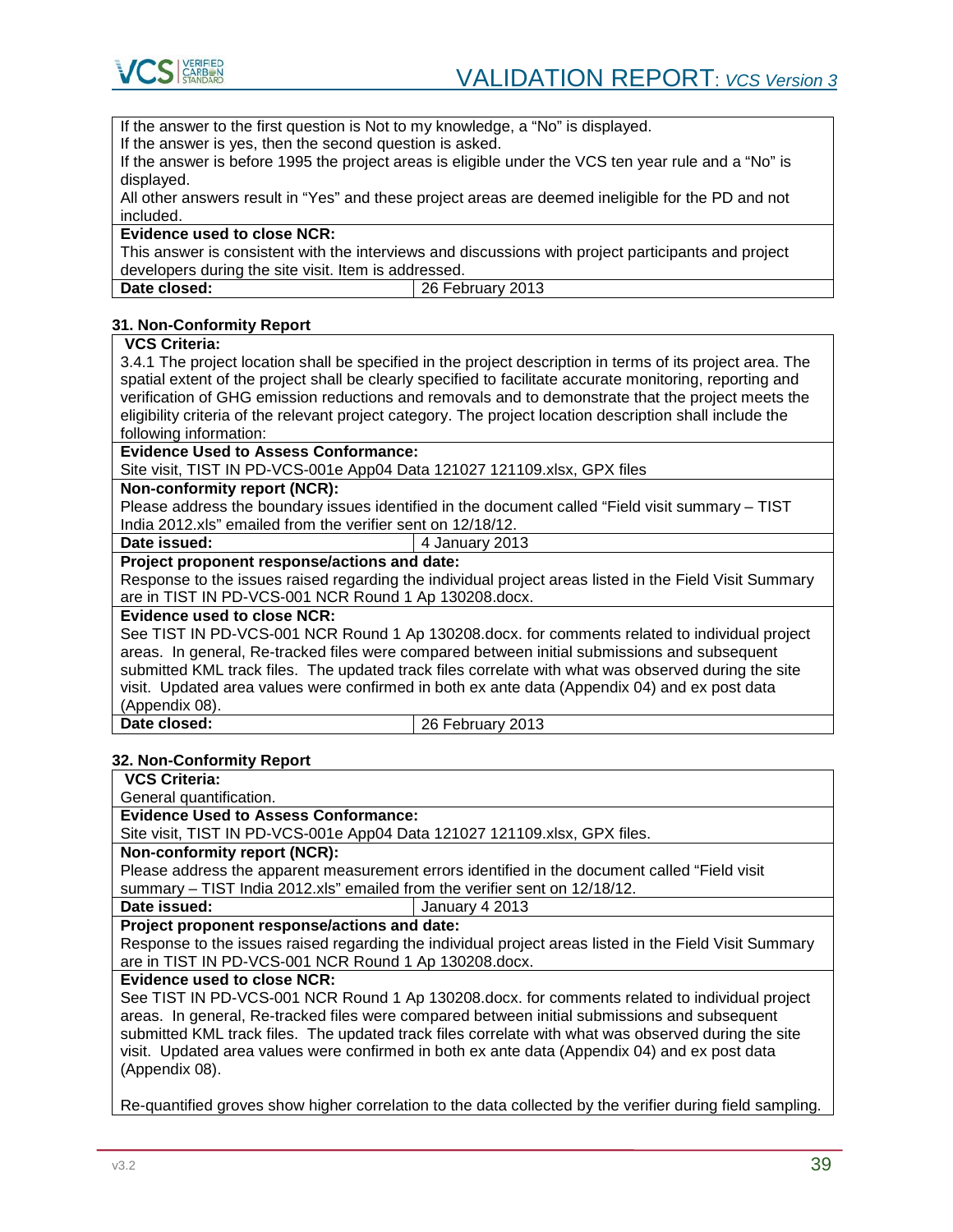| If the answer to the first question is Not to my knowledge, a "No" is displayed.<br>If the answer is yes, then the second question is asked.<br>If the answer is before 1995 the project areas is eligible under the VCS ten year rule and a "No" is displayed.<br>All other answers result in "Yes" and these project areas are deemed ineligible for the PD and not included. | |
|---|---|
| **Evidence used to close NCR:** | |
| This answer is consistent with the interviews and discussions with project participants and project developers during the site visit. Item is addressed. | |
| **Date closed:** | 26 February 2013 |

**31. Non-Conformity Report**

| **VCS Criteria:** | |
|---|---|
| 3.4.1 The project location shall be specified in the project description in terms of its project area. The spatial extent of the project shall be clearly specified to facilitate accurate monitoring, reporting and verification of GHG emission reductions and removals and to demonstrate that the project meets the eligibility criteria of the relevant project category. The project location description shall include the following information: | |
| **Evidence Used to Assess Conformance:** | |
| Site visit, TIST IN PD-VCS-001e App04 Data 121027 121109.xlsx, GPX files | |
| **Non-conformity report (NCR):** | |
| Please address the boundary issues identified in the document called "Field visit summary – TIST India 2012.xls" emailed from the verifier sent on 12/18/12. | |
| **Date issued:** | 4 January 2013 |
| **Project proponent response/actions and date:** | |
| Response to the issues raised regarding the individual project areas listed in the Field Visit Summary are in TIST IN PD-VCS-001 NCR Round 1 Ap 130208.docx. | |
| **Evidence used to close NCR:** | |
| See TIST IN PD-VCS-001 NCR Round 1 Ap 130208.docx. for comments related to individual project areas. In general, Re-tracked files were compared between initial submissions and subsequent submitted KML track files. The updated track files correlate with what was observed during the site visit. Updated area values were confirmed in both ex ante data (Appendix 04) and ex post data (Appendix 08). | |
| **Date closed:** | 26 February 2013 |

**32. Non-Conformity Report**

| **VCS Criteria:** | |
|---|---|
| General quantification. | |
| **Evidence Used to Assess Conformance:** | |
| Site visit, TIST IN PD-VCS-001e App04 Data 121027 121109.xlsx, GPX files. | |
| **Non-conformity report (NCR):** | |
| Please address the apparent measurement errors identified in the document called "Field visit summary – TIST India 2012.xls" emailed from the verifier sent on 12/18/12. | |
| **Date issued:** | January 4 2013 |
| **Project proponent response/actions and date:** | |
| Response to the issues raised regarding the individual project areas listed in the Field Visit Summary are in TIST IN PD-VCS-001 NCR Round 1 Ap 130208.docx. | |
| **Evidence used to close NCR:** | |
| See TIST IN PD-VCS-001 NCR Round 1 Ap 130208.docx. for comments related to individual project areas. In general, Re-tracked files were compared between initial submissions and subsequent submitted KML track files. The updated track files correlate with what was observed during the site visit. Updated area values were confirmed in both ex ante data (Appendix 04) and ex post data (Appendix 08).<br><br>Re-quantified groves show higher correlation to the data collected by the verifier during field sampling. | |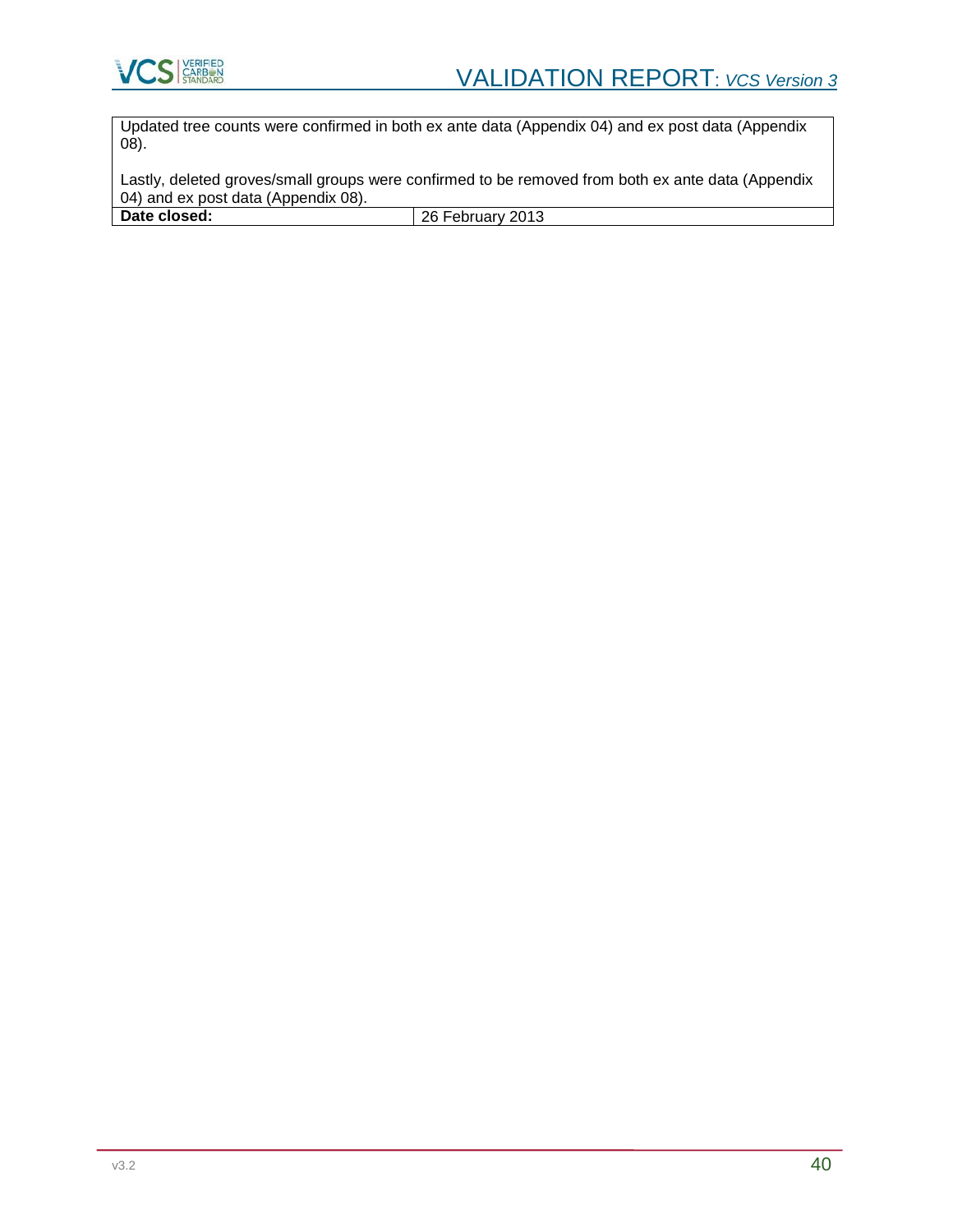| Updated tree counts were confirmed in both ex ante data (Appendix 04) and ex post data (Appendix 08).<br><br>Lastly, deleted groves/small groups were confirmed to be removed from both ex ante data (Appendix 04) and ex post data (Appendix 08). | |
|---|---|
| **Date closed:** | 26 February 2013 |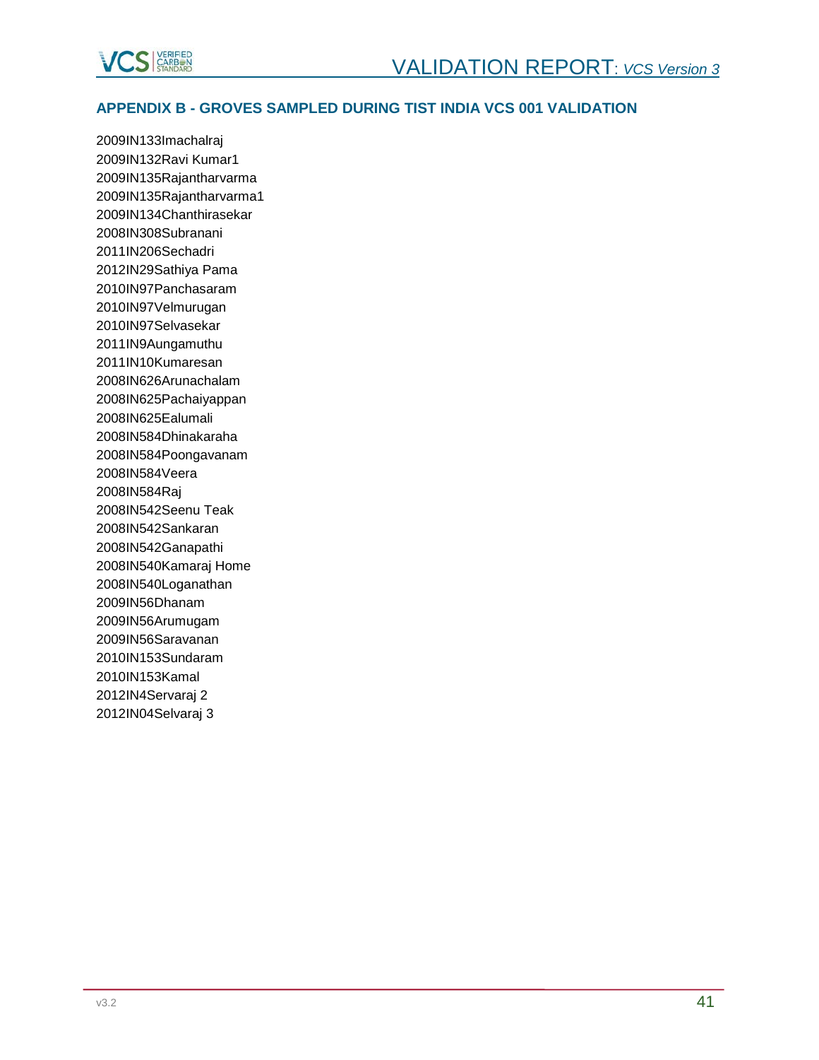## APPENDIX B - GROVES SAMPLED DURING TIST INDIA VCS 001 VALIDATION

2009IN133Imachalraj  
2009IN132Ravi Kumar1  
2009IN135Rajantharvarma  
2009IN135Rajantharvarma1  
2009IN134Chanthirasekar  
2008IN308Subranani  
2011IN206Sechadri  
2012IN29Sathiya Pama  
2010IN97Panchasaram  
2010IN97Velmurugan  
2010IN97Selvasekar  
2011IN9Aungamuthu  
2011IN10Kumaresan  
2008IN626Arunachalam  
2008IN625Pachaiyappan  
2008IN625Ealumali  
2008IN584Dhinakaraha  
2008IN584Poongavanam  
2008IN584Veera  
2008IN584Raj  
2008IN542Seenu Teak  
2008IN542Sankaran  
2008IN542Ganapathi  
2008IN540Kamaraj Home  
2008IN540Loganathan  
2009IN56Dhanam  
2009IN56Arumugam  
2009IN56Saravanan  
2010IN153Sundaram  
2010IN153Kamal  
2012IN4Servaraj 2  
2012IN04Selvaraj 3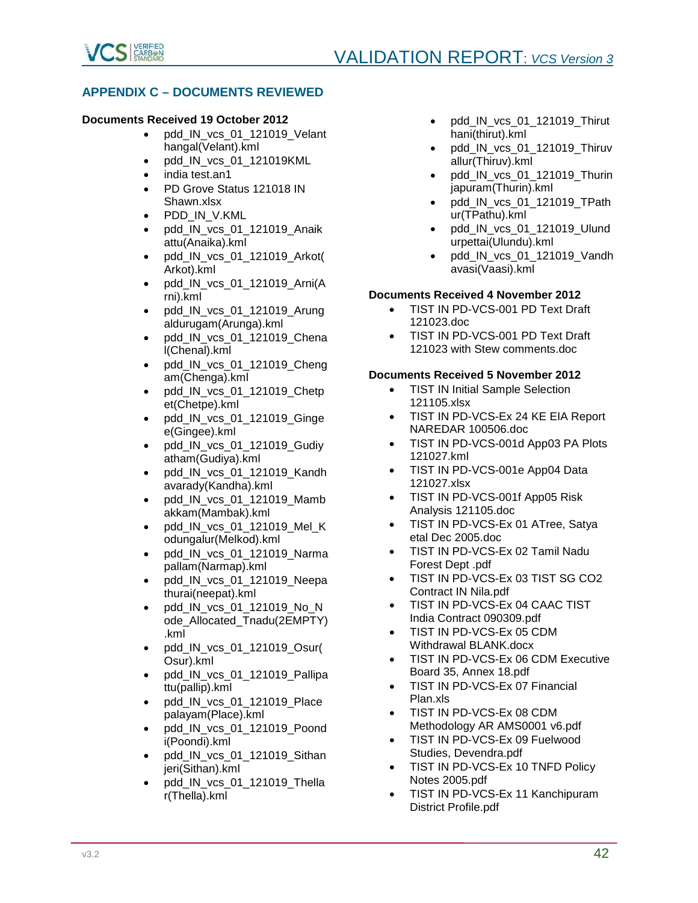## APPENDIX C – DOCUMENTS REVIEWED

**Documents Received 19 October 2012**

- pdd_IN_vcs_01_121019_Velanthangal(Velant).kml
- pdd_IN_vcs_01_121019KML
- india test.an1
- PD Grove Status 121018 IN Shawn.xlsx
- PDD_IN_V.KML
- pdd_IN_vcs_01_121019_Anaikattu(Anaika).kml
- pdd_IN_vcs_01_121019_Arkot(Arkot).kml
- pdd_IN_vcs_01_121019_Arni(Arni).kml
- pdd_IN_vcs_01_121019_Arungaldurugam(Arunga).kml
- pdd_IN_vcs_01_121019_Chenal(Chenal).kml
- pdd_IN_vcs_01_121019_Chengam(Chenga).kml
- pdd_IN_vcs_01_121019_Chetpet(Chetpe).kml
- pdd_IN_vcs_01_121019_Gingee(Gingee).kml
- pdd_IN_vcs_01_121019_Gudiyatham(Gudiya).kml
- pdd_IN_vcs_01_121019_Kandhavarady(Kandha).kml
- pdd_IN_vcs_01_121019_Mambakkam(Mambak).kml
- pdd_IN_vcs_01_121019_Mel_Kodungalur(Melkod).kml
- pdd_IN_vcs_01_121019_Narmapallam(Narmap).kml
- pdd_IN_vcs_01_121019_Neepathurai(neepat).kml
- pdd_IN_vcs_01_121019_No_Node_Allocated_Tnadu(2EMPTY).kml
- pdd_IN_vcs_01_121019_Osur(Osur).kml
- pdd_IN_vcs_01_121019_Pallipattu(pallip).kml
- pdd_IN_vcs_01_121019_Placepalayam(Place).kml
- pdd_IN_vcs_01_121019_Poondi(Poondi).kml
- pdd_IN_vcs_01_121019_Sithanjeri(Sithan).kml
- pdd_IN_vcs_01_121019_Thellar(Thella).kml
- pdd_IN_vcs_01_121019_Thiruthani(thirut).kml
- pdd_IN_vcs_01_121019_Thiruvallur(Thiruv).kml
- pdd_IN_vcs_01_121019_Thurinjapuram(Thurin).kml
- pdd_IN_vcs_01_121019_TPathur(TPathu).kml
- pdd_IN_vcs_01_121019_Ulundurpettai(Ulundu).kml
- pdd_IN_vcs_01_121019_Vandhavasi(Vaasi).kml

**Documents Received 4 November 2012**

- TIST IN PD-VCS-001 PD Text Draft 121023.doc
- TIST IN PD-VCS-001 PD Text Draft 121023 with Stew comments.doc

**Documents Received 5 November 2012**

- TIST IN Initial Sample Selection 121105.xlsx
- TIST IN PD-VCS-Ex 24 KE EIA Report NAREDAR 100506.doc
- TIST IN PD-VCS-001d App03 PA Plots 121027.kml
- TIST IN PD-VCS-001e App04 Data 121027.xlsx
- TIST IN PD-VCS-001f App05 Risk Analysis 121105.doc
- TIST IN PD-VCS-Ex 01 ATree, Satya etal Dec 2005.doc
- TIST IN PD-VCS-Ex 02 Tamil Nadu Forest Dept .pdf
- TIST IN PD-VCS-Ex 03 TIST SG CO2 Contract IN Nila.pdf
- TIST IN PD-VCS-Ex 04 CAAC TIST India Contract 090309.pdf
- TIST IN PD-VCS-Ex 05 CDM Withdrawal BLANK.docx
- TIST IN PD-VCS-Ex 06 CDM Executive Board 35, Annex 18.pdf
- TIST IN PD-VCS-Ex 07 Financial Plan.xls
- TIST IN PD-VCS-Ex 08 CDM Methodology AR AMS0001 v6.pdf
- TIST IN PD-VCS-Ex 09 Fuelwood Studies, Devendra.pdf
- TIST IN PD-VCS-Ex 10 TNFD Policy Notes 2005.pdf
- TIST IN PD-VCS-Ex 11 Kanchipuram District Profile.pdf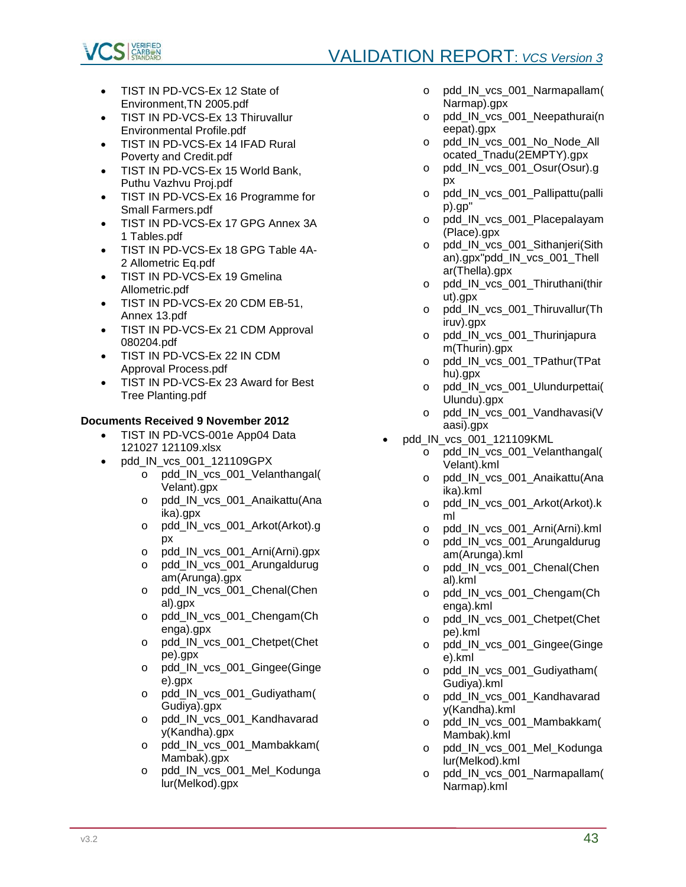- TIST IN PD-VCS-Ex 12 State of Environment,TN 2005.pdf
- TIST IN PD-VCS-Ex 13 Thiruvallur Environmental Profile.pdf
- TIST IN PD-VCS-Ex 14 IFAD Rural Poverty and Credit.pdf
- TIST IN PD-VCS-Ex 15 World Bank, Puthu Vazhvu Proj.pdf
- TIST IN PD-VCS-Ex 16 Programme for Small Farmers.pdf
- TIST IN PD-VCS-Ex 17 GPG Annex 3A 1 Tables.pdf
- TIST IN PD-VCS-Ex 18 GPG Table 4A-2 Allometric Eq.pdf
- TIST IN PD-VCS-Ex 19 Gmelina Allometric.pdf
- TIST IN PD-VCS-Ex 20 CDM EB-51, Annex 13.pdf
- TIST IN PD-VCS-Ex 21 CDM Approval 080204.pdf
- TIST IN PD-VCS-Ex 22 IN CDM Approval Process.pdf
- TIST IN PD-VCS-Ex 23 Award for Best Tree Planting.pdf

**Documents Received 9 November 2012**

- TIST IN PD-VCS-001e App04 Data 121027 121109.xlsx
- pdd_IN_vcs_001_121109GPX
  - pdd_IN_vcs_001_Velanthangal(Velant).gpx
  - pdd_IN_vcs_001_Anaikattu(Anaika).gpx
  - pdd_IN_vcs_001_Arkot(Arkot).gpx
  - pdd_IN_vcs_001_Arni(Arni).gpx
  - pdd_IN_vcs_001_Arungaldurugam(Arunga).gpx
  - pdd_IN_vcs_001_Chenal(Chenal).gpx
  - pdd_IN_vcs_001_Chengam(Chenga).gpx
  - pdd_IN_vcs_001_Chetpet(Chetpe).gpx
  - pdd_IN_vcs_001_Gingee(Gingee).gpx
  - pdd_IN_vcs_001_Gudiyatham(Gudiya).gpx
  - pdd_IN_vcs_001_Kandhavarady(Kandha).gpx
  - pdd_IN_vcs_001_Mambakkam(Mambak).gpx
  - pdd_IN_vcs_001_Mel_Kodungalur(Melkod).gpx
  - pdd_IN_vcs_001_Narmapallam(Narmap).gpx
  - pdd_IN_vcs_001_Neepathurai(neepat).gpx
  - pdd_IN_vcs_001_No_Node_Allocated_Tnadu(2EMPTY).gpx
  - pdd_IN_vcs_001_Osur(Osur).gpx
  - pdd_IN_vcs_001_Pallipattu(pallip).gp"
  - pdd_IN_vcs_001_Placepalayam(Place).gpx
  - pdd_IN_vcs_001_Sithanjeri(Sithan).gpx"pdd_IN_vcs_001_Thellar(Thella).gpx
  - pdd_IN_vcs_001_Thiruthani(thirut).gpx
  - pdd_IN_vcs_001_Thiruvallur(Thiruv).gpx
  - pdd_IN_vcs_001_Thurinjapuram(Thurin).gpx
  - pdd_IN_vcs_001_TPathur(TPathu).gpx
  - pdd_IN_vcs_001_Ulundurpettai(Ulundu).gpx
  - pdd_IN_vcs_001_Vandhavasi(Vaasi).gpx
- pdd_IN_vcs_001_121109KML
  - pdd_IN_vcs_001_Velanthangal(Velant).kml
  - pdd_IN_vcs_001_Anaikattu(Anaika).kml
  - pdd_IN_vcs_001_Arkot(Arkot).kml
  - pdd_IN_vcs_001_Arni(Arni).kml
  - pdd_IN_vcs_001_Arungaldurugam(Arunga).kml
  - pdd_IN_vcs_001_Chenal(Chenal).kml
  - pdd_IN_vcs_001_Chengam(Chenga).kml
  - pdd_IN_vcs_001_Chetpet(Chetpe).kml
  - pdd_IN_vcs_001_Gingee(Gingee).kml
  - pdd_IN_vcs_001_Gudiyatham(Gudiya).kml
  - pdd_IN_vcs_001_Kandhavarady(Kandha).kml
  - pdd_IN_vcs_001_Mambakkam(Mambak).kml
  - pdd_IN_vcs_001_Mel_Kodungalur(Melkod).kml
  - pdd_IN_vcs_001_Narmapallam(Narmap).kml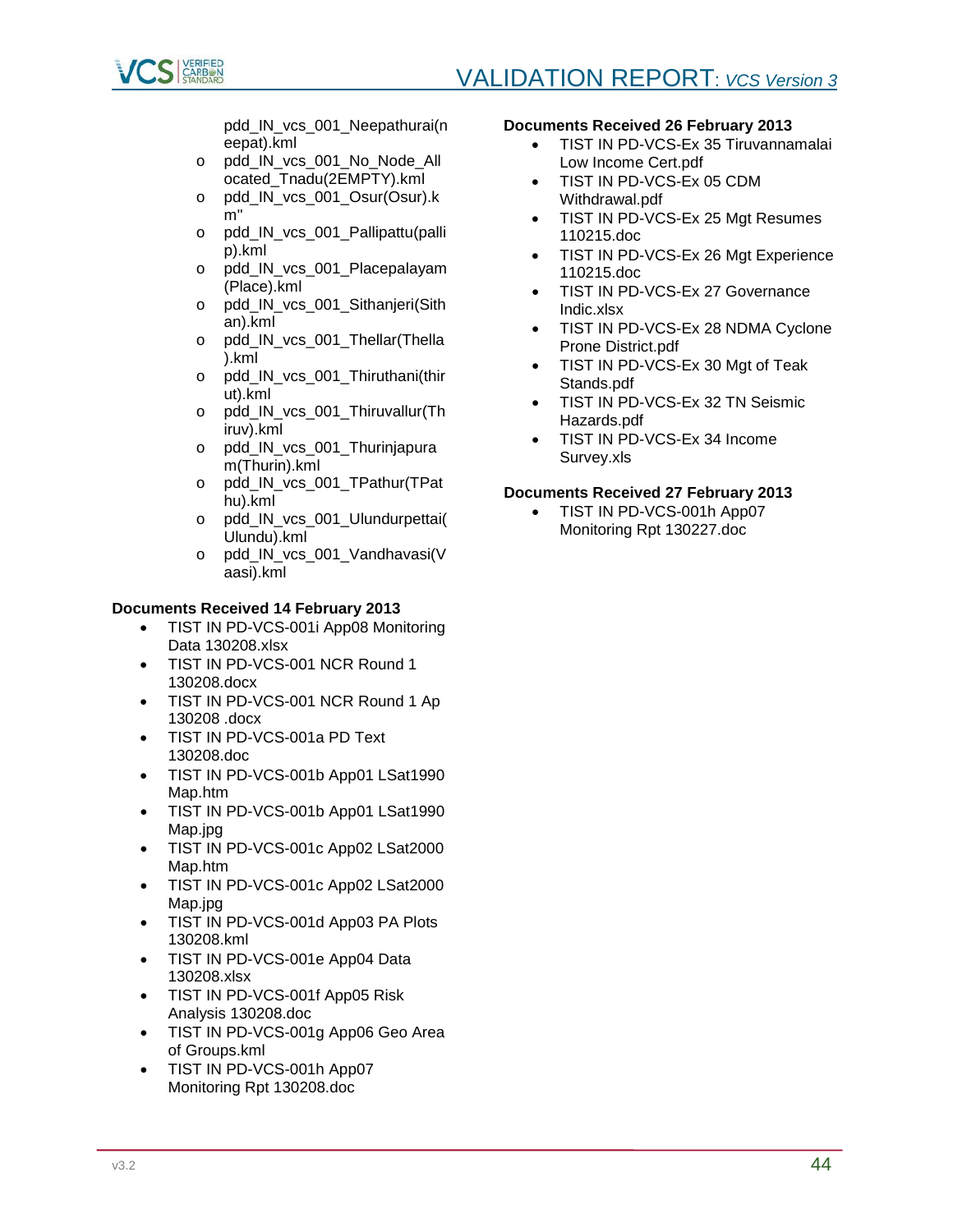- pdd_IN_vcs_001_Neepathurai(neepat).kml
  - pdd_IN_vcs_001_No_Node_Allocated_Tnadu(2EMPTY).kml
  - pdd_IN_vcs_001_Osur(Osur).km"
  - pdd_IN_vcs_001_Pallipattu(pallip).kml
  - pdd_IN_vcs_001_Placepalayam(Place).kml
  - pdd_IN_vcs_001_Sithanjeri(Sithan).kml
  - pdd_IN_vcs_001_Thellar(Thella).kml
  - pdd_IN_vcs_001_Thiruthani(thirut).kml
  - pdd_IN_vcs_001_Thiruvallur(Thiruv).kml
  - pdd_IN_vcs_001_Thurinjapuram(Thurin).kml
  - pdd_IN_vcs_001_TPathur(TPathu).kml
  - pdd_IN_vcs_001_Ulundurpettai(Ulundu).kml
  - pdd_IN_vcs_001_Vandhavasi(Vaasi).kml

**Documents Received 14 February 2013**

- TIST IN PD-VCS-001i App08 Monitoring Data 130208.xlsx
- TIST IN PD-VCS-001 NCR Round 1 130208.docx
- TIST IN PD-VCS-001 NCR Round 1 Ap 130208 .docx
- TIST IN PD-VCS-001a PD Text 130208.doc
- TIST IN PD-VCS-001b App01 LSat1990 Map.htm
- TIST IN PD-VCS-001b App01 LSat1990 Map.jpg
- TIST IN PD-VCS-001c App02 LSat2000 Map.htm
- TIST IN PD-VCS-001c App02 LSat2000 Map.jpg
- TIST IN PD-VCS-001d App03 PA Plots 130208.kml
- TIST IN PD-VCS-001e App04 Data 130208.xlsx
- TIST IN PD-VCS-001f App05 Risk Analysis 130208.doc
- TIST IN PD-VCS-001g App06 Geo Area of Groups.kml
- TIST IN PD-VCS-001h App07 Monitoring Rpt 130208.doc

**Documents Received 26 February 2013**

- TIST IN PD-VCS-Ex 35 Tiruvannamalai Low Income Cert.pdf
- TIST IN PD-VCS-Ex 05 CDM Withdrawal.pdf
- TIST IN PD-VCS-Ex 25 Mgt Resumes 110215.doc
- TIST IN PD-VCS-Ex 26 Mgt Experience 110215.doc
- TIST IN PD-VCS-Ex 27 Governance Indic.xlsx
- TIST IN PD-VCS-Ex 28 NDMA Cyclone Prone District.pdf
- TIST IN PD-VCS-Ex 30 Mgt of Teak Stands.pdf
- TIST IN PD-VCS-Ex 32 TN Seismic Hazards.pdf
- TIST IN PD-VCS-Ex 34 Income Survey.xls

**Documents Received 27 February 2013**

- TIST IN PD-VCS-001h App07 Monitoring Rpt 130227.doc